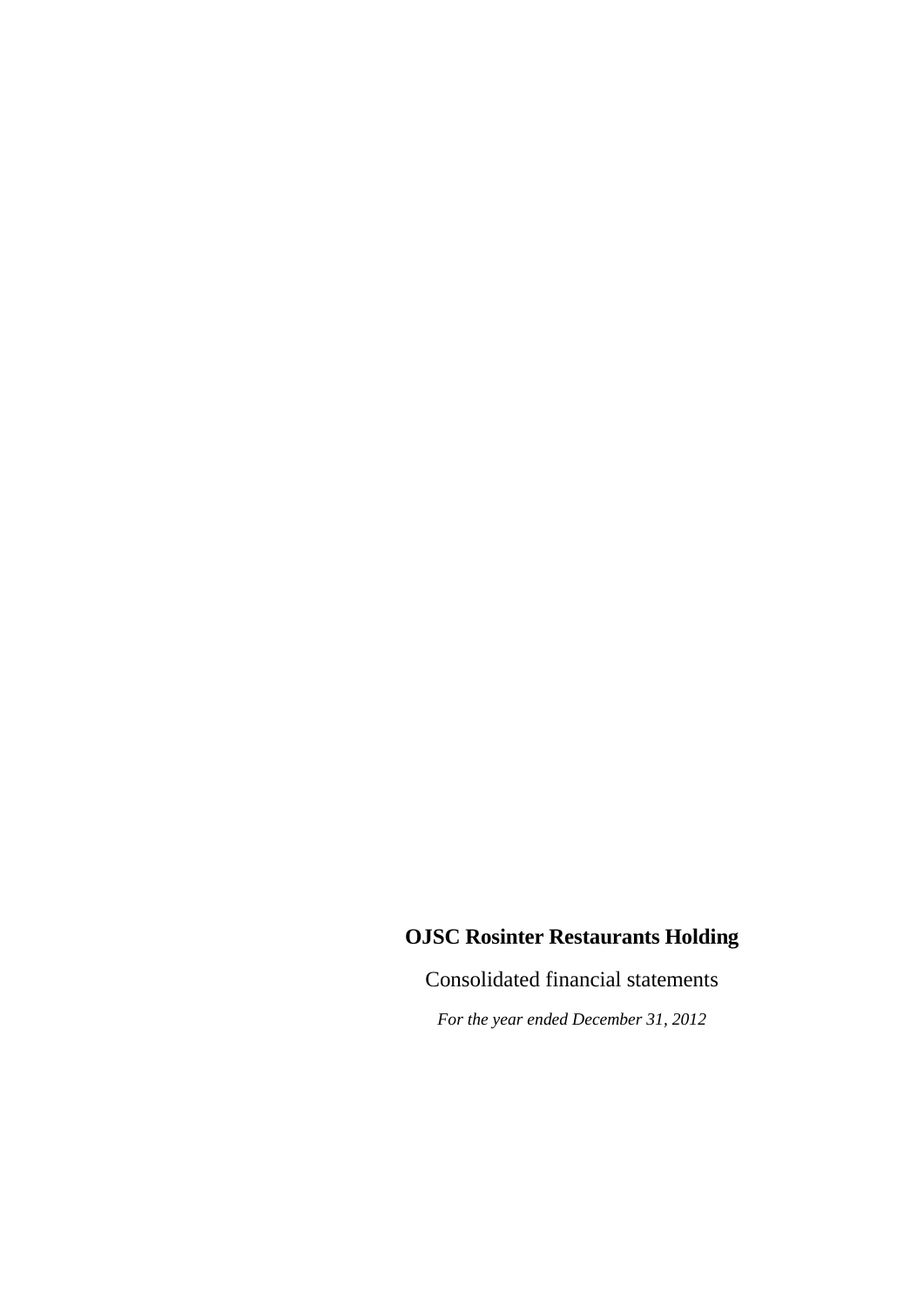# OJSC Rosinter Restaurants Holding

Consolidated financial statements

*For the year ended December 31, 2012*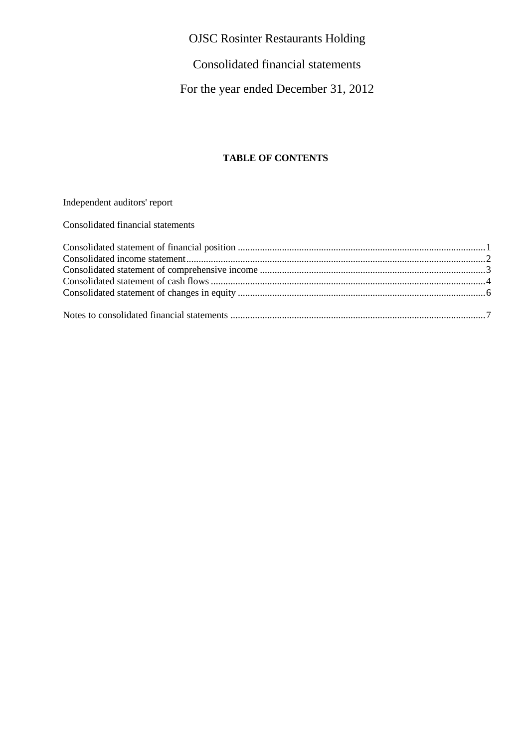# OJSC Rosinter Restaurants Holding

## Consolidated financial statements

## For the year ended December 31, 2012

**TABLE OF CONTENTS**

Independent auditors' report

Consolidated financial statements

Consolidated statement of financial position ....................................................................................................1
Consolidated income statement.........................................................................................................................2
Consolidated statement of comprehensive income ...........................................................................................3
Consolidated statement of cash flows ...............................................................................................................4
Consolidated statement of changes in equity ....................................................................................................6

Notes to consolidated financial statements .......................................................................................................7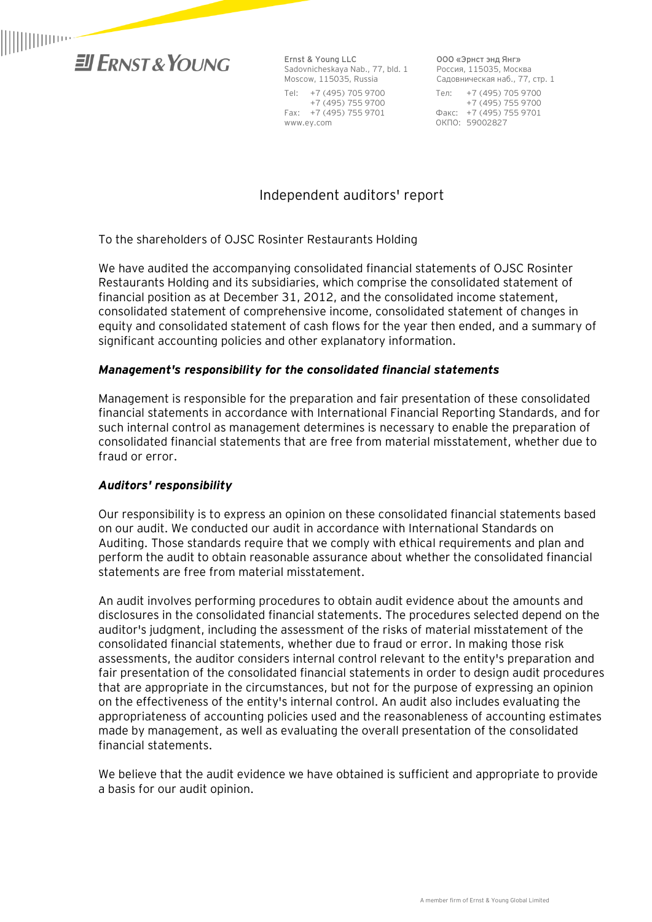Ernst & Young LLC
Sadovnicheskaya Nab., 77, bld. 1
Moscow, 115035, Russia
Tel: +7 (495) 705 9700
+7 (495) 755 9700
Fax: +7 (495) 755 9701
www.ey.com

ООО «Эрнст энд Янг»
Россия, 115035, Москва
Садовническая наб., 77, стр. 1
Тел: +7 (495) 705 9700
+7 (495) 755 9700
Факс: +7 (495) 755 9701
ОКПО: 59002827

# Independent auditors' report

To the shareholders of OJSC Rosinter Restaurants Holding

We have audited the accompanying consolidated financial statements of OJSC Rosinter Restaurants Holding and its subsidiaries, which comprise the consolidated statement of financial position as at December 31, 2012, and the consolidated income statement, consolidated statement of comprehensive income, consolidated statement of changes in equity and consolidated statement of cash flows for the year then ended, and a summary of significant accounting policies and other explanatory information.

***Management's responsibility for the consolidated financial statements***

Management is responsible for the preparation and fair presentation of these consolidated financial statements in accordance with International Financial Reporting Standards, and for such internal control as management determines is necessary to enable the preparation of consolidated financial statements that are free from material misstatement, whether due to fraud or error.

***Auditors' responsibility***

Our responsibility is to express an opinion on these consolidated financial statements based on our audit. We conducted our audit in accordance with International Standards on Auditing. Those standards require that we comply with ethical requirements and plan and perform the audit to obtain reasonable assurance about whether the consolidated financial statements are free from material misstatement.

An audit involves performing procedures to obtain audit evidence about the amounts and disclosures in the consolidated financial statements. The procedures selected depend on the auditor's judgment, including the assessment of the risks of material misstatement of the consolidated financial statements, whether due to fraud or error. In making those risk assessments, the auditor considers internal control relevant to the entity's preparation and fair presentation of the consolidated financial statements in order to design audit procedures that are appropriate in the circumstances, but not for the purpose of expressing an opinion on the effectiveness of the entity's internal control. An audit also includes evaluating the appropriateness of accounting policies used and the reasonableness of accounting estimates made by management, as well as evaluating the overall presentation of the consolidated financial statements.

We believe that the audit evidence we have obtained is sufficient and appropriate to provide a basis for our audit opinion.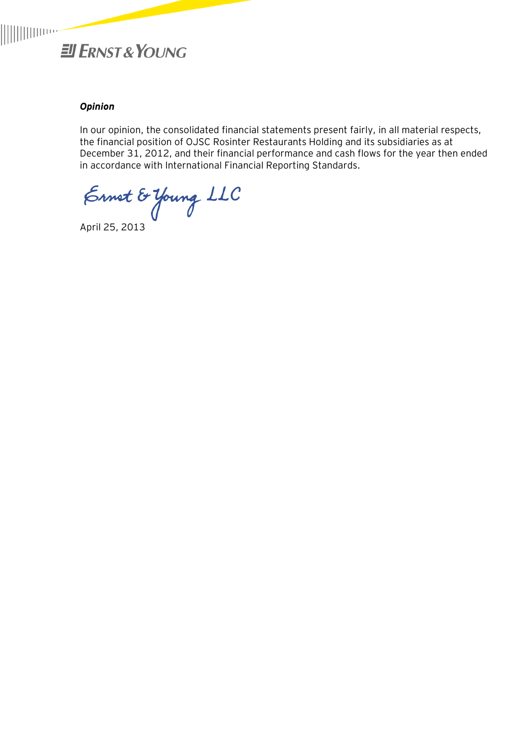***Opinion***

In our opinion, the consolidated financial statements present fairly, in all material respects, the financial position of OJSC Rosinter Restaurants Holding and its subsidiaries as at December 31, 2012, and their financial performance and cash flows for the year then ended in accordance with International Financial Reporting Standards.

Ernst & Young LLC

April 25, 2013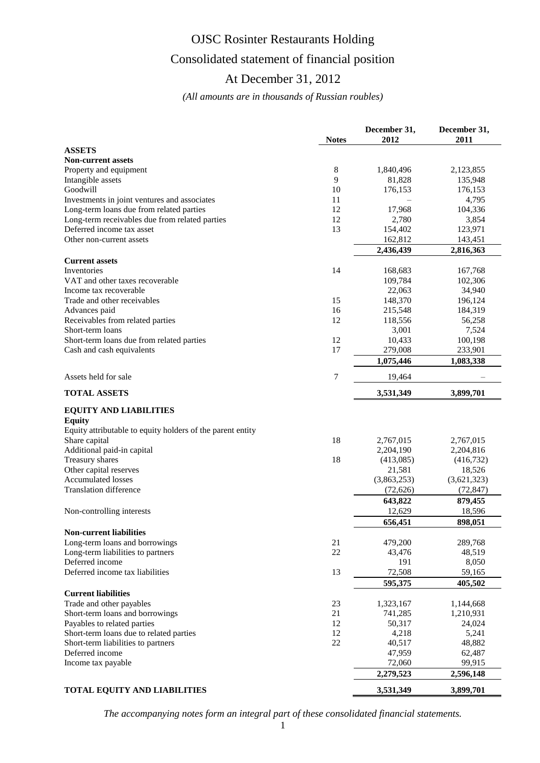# OJSC Rosinter Restaurants Holding

## Consolidated statement of financial position

## At December 31, 2012

*(All amounts are in thousands of Russian roubles)*

| | Notes | December 31, 2012 | December 31, 2011 |
|---|---|---|---|
| **ASSETS** | | | |
| **Non-current assets** | | | |
| Property and equipment | 8 | 1,840,496 | 2,123,855 |
| Intangible assets | 9 | 81,828 | 135,948 |
| Goodwill | 10 | 176,153 | 176,153 |
| Investments in joint ventures and associates | 11 | – | 4,795 |
| Long-term loans due from related parties | 12 | 17,968 | 104,336 |
| Long-term receivables due from related parties | 12 | 2,780 | 3,854 |
| Deferred income tax asset | 13 | 154,402 | 123,971 |
| Other non-current assets | | 162,812 | 143,451 |
| | | **2,436,439** | **2,816,363** |
| **Current assets** | | | |
| Inventories | 14 | 168,683 | 167,768 |
| VAT and other taxes recoverable | | 109,784 | 102,306 |
| Income tax recoverable | | 22,063 | 34,940 |
| Trade and other receivables | 15 | 148,370 | 196,124 |
| Advances paid | 16 | 215,548 | 184,319 |
| Receivables from related parties | 12 | 118,556 | 56,258 |
| Short-term loans | | 3,001 | 7,524 |
| Short-term loans due from related parties | 12 | 10,433 | 100,198 |
| Cash and cash equivalents | 17 | 279,008 | 233,901 |
| | | **1,075,446** | **1,083,338** |
| Assets held for sale | 7 | 19,464 | – |
| **TOTAL ASSETS** | | **3,531,349** | **3,899,701** |
| **EQUITY AND LIABILITIES** | | | |
| **Equity** | | | |
| Equity attributable to equity holders of the parent entity | | | |
| Share capital | 18 | 2,767,015 | 2,767,015 |
| Additional paid-in capital | | 2,204,190 | 2,204,816 |
| Treasury shares | 18 | (413,085) | (416,732) |
| Other capital reserves | | 21,581 | 18,526 |
| Accumulated losses | | (3,863,253) | (3,621,323) |
| Translation difference | | (72,626) | (72,847) |
| | | **643,822** | **879,455** |
| Non-controlling interests | | 12,629 | 18,596 |
| | | **656,451** | **898,051** |
| **Non-current liabilities** | | | |
| Long-term loans and borrowings | 21 | 479,200 | 289,768 |
| Long-term liabilities to partners | 22 | 43,476 | 48,519 |
| Deferred income | | 191 | 8,050 |
| Deferred income tax liabilities | 13 | 72,508 | 59,165 |
| | | **595,375** | **405,502** |
| **Current liabilities** | | | |
| Trade and other payables | 23 | 1,323,167 | 1,144,668 |
| Short-term loans and borrowings | 21 | 741,285 | 1,210,931 |
| Payables to related parties | 12 | 50,317 | 24,024 |
| Short-term loans due to related parties | 12 | 4,218 | 5,241 |
| Short-term liabilities to partners | 22 | 40,517 | 48,882 |
| Deferred income | | 47,959 | 62,487 |
| Income tax payable | | 72,060 | 99,915 |
| | | **2,279,523** | **2,596,148** |
| **TOTAL EQUITY AND LIABILITIES** | | **3,531,349** | **3,899,701** |

*The accompanying notes form an integral part of these consolidated financial statements.*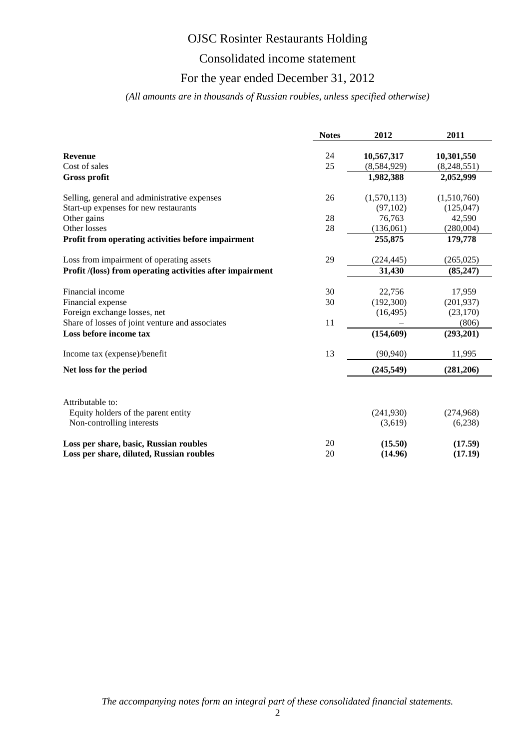# OJSC Rosinter Restaurants Holding

## Consolidated income statement

## For the year ended December 31, 2012

*(All amounts are in thousands of Russian roubles, unless specified otherwise)*

| | Notes | 2012 | 2011 |
|---|---|---|---|
| **Revenue** | 24 | **10,567,317** | **10,301,550** |
| Cost of sales | 25 | (8,584,929) | (8,248,551) |
| **Gross profit** | | **1,982,388** | **2,052,999** |
| Selling, general and administrative expenses | 26 | (1,570,113) | (1,510,760) |
| Start-up expenses for new restaurants | | (97,102) | (125,047) |
| Other gains | 28 | 76,763 | 42,590 |
| Other losses | 28 | (136,061) | (280,004) |
| **Profit from operating activities before impairment** | | **255,875** | **179,778** |
| Loss from impairment of operating assets | 29 | (224,445) | (265,025) |
| **Profit /(loss) from operating activities after impairment** | | **31,430** | **(85,247)** |
| Financial income | 30 | 22,756 | 17,959 |
| Financial expense | 30 | (192,300) | (201,937) |
| Foreign exchange losses, net | | (16,495) | (23,170) |
| Share of losses of joint venture and associates | 11 | – | (806) |
| **Loss before income tax** | | **(154,609)** | **(293,201)** |
| Income tax (expense)/benefit | 13 | (90,940) | 11,995 |
| **Net loss for the period** | | **(245,549)** | **(281,206)** |
| Attributable to: | | | |
| Equity holders of the parent entity | | (241,930) | (274,968) |
| Non-controlling interests | | (3,619) | (6,238) |
| **Loss per share, basic, Russian roubles** | 20 | **(15.50)** | **(17.59)** |
| **Loss per share, diluted, Russian roubles** | 20 | **(14.96)** | **(17.19)** |

*The accompanying notes form an integral part of these consolidated financial statements.*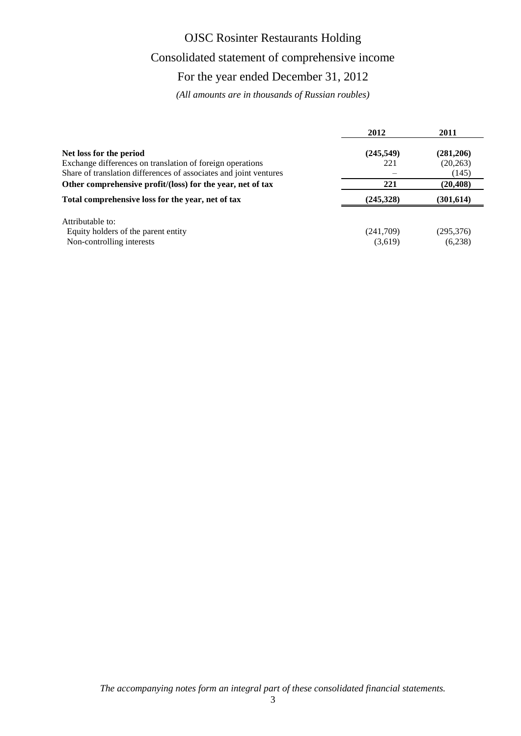# OJSC Rosinter Restaurants Holding

## Consolidated statement of comprehensive income

## For the year ended December 31, 2012

*(All amounts are in thousands of Russian roubles)*

| | 2012 | 2011 |
|---|---|---|
| **Net loss for the period** | **(245,549)** | **(281,206)** |
| Exchange differences on translation of foreign operations | 221 | (20,263) |
| Share of translation differences of associates and joint ventures | – | (145) |
| **Other comprehensive profit/(loss) for the year, net of tax** | **221** | **(20,408)** |
| **Total comprehensive loss for the year, net of tax** | **(245,328)** | **(301,614)** |
| Attributable to: | | |
| Equity holders of the parent entity | (241,709) | (295,376) |
| Non-controlling interests | (3,619) | (6,238) |

*The accompanying notes form an integral part of these consolidated financial statements.*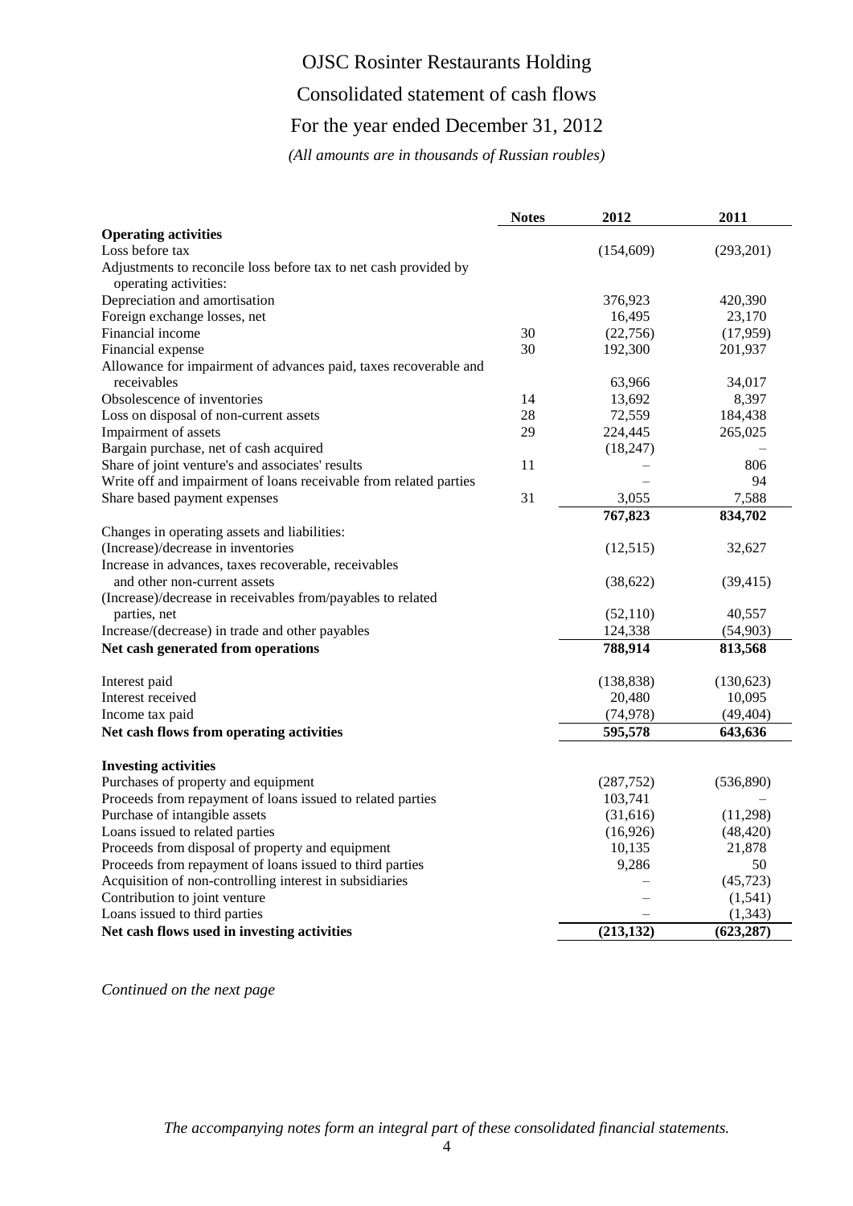# OJSC Rosinter Restaurants Holding

## Consolidated statement of cash flows

## For the year ended December 31, 2012

*(All amounts are in thousands of Russian roubles)*

| | Notes | 2012 | 2011 |
|---|---|---|---|
| **Operating activities** | | | |
| Loss before tax | | (154,609) | (293,201) |
| Adjustments to reconcile loss before tax to net cash provided by operating activities: | | | |
| Depreciation and amortisation | | 376,923 | 420,390 |
| Foreign exchange losses, net | | 16,495 | 23,170 |
| Financial income | 30 | (22,756) | (17,959) |
| Financial expense | 30 | 192,300 | 201,937 |
| Allowance for impairment of advances paid, taxes recoverable and receivables | | 63,966 | 34,017 |
| Obsolescence of inventories | 14 | 13,692 | 8,397 |
| Loss on disposal of non-current assets | 28 | 72,559 | 184,438 |
| Impairment of assets | 29 | 224,445 | 265,025 |
| Bargain purchase, net of cash acquired | | (18,247) | – |
| Share of joint venture's and associates' results | 11 | – | 806 |
| Write off and impairment of loans receivable from related parties | | – | 94 |
| Share based payment expenses | 31 | 3,055 | 7,588 |
| | | **767,823** | **834,702** |
| Changes in operating assets and liabilities: | | | |
| (Increase)/decrease in inventories | | (12,515) | 32,627 |
| Increase in advances, taxes recoverable, receivables and other non-current assets | | (38,622) | (39,415) |
| (Increase)/decrease in receivables from/payables to related parties, net | | (52,110) | 40,557 |
| Increase/(decrease) in trade and other payables | | 124,338 | (54,903) |
| **Net cash generated from operations** | | **788,914** | **813,568** |
| Interest paid | | (138,838) | (130,623) |
| Interest received | | 20,480 | 10,095 |
| Income tax paid | | (74,978) | (49,404) |
| **Net cash flows from operating activities** | | **595,578** | **643,636** |
| **Investing activities** | | | |
| Purchases of property and equipment | | (287,752) | (536,890) |
| Proceeds from repayment of loans issued to related parties | | 103,741 | – |
| Purchase of intangible assets | | (31,616) | (11,298) |
| Loans issued to related parties | | (16,926) | (48,420) |
| Proceeds from disposal of property and equipment | | 10,135 | 21,878 |
| Proceeds from repayment of loans issued to third parties | | 9,286 | 50 |
| Acquisition of non-controlling interest in subsidiaries | | – | (45,723) |
| Contribution to joint venture | | – | (1,541) |
| Loans issued to third parties | | – | (1,343) |
| **Net cash flows used in investing activities** | | **(213,132)** | **(623,287)** |

*Continued on the next page*

*The accompanying notes form an integral part of these consolidated financial statements.*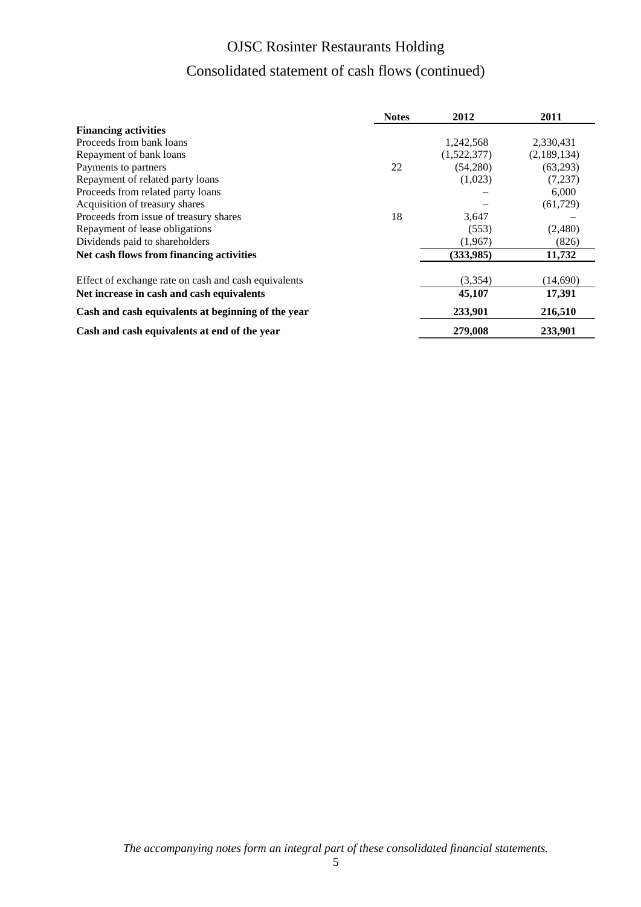# OJSC Rosinter Restaurants Holding

## Consolidated statement of cash flows (continued)

| | Notes | 2012 | 2011 |
|---|---|---|---|
| **Financing activities** | | | |
| Proceeds from bank loans | | 1,242,568 | 2,330,431 |
| Repayment of bank loans | | (1,522,377) | (2,189,134) |
| Payments to partners | 22 | (54,280) | (63,293) |
| Repayment of related party loans | | (1,023) | (7,237) |
| Proceeds from related party loans | | – | 6,000 |
| Acquisition of treasury shares | | – | (61,729) |
| Proceeds from issue of treasury shares | 18 | 3,647 | – |
| Repayment of lease obligations | | (553) | (2,480) |
| Dividends paid to shareholders | | (1,967) | (826) |
| **Net cash flows from financing activities** | | **(333,985)** | **11,732** |
| Effect of exchange rate on cash and cash equivalents | | (3,354) | (14,690) |
| **Net increase in cash and cash equivalents** | | **45,107** | **17,391** |
| **Cash and cash equivalents at beginning of the year** | | **233,901** | **216,510** |
| **Cash and cash equivalents at end of the year** | | **279,008** | **233,901** |

*The accompanying notes form an integral part of these consolidated financial statements.*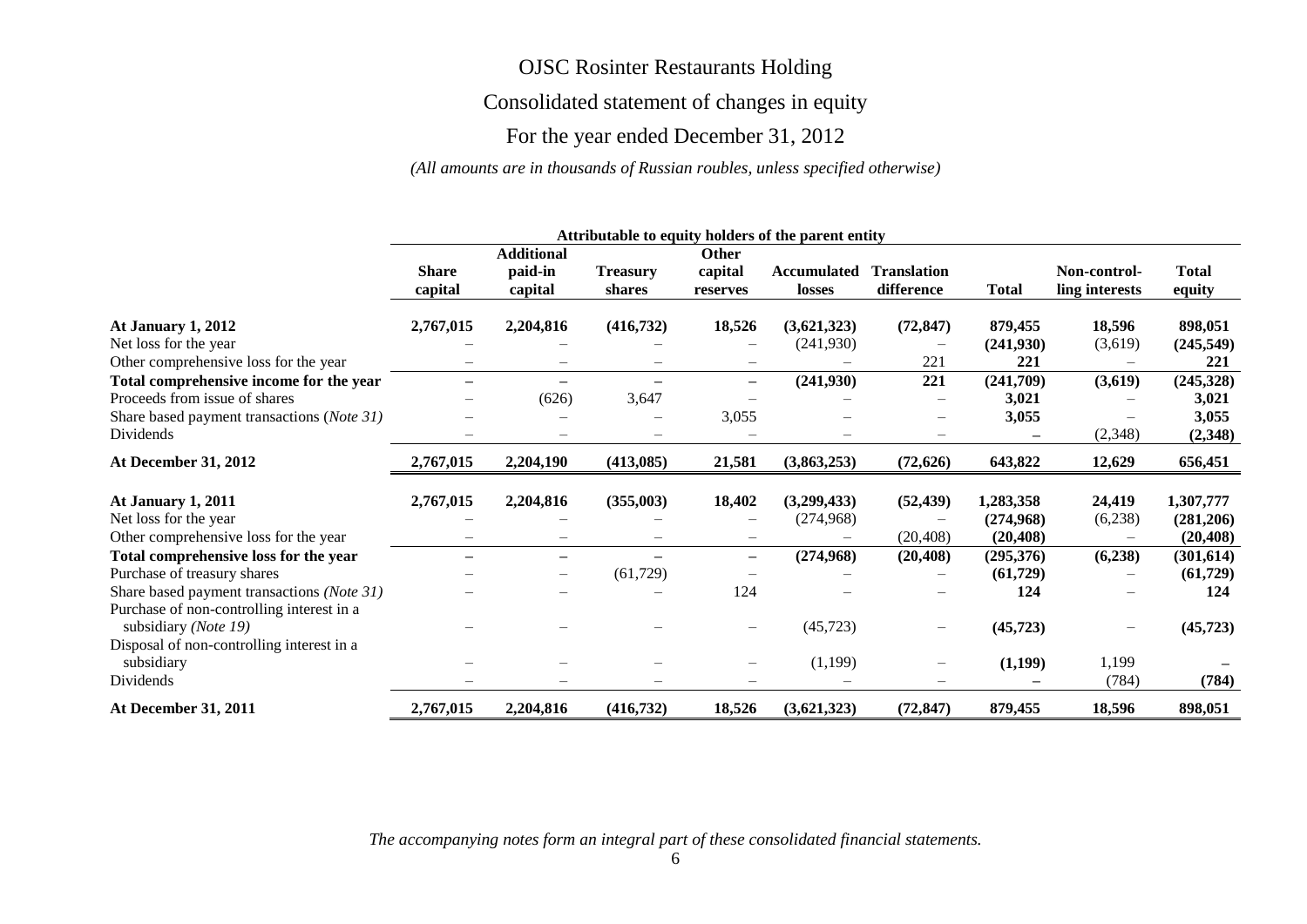# OJSC Rosinter Restaurants Holding

## Consolidated statement of changes in equity

## For the year ended December 31, 2012

*(All amounts are in thousands of Russian roubles, unless specified otherwise)*

| | Attributable to equity holders of the parent entity | | | | | | | | |
|---|---|---|---|---|---|---|---|---|---|
| | **Share capital** | **Additional paid-in capital** | **Treasury shares** | **Other capital reserves** | **Accumulated losses** | **Translation difference** | **Total** | **Non-controlling interests** | **Total equity** |
| **At January 1, 2012** | **2,767,015** | **2,204,816** | **(416,732)** | **18,526** | **(3,621,323)** | **(72,847)** | **879,455** | **18,596** | **898,051** |
| Net loss for the year | – | – | – | – | (241,930) | – | **(241,930)** | (3,619) | **(245,549)** |
| Other comprehensive loss for the year | – | – | – | – | – | 221 | **221** | – | **221** |
| **Total comprehensive income for the year** | **–** | **–** | **–** | **–** | **(241,930)** | **221** | **(241,709)** | **(3,619)** | **(245,328)** |
| Proceeds from issue of shares | – | (626) | 3,647 | – | – | – | **3,021** | – | **3,021** |
| Share based payment transactions (*Note 31*) | – | – | – | 3,055 | – | – | **3,055** | – | **3,055** |
| Dividends | – | – | – | – | – | – | **–** | (2,348) | **(2,348)** |
| **At December 31, 2012** | **2,767,015** | **2,204,190** | **(413,085)** | **21,581** | **(3,863,253)** | **(72,626)** | **643,822** | **12,629** | **656,451** |
| **At January 1, 2011** | **2,767,015** | **2,204,816** | **(355,003)** | **18,402** | **(3,299,433)** | **(52,439)** | **1,283,358** | **24,419** | **1,307,777** |
| Net loss for the year | – | – | – | – | (274,968) | – | **(274,968)** | (6,238) | **(281,206)** |
| Other comprehensive loss for the year | – | – | – | – | – | (20,408) | **(20,408)** | – | **(20,408)** |
| **Total comprehensive loss for the year** | **–** | **–** | **–** | **–** | **(274,968)** | **(20,408)** | **(295,376)** | **(6,238)** | **(301,614)** |
| Purchase of treasury shares | – | – | (61,729) | – | – | – | **(61,729)** | – | **(61,729)** |
| Share based payment transactions *(Note 31)* | – | – | – | 124 | – | – | **124** | – | **124** |
| Purchase of non-controlling interest in a subsidiary *(Note 19)* | – | – | – | – | (45,723) | – | **(45,723)** | – | **(45,723)** |
| Disposal of non-controlling interest in a subsidiary | – | – | – | – | (1,199) | – | **(1,199)** | 1,199 | **–** |
| Dividends | – | – | – | – | – | – | **–** | (784) | **(784)** |
| **At December 31, 2011** | **2,767,015** | **2,204,816** | **(416,732)** | **18,526** | **(3,621,323)** | **(72,847)** | **879,455** | **18,596** | **898,051** |

*The accompanying notes form an integral part of these consolidated financial statements.*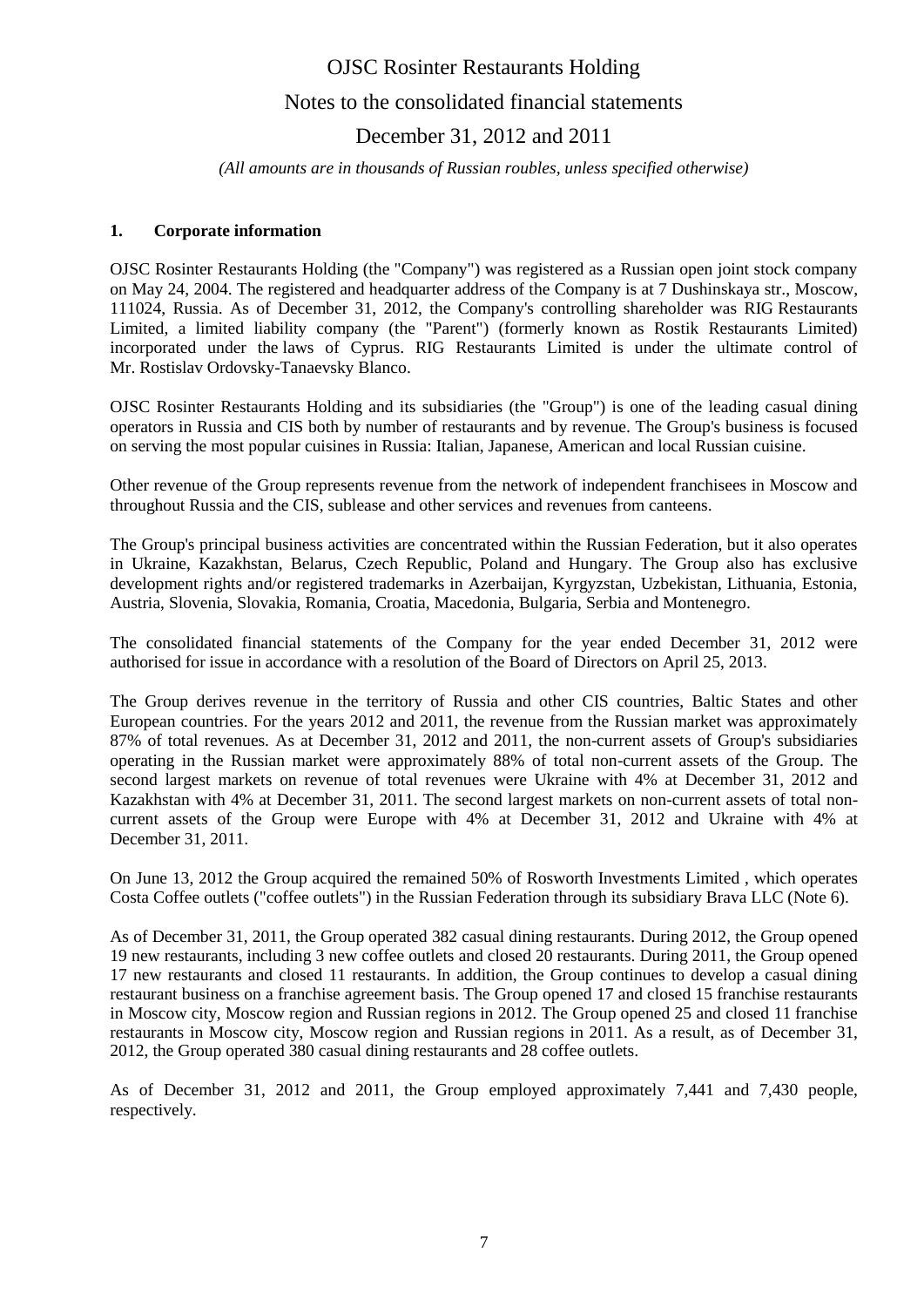## 1. Corporate information

OJSC Rosinter Restaurants Holding (the "Company") was registered as a Russian open joint stock company on May 24, 2004. The registered and headquarter address of the Company is at 7 Dushinskaya str., Moscow, 111024, Russia. As of December 31, 2012, the Company's controlling shareholder was RIG Restaurants Limited, a limited liability company (the "Parent") (formerly known as Rostik Restaurants Limited) incorporated under the laws of Cyprus. RIG Restaurants Limited is under the ultimate control of Mr. Rostislav Ordovsky-Tanaevsky Blanco.

OJSC Rosinter Restaurants Holding and its subsidiaries (the "Group") is one of the leading casual dining operators in Russia and CIS both by number of restaurants and by revenue. The Group's business is focused on serving the most popular cuisines in Russia: Italian, Japanese, American and local Russian cuisine.

Other revenue of the Group represents revenue from the network of independent franchisees in Moscow and throughout Russia and the CIS, sublease and other services and revenues from canteens.

The Group's principal business activities are concentrated within the Russian Federation, but it also operates in Ukraine, Kazakhstan, Belarus, Czech Republic, Poland and Hungary. The Group also has exclusive development rights and/or registered trademarks in Azerbaijan, Kyrgyzstan, Uzbekistan, Lithuania, Estonia, Austria, Slovenia, Slovakia, Romania, Croatia, Macedonia, Bulgaria, Serbia and Montenegro.

The consolidated financial statements of the Company for the year ended December 31, 2012 were authorised for issue in accordance with a resolution of the Board of Directors on April 25, 2013.

The Group derives revenue in the territory of Russia and other CIS countries, Baltic States and other European countries. For the years 2012 and 2011, the revenue from the Russian market was approximately 87% of total revenues. As at December 31, 2012 and 2011, the non-current assets of Group's subsidiaries operating in the Russian market were approximately 88% of total non-current assets of the Group. The second largest markets on revenue of total revenues were Ukraine with 4% at December 31, 2012 and Kazakhstan with 4% at December 31, 2011. The second largest markets on non-current assets of total non-current assets of the Group were Europe with 4% at December 31, 2012 and Ukraine with 4% at December 31, 2011.

On June 13, 2012 the Group acquired the remained 50% of Rosworth Investments Limited , which operates Costa Coffee outlets ("coffee outlets") in the Russian Federation through its subsidiary Brava LLC (Note 6).

As of December 31, 2011, the Group operated 382 casual dining restaurants. During 2012, the Group opened 19 new restaurants, including 3 new coffee outlets and closed 20 restaurants. During 2011, the Group opened 17 new restaurants and closed 11 restaurants. In addition, the Group continues to develop a casual dining restaurant business on a franchise agreement basis. The Group opened 17 and closed 15 franchise restaurants in Moscow city, Moscow region and Russian regions in 2012. The Group opened 25 and closed 11 franchise restaurants in Moscow city, Moscow region and Russian regions in 2011. As a result, as of December 31, 2012, the Group operated 380 casual dining restaurants and 28 coffee outlets.

As of December 31, 2012 and 2011, the Group employed approximately 7,441 and 7,430 people, respectively.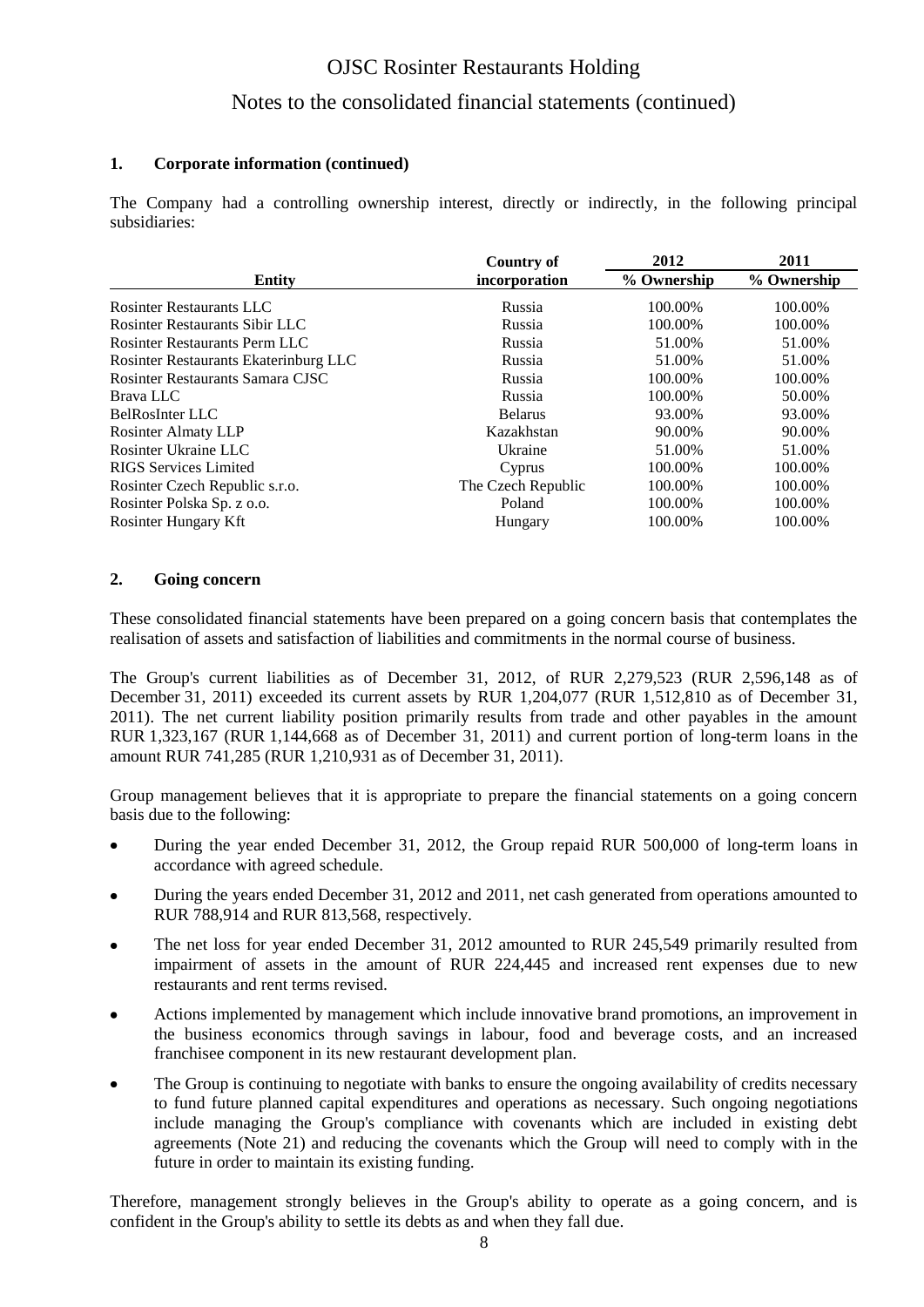### 1. Corporate information (continued)

The Company had a controlling ownership interest, directly or indirectly, in the following principal subsidiaries:

| Entity | Country of incorporation | 2012 % Ownership | 2011 % Ownership |
|---|---|---|---|
| Rosinter Restaurants LLC | Russia | 100.00% | 100.00% |
| Rosinter Restaurants Sibir LLC | Russia | 100.00% | 100.00% |
| Rosinter Restaurants Perm LLC | Russia | 51.00% | 51.00% |
| Rosinter Restaurants Ekaterinburg LLC | Russia | 51.00% | 51.00% |
| Rosinter Restaurants Samara CJSC | Russia | 100.00% | 100.00% |
| Brava LLC | Russia | 100.00% | 50.00% |
| BelRosInter LLC | Belarus | 93.00% | 93.00% |
| Rosinter Almaty LLP | Kazakhstan | 90.00% | 90.00% |
| Rosinter Ukraine LLC | Ukraine | 51.00% | 51.00% |
| RIGS Services Limited | Cyprus | 100.00% | 100.00% |
| Rosinter Czech Republic s.r.o. | The Czech Republic | 100.00% | 100.00% |
| Rosinter Polska Sp. z o.o. | Poland | 100.00% | 100.00% |
| Rosinter Hungary Kft | Hungary | 100.00% | 100.00% |

### 2. Going concern

These consolidated financial statements have been prepared on a going concern basis that contemplates the realisation of assets and satisfaction of liabilities and commitments in the normal course of business.

The Group's current liabilities as of December 31, 2012, of RUR 2,279,523 (RUR 2,596,148 as of December 31, 2011) exceeded its current assets by RUR 1,204,077 (RUR 1,512,810 as of December 31, 2011). The net current liability position primarily results from trade and other payables in the amount RUR 1,323,167 (RUR 1,144,668 as of December 31, 2011) and current portion of long-term loans in the amount RUR 741,285 (RUR 1,210,931 as of December 31, 2011).

Group management believes that it is appropriate to prepare the financial statements on a going concern basis due to the following:

- During the year ended December 31, 2012, the Group repaid RUR 500,000 of long-term loans in accordance with agreed schedule.
- During the years ended December 31, 2012 and 2011, net cash generated from operations amounted to RUR 788,914 and RUR 813,568, respectively.
- The net loss for year ended December 31, 2012 amounted to RUR 245,549 primarily resulted from impairment of assets in the amount of RUR 224,445 and increased rent expenses due to new restaurants and rent terms revised.
- Actions implemented by management which include innovative brand promotions, an improvement in the business economics through savings in labour, food and beverage costs, and an increased franchisee component in its new restaurant development plan.
- The Group is continuing to negotiate with banks to ensure the ongoing availability of credits necessary to fund future planned capital expenditures and operations as necessary. Such ongoing negotiations include managing the Group's compliance with covenants which are included in existing debt agreements (Note 21) and reducing the covenants which the Group will need to comply with in the future in order to maintain its existing funding.

Therefore, management strongly believes in the Group's ability to operate as a going concern, and is confident in the Group's ability to settle its debts as and when they fall due.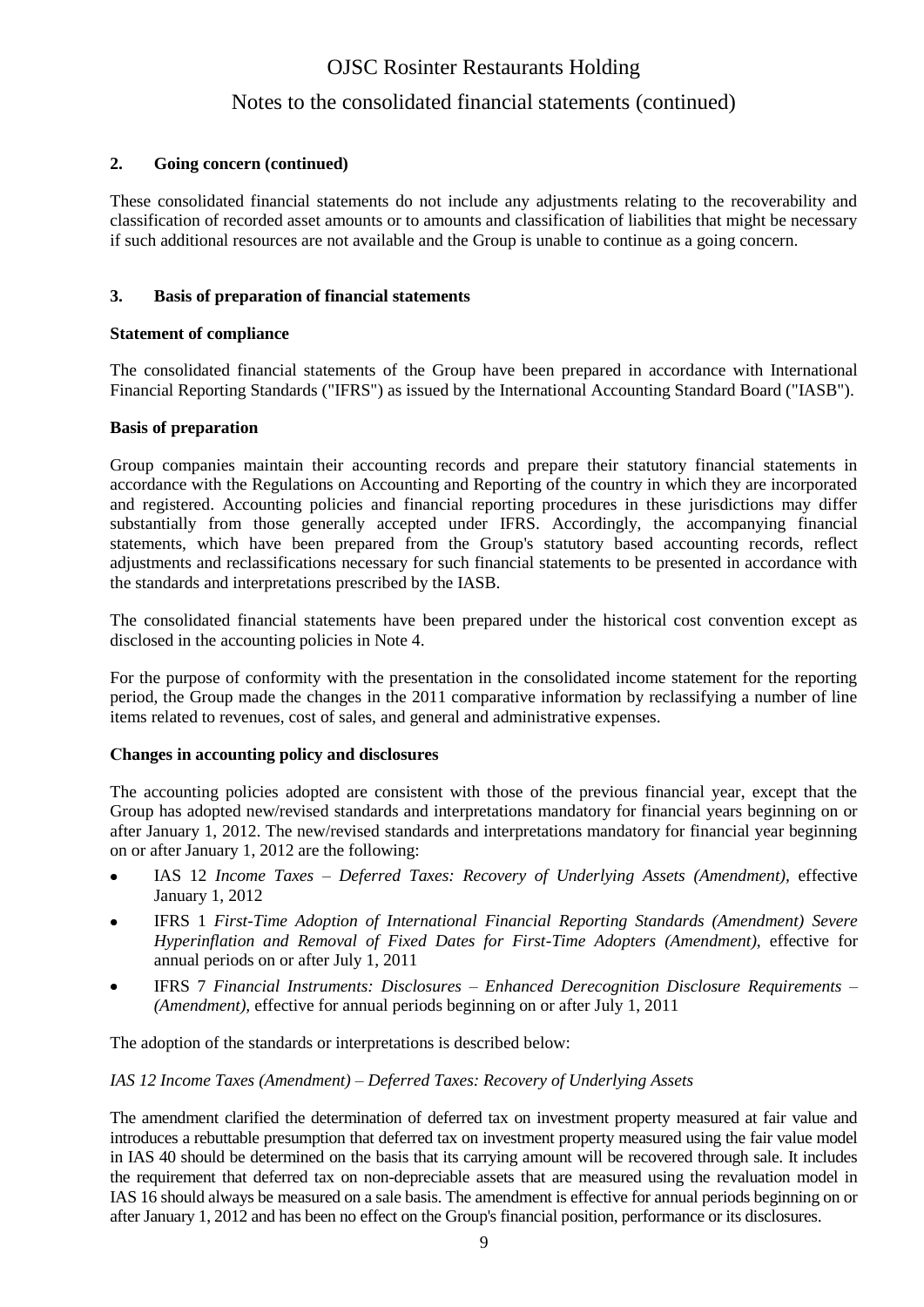## 2. Going concern (continued)

These consolidated financial statements do not include any adjustments relating to the recoverability and classification of recorded asset amounts or to amounts and classification of liabilities that might be necessary if such additional resources are not available and the Group is unable to continue as a going concern.

## 3. Basis of preparation of financial statements

### Statement of compliance

The consolidated financial statements of the Group have been prepared in accordance with International Financial Reporting Standards ("IFRS") as issued by the International Accounting Standard Board ("IASB").

### Basis of preparation

Group companies maintain their accounting records and prepare their statutory financial statements in accordance with the Regulations on Accounting and Reporting of the country in which they are incorporated and registered. Accounting policies and financial reporting procedures in these jurisdictions may differ substantially from those generally accepted under IFRS. Accordingly, the accompanying financial statements, which have been prepared from the Group's statutory based accounting records, reflect adjustments and reclassifications necessary for such financial statements to be presented in accordance with the standards and interpretations prescribed by the IASB.

The consolidated financial statements have been prepared under the historical cost convention except as disclosed in the accounting policies in Note 4.

For the purpose of conformity with the presentation in the consolidated income statement for the reporting period, the Group made the changes in the 2011 comparative information by reclassifying a number of line items related to revenues, cost of sales, and general and administrative expenses.

### Changes in accounting policy and disclosures

The accounting policies adopted are consistent with those of the previous financial year, except that the Group has adopted new/revised standards and interpretations mandatory for financial years beginning on or after January 1, 2012. The new/revised standards and interpretations mandatory for financial year beginning on or after January 1, 2012 are the following:

- IAS 12 *Income Taxes – Deferred Taxes: Recovery of Underlying Assets (Amendment)*, effective January 1, 2012
- IFRS 1 *First-Time Adoption of International Financial Reporting Standards (Amendment) Severe Hyperinflation and Removal of Fixed Dates for First-Time Adopters (Amendment)*, effective for annual periods on or after July 1, 2011
- IFRS 7 *Financial Instruments: Disclosures – Enhanced Derecognition Disclosure Requirements – (Amendment)*, effective for annual periods beginning on or after July 1, 2011

The adoption of the standards or interpretations is described below:

*IAS 12 Income Taxes (Amendment) – Deferred Taxes: Recovery of Underlying Assets*

The amendment clarified the determination of deferred tax on investment property measured at fair value and introduces a rebuttable presumption that deferred tax on investment property measured using the fair value model in IAS 40 should be determined on the basis that its carrying amount will be recovered through sale. It includes the requirement that deferred tax on non-depreciable assets that are measured using the revaluation model in IAS 16 should always be measured on a sale basis. The amendment is effective for annual periods beginning on or after January 1, 2012 and has been no effect on the Group's financial position, performance or its disclosures.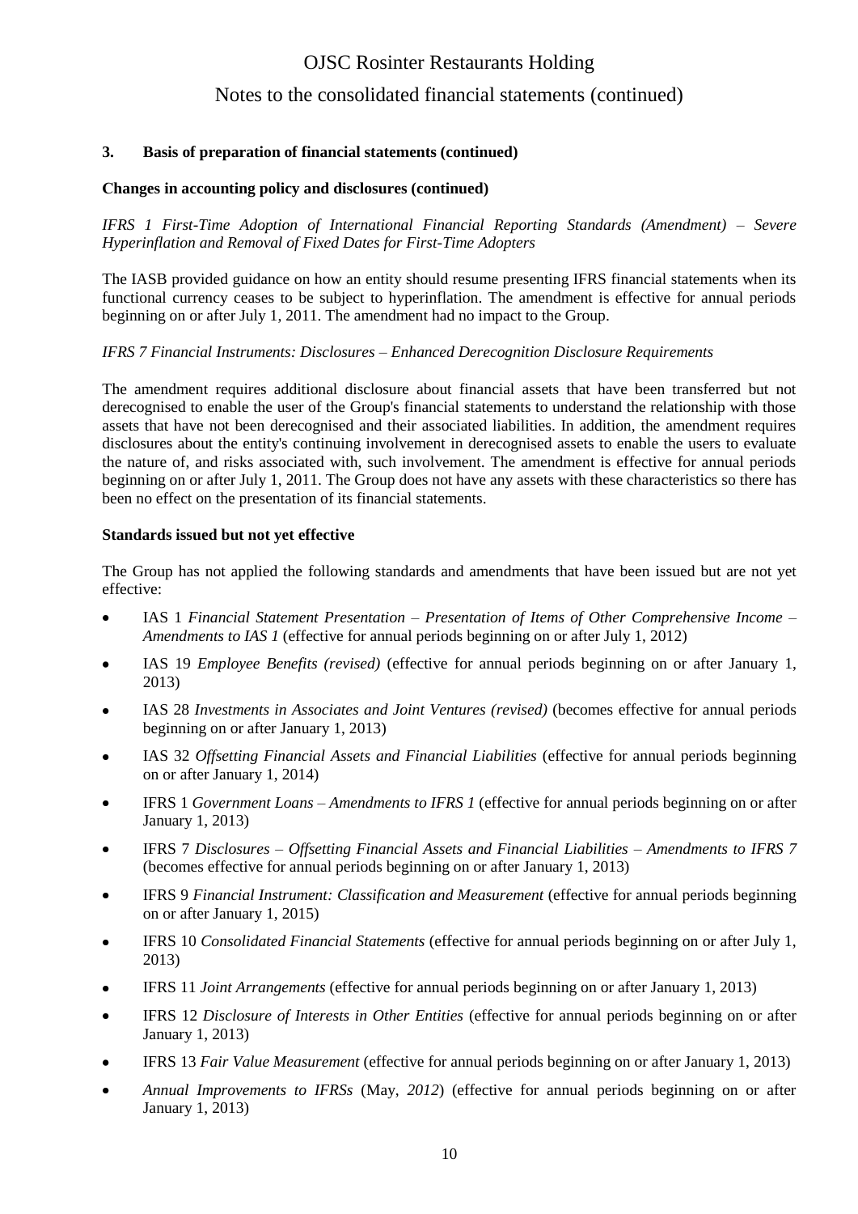### 3. Basis of preparation of financial statements (continued)

**Changes in accounting policy and disclosures (continued)**

*IFRS 1 First-Time Adoption of International Financial Reporting Standards (Amendment) – Severe Hyperinflation and Removal of Fixed Dates for First-Time Adopters*

The IASB provided guidance on how an entity should resume presenting IFRS financial statements when its functional currency ceases to be subject to hyperinflation. The amendment is effective for annual periods beginning on or after July 1, 2011. The amendment had no impact to the Group.

*IFRS 7 Financial Instruments: Disclosures – Enhanced Derecognition Disclosure Requirements*

The amendment requires additional disclosure about financial assets that have been transferred but not derecognised to enable the user of the Group's financial statements to understand the relationship with those assets that have not been derecognised and their associated liabilities. In addition, the amendment requires disclosures about the entity's continuing involvement in derecognised assets to enable the users to evaluate the nature of, and risks associated with, such involvement. The amendment is effective for annual periods beginning on or after July 1, 2011. The Group does not have any assets with these characteristics so there has been no effect on the presentation of its financial statements.

**Standards issued but not yet effective**

The Group has not applied the following standards and amendments that have been issued but are not yet effective:

- IAS 1 *Financial Statement Presentation – Presentation of Items of Other Comprehensive Income – Amendments to IAS 1* (effective for annual periods beginning on or after July 1, 2012)
- IAS 19 *Employee Benefits (revised)* (effective for annual periods beginning on or after January 1, 2013)
- IAS 28 *Investments in Associates and Joint Ventures (revised)* (becomes effective for annual periods beginning on or after January 1, 2013)
- IAS 32 *Offsetting Financial Assets and Financial Liabilities* (effective for annual periods beginning on or after January 1, 2014)
- IFRS 1 *Government Loans – Amendments to IFRS 1* (effective for annual periods beginning on or after January 1, 2013)
- IFRS 7 *Disclosures – Offsetting Financial Assets and Financial Liabilities – Amendments to IFRS 7* (becomes effective for annual periods beginning on or after January 1, 2013)
- IFRS 9 *Financial Instrument: Classification and Measurement* (effective for annual periods beginning on or after January 1, 2015)
- IFRS 10 *Consolidated Financial Statements* (effective for annual periods beginning on or after July 1, 2013)
- IFRS 11 *Joint Arrangements* (effective for annual periods beginning on or after January 1, 2013)
- IFRS 12 *Disclosure of Interests in Other Entities* (effective for annual periods beginning on or after January 1, 2013)
- IFRS 13 *Fair Value Measurement* (effective for annual periods beginning on or after January 1, 2013)
- *Annual Improvements to IFRSs* (May, *2012*) (effective for annual periods beginning on or after January 1, 2013)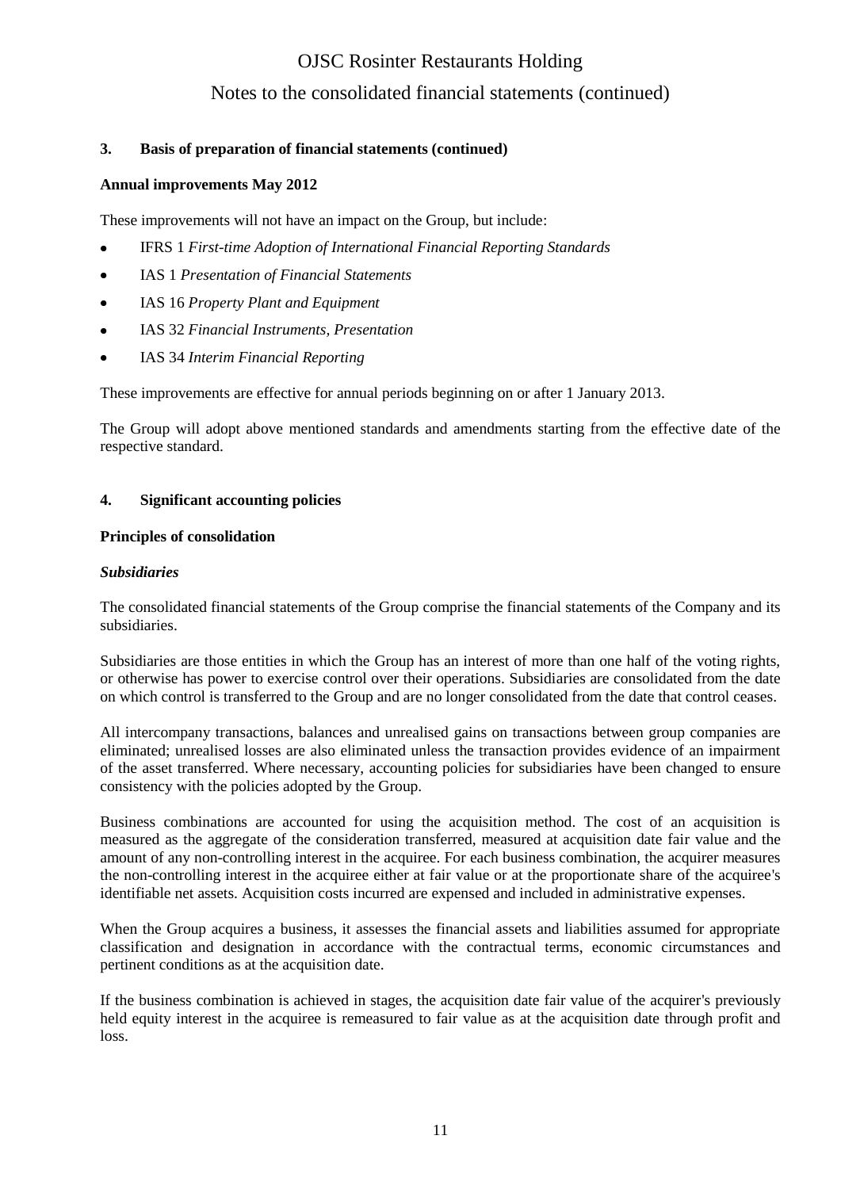### 3. Basis of preparation of financial statements (continued)

**Annual improvements May 2012**

These improvements will not have an impact on the Group, but include:

- IFRS 1 *First-time Adoption of International Financial Reporting Standards*
- IAS 1 *Presentation of Financial Statements*
- IAS 16 *Property Plant and Equipment*
- IAS 32 *Financial Instruments, Presentation*
- IAS 34 *Interim Financial Reporting*

These improvements are effective for annual periods beginning on or after 1 January 2013.

The Group will adopt above mentioned standards and amendments starting from the effective date of the respective standard.

### 4. Significant accounting policies

**Principles of consolidation**

***Subsidiaries***

The consolidated financial statements of the Group comprise the financial statements of the Company and its subsidiaries.

Subsidiaries are those entities in which the Group has an interest of more than one half of the voting rights, or otherwise has power to exercise control over their operations. Subsidiaries are consolidated from the date on which control is transferred to the Group and are no longer consolidated from the date that control ceases.

All intercompany transactions, balances and unrealised gains on transactions between group companies are eliminated; unrealised losses are also eliminated unless the transaction provides evidence of an impairment of the asset transferred. Where necessary, accounting policies for subsidiaries have been changed to ensure consistency with the policies adopted by the Group.

Business combinations are accounted for using the acquisition method. The cost of an acquisition is measured as the aggregate of the consideration transferred, measured at acquisition date fair value and the amount of any non-controlling interest in the acquiree. For each business combination, the acquirer measures the non-controlling interest in the acquiree either at fair value or at the proportionate share of the acquiree's identifiable net assets. Acquisition costs incurred are expensed and included in administrative expenses.

When the Group acquires a business, it assesses the financial assets and liabilities assumed for appropriate classification and designation in accordance with the contractual terms, economic circumstances and pertinent conditions as at the acquisition date.

If the business combination is achieved in stages, the acquisition date fair value of the acquirer's previously held equity interest in the acquiree is remeasured to fair value as at the acquisition date through profit and loss.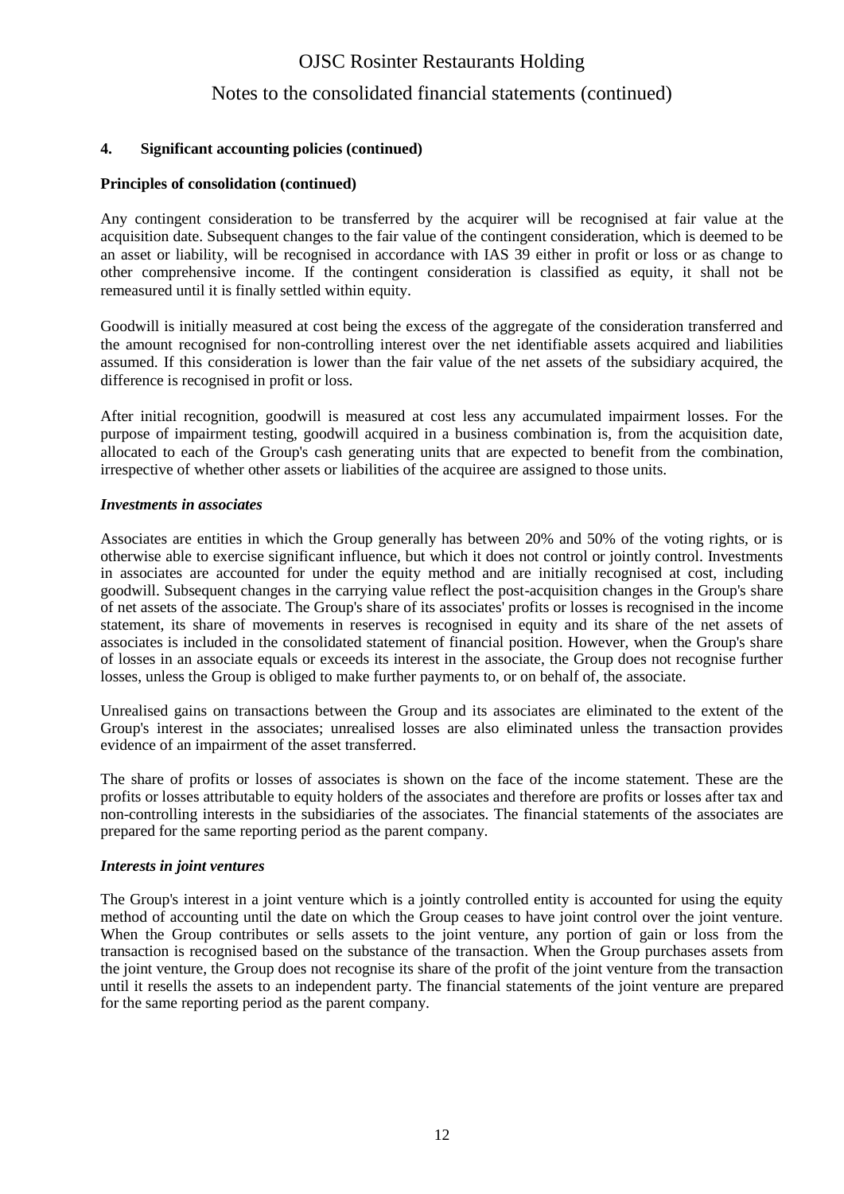## 4. Significant accounting policies (continued)

### Principles of consolidation (continued)

Any contingent consideration to be transferred by the acquirer will be recognised at fair value at the acquisition date. Subsequent changes to the fair value of the contingent consideration, which is deemed to be an asset or liability, will be recognised in accordance with IAS 39 either in profit or loss or as change to other comprehensive income. If the contingent consideration is classified as equity, it shall not be remeasured until it is finally settled within equity.

Goodwill is initially measured at cost being the excess of the aggregate of the consideration transferred and the amount recognised for non-controlling interest over the net identifiable assets acquired and liabilities assumed. If this consideration is lower than the fair value of the net assets of the subsidiary acquired, the difference is recognised in profit or loss.

After initial recognition, goodwill is measured at cost less any accumulated impairment losses. For the purpose of impairment testing, goodwill acquired in a business combination is, from the acquisition date, allocated to each of the Group's cash generating units that are expected to benefit from the combination, irrespective of whether other assets or liabilities of the acquiree are assigned to those units.

#### *Investments in associates*

Associates are entities in which the Group generally has between 20% and 50% of the voting rights, or is otherwise able to exercise significant influence, but which it does not control or jointly control. Investments in associates are accounted for under the equity method and are initially recognised at cost, including goodwill. Subsequent changes in the carrying value reflect the post-acquisition changes in the Group's share of net assets of the associate. The Group's share of its associates' profits or losses is recognised in the income statement, its share of movements in reserves is recognised in equity and its share of the net assets of associates is included in the consolidated statement of financial position. However, when the Group's share of losses in an associate equals or exceeds its interest in the associate, the Group does not recognise further losses, unless the Group is obliged to make further payments to, or on behalf of, the associate.

Unrealised gains on transactions between the Group and its associates are eliminated to the extent of the Group's interest in the associates; unrealised losses are also eliminated unless the transaction provides evidence of an impairment of the asset transferred.

The share of profits or losses of associates is shown on the face of the income statement. These are the profits or losses attributable to equity holders of the associates and therefore are profits or losses after tax and non-controlling interests in the subsidiaries of the associates. The financial statements of the associates are prepared for the same reporting period as the parent company.

#### *Interests in joint ventures*

The Group's interest in a joint venture which is a jointly controlled entity is accounted for using the equity method of accounting until the date on which the Group ceases to have joint control over the joint venture. When the Group contributes or sells assets to the joint venture, any portion of gain or loss from the transaction is recognised based on the substance of the transaction. When the Group purchases assets from the joint venture, the Group does not recognise its share of the profit of the joint venture from the transaction until it resells the assets to an independent party. The financial statements of the joint venture are prepared for the same reporting period as the parent company.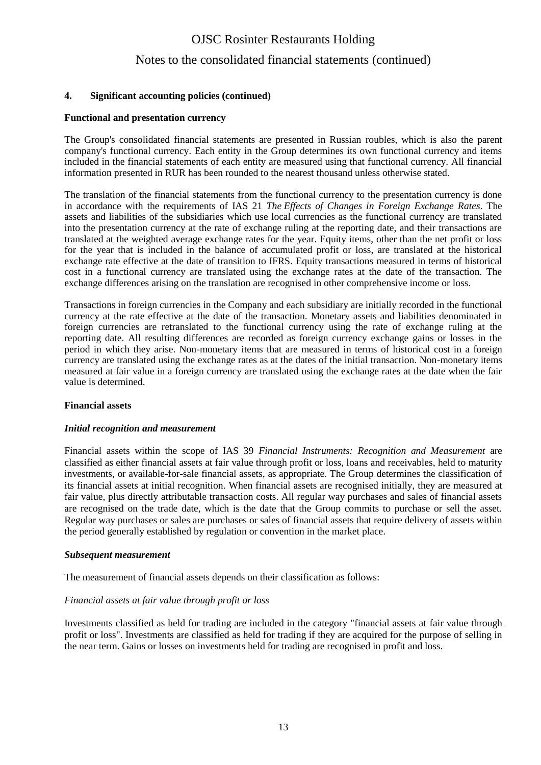## 4. Significant accounting policies (continued)

**Functional and presentation currency**

The Group's consolidated financial statements are presented in Russian roubles, which is also the parent company's functional currency. Each entity in the Group determines its own functional currency and items included in the financial statements of each entity are measured using that functional currency. All financial information presented in RUR has been rounded to the nearest thousand unless otherwise stated.

The translation of the financial statements from the functional currency to the presentation currency is done in accordance with the requirements of IAS 21 *The Effects of Changes in Foreign Exchange Rates*. The assets and liabilities of the subsidiaries which use local currencies as the functional currency are translated into the presentation currency at the rate of exchange ruling at the reporting date, and their transactions are translated at the weighted average exchange rates for the year. Equity items, other than the net profit or loss for the year that is included in the balance of accumulated profit or loss, are translated at the historical exchange rate effective at the date of transition to IFRS. Equity transactions measured in terms of historical cost in a functional currency are translated using the exchange rates at the date of the transaction. The exchange differences arising on the translation are recognised in other comprehensive income or loss.

Transactions in foreign currencies in the Company and each subsidiary are initially recorded in the functional currency at the rate effective at the date of the transaction. Monetary assets and liabilities denominated in foreign currencies are retranslated to the functional currency using the rate of exchange ruling at the reporting date. All resulting differences are recorded as foreign currency exchange gains or losses in the period in which they arise. Non-monetary items that are measured in terms of historical cost in a foreign currency are translated using the exchange rates as at the dates of the initial transaction. Non-monetary items measured at fair value in a foreign currency are translated using the exchange rates at the date when the fair value is determined.

**Financial assets**

***Initial recognition and measurement***

Financial assets within the scope of IAS 39 *Financial Instruments: Recognition and Measurement* are classified as either financial assets at fair value through profit or loss, loans and receivables, held to maturity investments, or available-for-sale financial assets, as appropriate. The Group determines the classification of its financial assets at initial recognition. When financial assets are recognised initially, they are measured at fair value, plus directly attributable transaction costs. All regular way purchases and sales of financial assets are recognised on the trade date, which is the date that the Group commits to purchase or sell the asset. Regular way purchases or sales are purchases or sales of financial assets that require delivery of assets within the period generally established by regulation or convention in the market place.

***Subsequent measurement***

The measurement of financial assets depends on their classification as follows:

*Financial assets at fair value through profit or loss*

Investments classified as held for trading are included in the category "financial assets at fair value through profit or loss". Investments are classified as held for trading if they are acquired for the purpose of selling in the near term. Gains or losses on investments held for trading are recognised in profit and loss.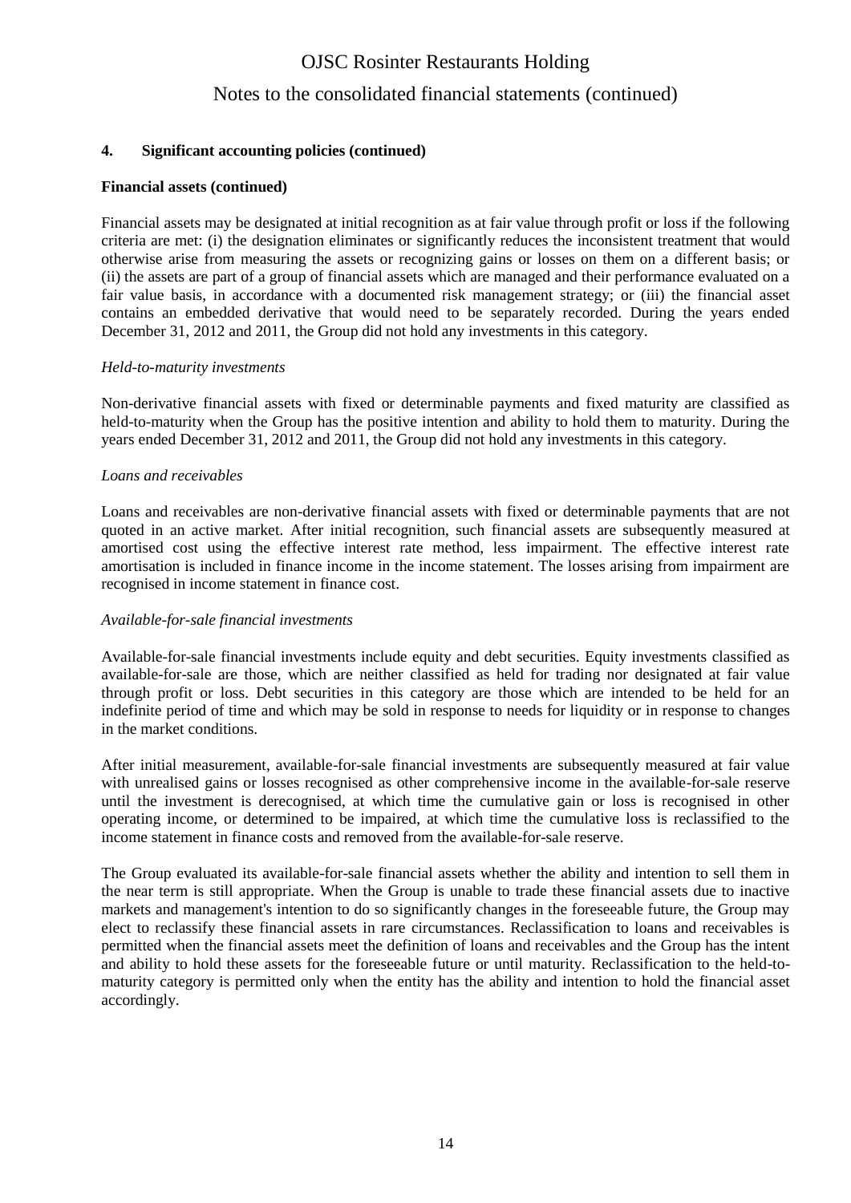### 4. Significant accounting policies (continued)

**Financial assets (continued)**

Financial assets may be designated at initial recognition as at fair value through profit or loss if the following criteria are met: (i) the designation eliminates or significantly reduces the inconsistent treatment that would otherwise arise from measuring the assets or recognizing gains or losses on them on a different basis; or (ii) the assets are part of a group of financial assets which are managed and their performance evaluated on a fair value basis, in accordance with a documented risk management strategy; or (iii) the financial asset contains an embedded derivative that would need to be separately recorded. During the years ended December 31, 2012 and 2011, the Group did not hold any investments in this category.

*Held-to-maturity investments*

Non-derivative financial assets with fixed or determinable payments and fixed maturity are classified as held-to-maturity when the Group has the positive intention and ability to hold them to maturity. During the years ended December 31, 2012 and 2011, the Group did not hold any investments in this category.

*Loans and receivables*

Loans and receivables are non-derivative financial assets with fixed or determinable payments that are not quoted in an active market. After initial recognition, such financial assets are subsequently measured at amortised cost using the effective interest rate method, less impairment. The effective interest rate amortisation is included in finance income in the income statement. The losses arising from impairment are recognised in income statement in finance cost.

*Available-for-sale financial investments*

Available-for-sale financial investments include equity and debt securities. Equity investments classified as available-for-sale are those, which are neither classified as held for trading nor designated at fair value through profit or loss. Debt securities in this category are those which are intended to be held for an indefinite period of time and which may be sold in response to needs for liquidity or in response to changes in the market conditions.

After initial measurement, available-for-sale financial investments are subsequently measured at fair value with unrealised gains or losses recognised as other comprehensive income in the available-for-sale reserve until the investment is derecognised, at which time the cumulative gain or loss is recognised in other operating income, or determined to be impaired, at which time the cumulative loss is reclassified to the income statement in finance costs and removed from the available-for-sale reserve.

The Group evaluated its available-for-sale financial assets whether the ability and intention to sell them in the near term is still appropriate. When the Group is unable to trade these financial assets due to inactive markets and management's intention to do so significantly changes in the foreseeable future, the Group may elect to reclassify these financial assets in rare circumstances. Reclassification to loans and receivables is permitted when the financial assets meet the definition of loans and receivables and the Group has the intent and ability to hold these assets for the foreseeable future or until maturity. Reclassification to the held-to-maturity category is permitted only when the entity has the ability and intention to hold the financial asset accordingly.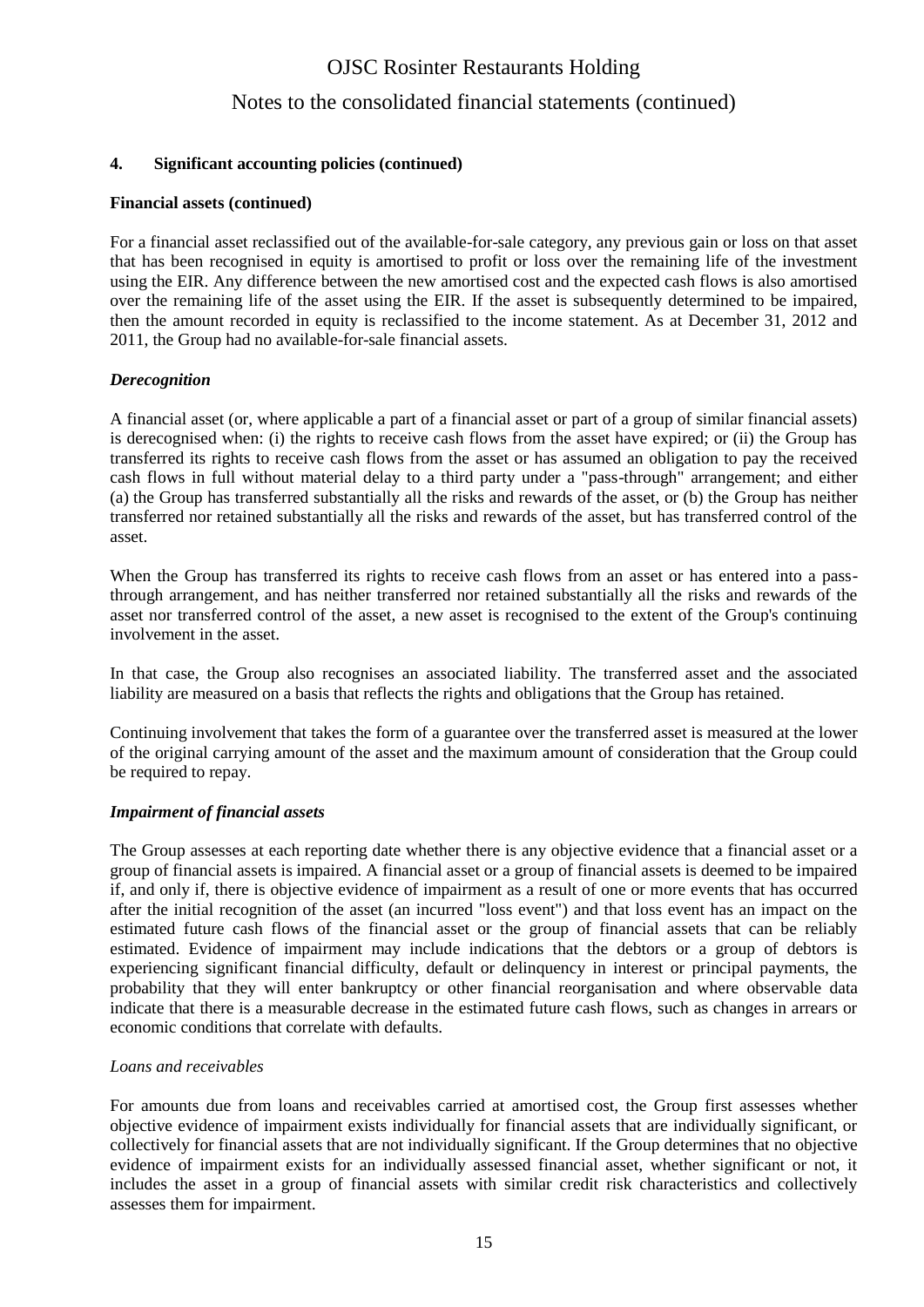## 4. Significant accounting policies (continued)

**Financial assets (continued)**

For a financial asset reclassified out of the available-for-sale category, any previous gain or loss on that asset that has been recognised in equity is amortised to profit or loss over the remaining life of the investment using the EIR. Any difference between the new amortised cost and the expected cash flows is also amortised over the remaining life of the asset using the EIR. If the asset is subsequently determined to be impaired, then the amount recorded in equity is reclassified to the income statement. As at December 31, 2012 and 2011, the Group had no available-for-sale financial assets.

***Derecognition***

A financial asset (or, where applicable a part of a financial asset or part of a group of similar financial assets) is derecognised when: (i) the rights to receive cash flows from the asset have expired; or (ii) the Group has transferred its rights to receive cash flows from the asset or has assumed an obligation to pay the received cash flows in full without material delay to a third party under a "pass-through" arrangement; and either (a) the Group has transferred substantially all the risks and rewards of the asset, or (b) the Group has neither transferred nor retained substantially all the risks and rewards of the asset, but has transferred control of the asset.

When the Group has transferred its rights to receive cash flows from an asset or has entered into a pass-through arrangement, and has neither transferred nor retained substantially all the risks and rewards of the asset nor transferred control of the asset, a new asset is recognised to the extent of the Group's continuing involvement in the asset.

In that case, the Group also recognises an associated liability. The transferred asset and the associated liability are measured on a basis that reflects the rights and obligations that the Group has retained.

Continuing involvement that takes the form of a guarantee over the transferred asset is measured at the lower of the original carrying amount of the asset and the maximum amount of consideration that the Group could be required to repay.

***Impairment of financial assets***

The Group assesses at each reporting date whether there is any objective evidence that a financial asset or a group of financial assets is impaired. A financial asset or a group of financial assets is deemed to be impaired if, and only if, there is objective evidence of impairment as a result of one or more events that has occurred after the initial recognition of the asset (an incurred "loss event") and that loss event has an impact on the estimated future cash flows of the financial asset or the group of financial assets that can be reliably estimated. Evidence of impairment may include indications that the debtors or a group of debtors is experiencing significant financial difficulty, default or delinquency in interest or principal payments, the probability that they will enter bankruptcy or other financial reorganisation and where observable data indicate that there is a measurable decrease in the estimated future cash flows, such as changes in arrears or economic conditions that correlate with defaults.

*Loans and receivables*

For amounts due from loans and receivables carried at amortised cost, the Group first assesses whether objective evidence of impairment exists individually for financial assets that are individually significant, or collectively for financial assets that are not individually significant. If the Group determines that no objective evidence of impairment exists for an individually assessed financial asset, whether significant or not, it includes the asset in a group of financial assets with similar credit risk characteristics and collectively assesses them for impairment.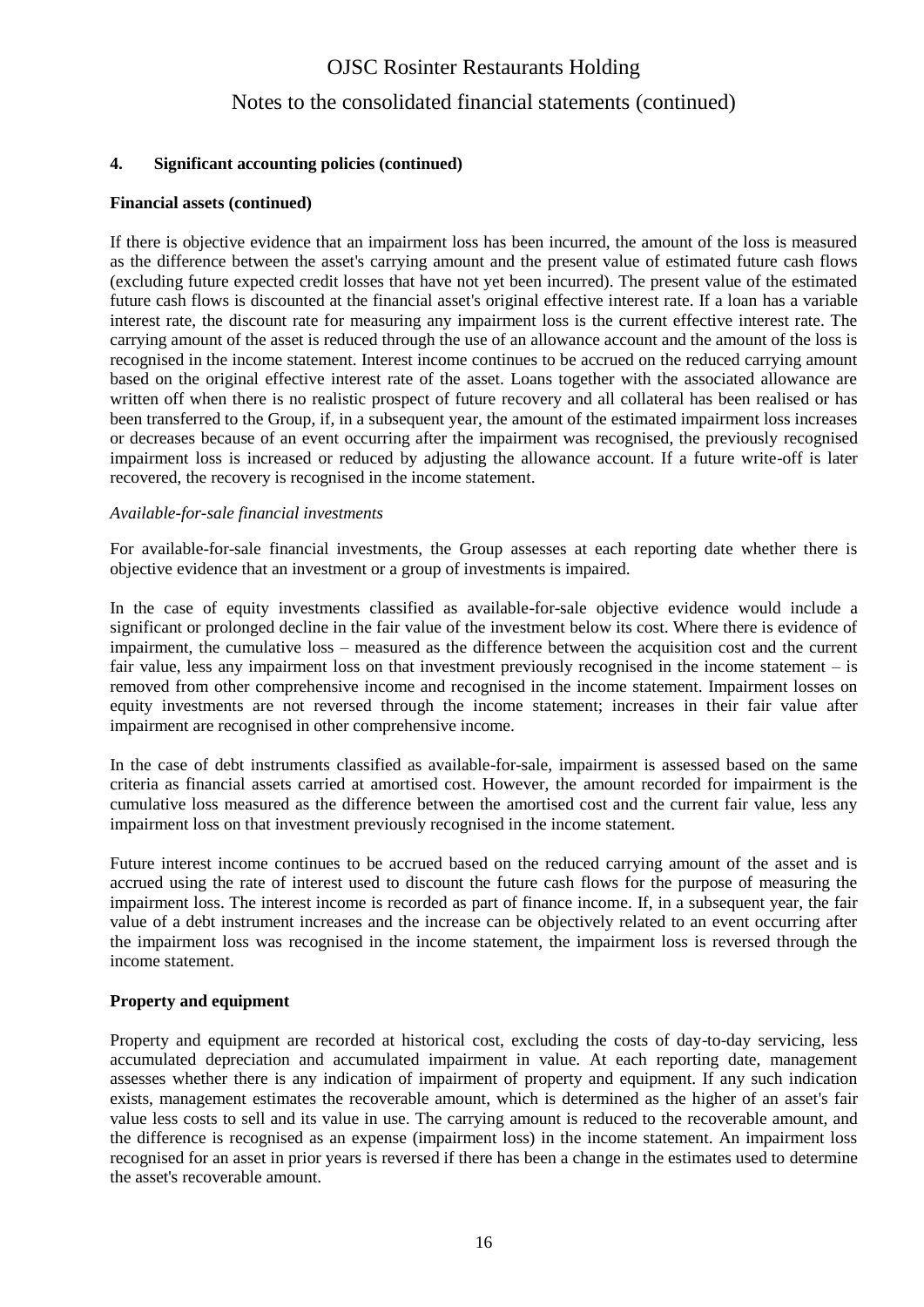## 4. Significant accounting policies (continued)

### Financial assets (continued)

If there is objective evidence that an impairment loss has been incurred, the amount of the loss is measured as the difference between the asset's carrying amount and the present value of estimated future cash flows (excluding future expected credit losses that have not yet been incurred). The present value of the estimated future cash flows is discounted at the financial asset's original effective interest rate. If a loan has a variable interest rate, the discount rate for measuring any impairment loss is the current effective interest rate. The carrying amount of the asset is reduced through the use of an allowance account and the amount of the loss is recognised in the income statement. Interest income continues to be accrued on the reduced carrying amount based on the original effective interest rate of the asset. Loans together with the associated allowance are written off when there is no realistic prospect of future recovery and all collateral has been realised or has been transferred to the Group, if, in a subsequent year, the amount of the estimated impairment loss increases or decreases because of an event occurring after the impairment was recognised, the previously recognised impairment loss is increased or reduced by adjusting the allowance account. If a future write-off is later recovered, the recovery is recognised in the income statement.

*Available-for-sale financial investments*

For available-for-sale financial investments, the Group assesses at each reporting date whether there is objective evidence that an investment or a group of investments is impaired.

In the case of equity investments classified as available-for-sale objective evidence would include a significant or prolonged decline in the fair value of the investment below its cost. Where there is evidence of impairment, the cumulative loss – measured as the difference between the acquisition cost and the current fair value, less any impairment loss on that investment previously recognised in the income statement – is removed from other comprehensive income and recognised in the income statement. Impairment losses on equity investments are not reversed through the income statement; increases in their fair value after impairment are recognised in other comprehensive income.

In the case of debt instruments classified as available-for-sale, impairment is assessed based on the same criteria as financial assets carried at amortised cost. However, the amount recorded for impairment is the cumulative loss measured as the difference between the amortised cost and the current fair value, less any impairment loss on that investment previously recognised in the income statement.

Future interest income continues to be accrued based on the reduced carrying amount of the asset and is accrued using the rate of interest used to discount the future cash flows for the purpose of measuring the impairment loss. The interest income is recorded as part of finance income. If, in a subsequent year, the fair value of a debt instrument increases and the increase can be objectively related to an event occurring after the impairment loss was recognised in the income statement, the impairment loss is reversed through the income statement.

### Property and equipment

Property and equipment are recorded at historical cost, excluding the costs of day-to-day servicing, less accumulated depreciation and accumulated impairment in value. At each reporting date, management assesses whether there is any indication of impairment of property and equipment. If any such indication exists, management estimates the recoverable amount, which is determined as the higher of an asset's fair value less costs to sell and its value in use. The carrying amount is reduced to the recoverable amount, and the difference is recognised as an expense (impairment loss) in the income statement. An impairment loss recognised for an asset in prior years is reversed if there has been a change in the estimates used to determine the asset's recoverable amount.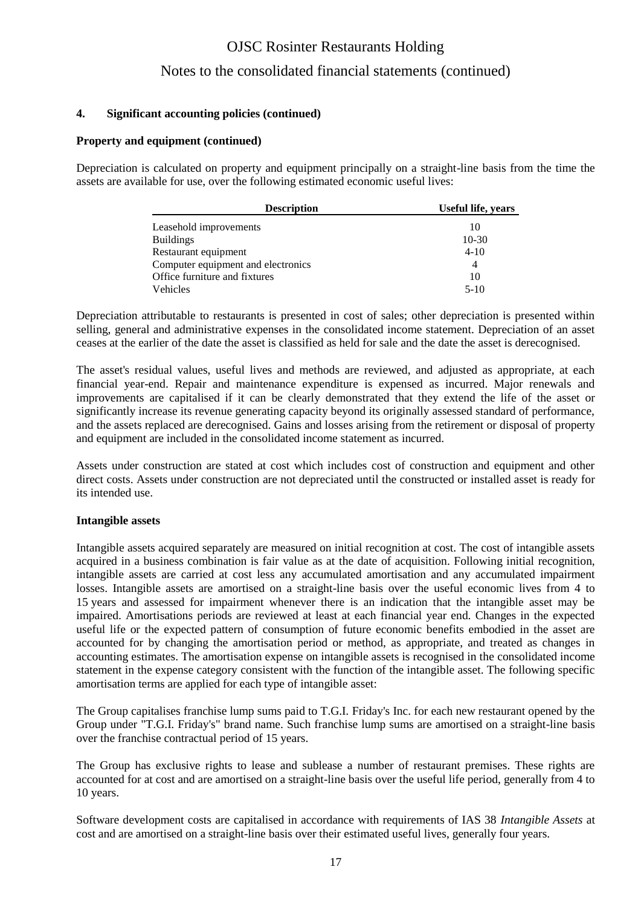### 4. Significant accounting policies (continued)

**Property and equipment (continued)**

Depreciation is calculated on property and equipment principally on a straight-line basis from the time the assets are available for use, over the following estimated economic useful lives:

| Description | Useful life, years |
|---|---|
| Leasehold improvements | 10 |
| Buildings | 10-30 |
| Restaurant equipment | 4-10 |
| Computer equipment and electronics | 4 |
| Office furniture and fixtures | 10 |
| Vehicles | 5-10 |

Depreciation attributable to restaurants is presented in cost of sales; other depreciation is presented within selling, general and administrative expenses in the consolidated income statement. Depreciation of an asset ceases at the earlier of the date the asset is classified as held for sale and the date the asset is derecognised.

The asset's residual values, useful lives and methods are reviewed, and adjusted as appropriate, at each financial year-end. Repair and maintenance expenditure is expensed as incurred. Major renewals and improvements are capitalised if it can be clearly demonstrated that they extend the life of the asset or significantly increase its revenue generating capacity beyond its originally assessed standard of performance, and the assets replaced are derecognised. Gains and losses arising from the retirement or disposal of property and equipment are included in the consolidated income statement as incurred.

Assets under construction are stated at cost which includes cost of construction and equipment and other direct costs. Assets under construction are not depreciated until the constructed or installed asset is ready for its intended use.

**Intangible assets**

Intangible assets acquired separately are measured on initial recognition at cost. The cost of intangible assets acquired in a business combination is fair value as at the date of acquisition. Following initial recognition, intangible assets are carried at cost less any accumulated amortisation and any accumulated impairment losses. Intangible assets are amortised on a straight-line basis over the useful economic lives from 4 to 15 years and assessed for impairment whenever there is an indication that the intangible asset may be impaired. Amortisations periods are reviewed at least at each financial year end. Changes in the expected useful life or the expected pattern of consumption of future economic benefits embodied in the asset are accounted for by changing the amortisation period or method, as appropriate, and treated as changes in accounting estimates. The amortisation expense on intangible assets is recognised in the consolidated income statement in the expense category consistent with the function of the intangible asset. The following specific amortisation terms are applied for each type of intangible asset:

The Group capitalises franchise lump sums paid to T.G.I. Friday's Inc. for each new restaurant opened by the Group under "T.G.I. Friday's" brand name. Such franchise lump sums are amortised on a straight-line basis over the franchise contractual period of 15 years.

The Group has exclusive rights to lease and sublease a number of restaurant premises. These rights are accounted for at cost and are amortised on a straight-line basis over the useful life period, generally from 4 to 10 years.

Software development costs are capitalised in accordance with requirements of IAS 38 *Intangible Assets* at cost and are amortised on a straight-line basis over their estimated useful lives, generally four years.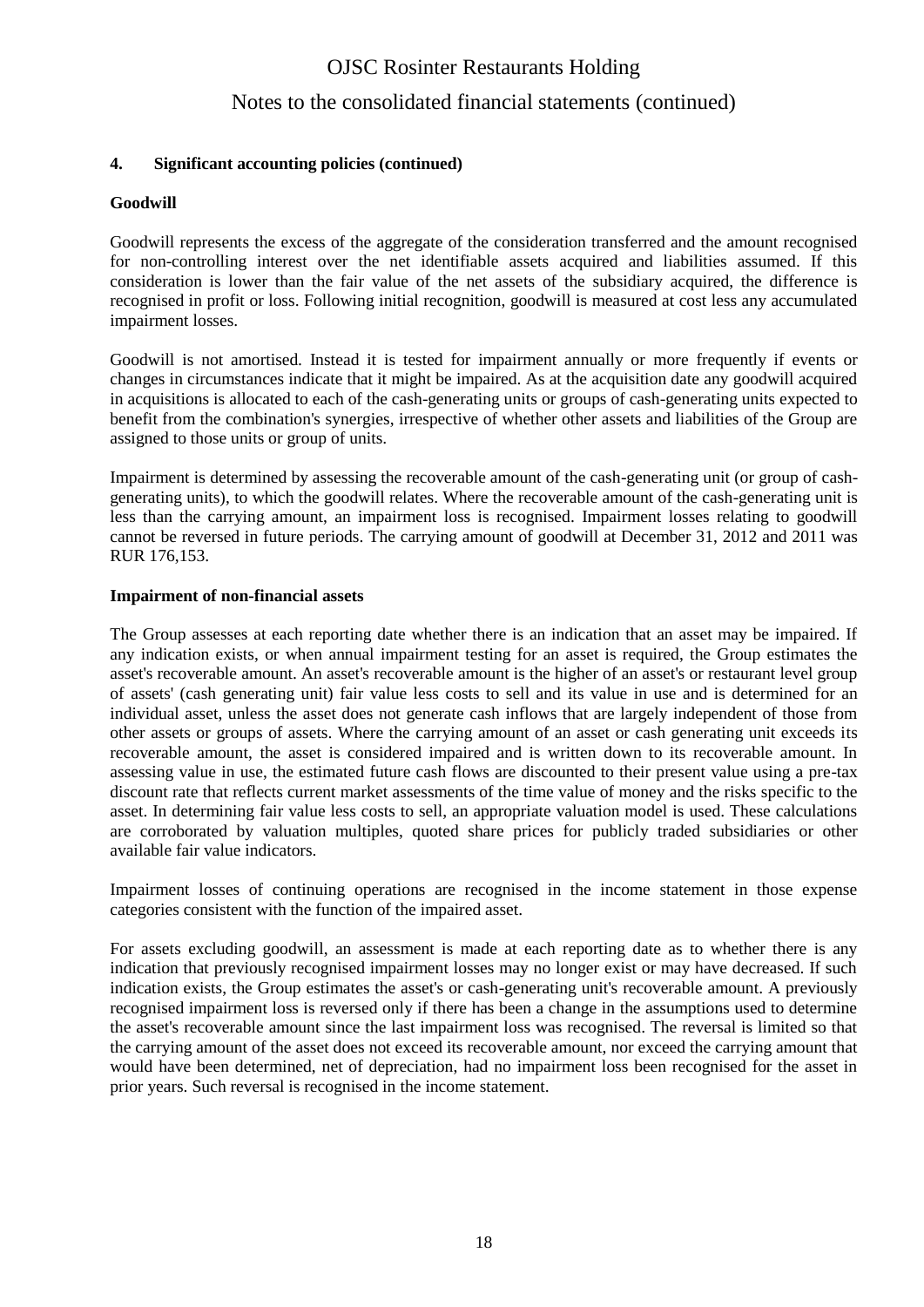## 4. Significant accounting policies (continued)

### Goodwill

Goodwill represents the excess of the aggregate of the consideration transferred and the amount recognised for non-controlling interest over the net identifiable assets acquired and liabilities assumed. If this consideration is lower than the fair value of the net assets of the subsidiary acquired, the difference is recognised in profit or loss. Following initial recognition, goodwill is measured at cost less any accumulated impairment losses.

Goodwill is not amortised. Instead it is tested for impairment annually or more frequently if events or changes in circumstances indicate that it might be impaired. As at the acquisition date any goodwill acquired in acquisitions is allocated to each of the cash-generating units or groups of cash-generating units expected to benefit from the combination's synergies, irrespective of whether other assets and liabilities of the Group are assigned to those units or group of units.

Impairment is determined by assessing the recoverable amount of the cash-generating unit (or group of cash-generating units), to which the goodwill relates. Where the recoverable amount of the cash-generating unit is less than the carrying amount, an impairment loss is recognised. Impairment losses relating to goodwill cannot be reversed in future periods. The carrying amount of goodwill at December 31, 2012 and 2011 was RUR 176,153.

### Impairment of non-financial assets

The Group assesses at each reporting date whether there is an indication that an asset may be impaired. If any indication exists, or when annual impairment testing for an asset is required, the Group estimates the asset's recoverable amount. An asset's recoverable amount is the higher of an asset's or restaurant level group of assets' (cash generating unit) fair value less costs to sell and its value in use and is determined for an individual asset, unless the asset does not generate cash inflows that are largely independent of those from other assets or groups of assets. Where the carrying amount of an asset or cash generating unit exceeds its recoverable amount, the asset is considered impaired and is written down to its recoverable amount. In assessing value in use, the estimated future cash flows are discounted to their present value using a pre-tax discount rate that reflects current market assessments of the time value of money and the risks specific to the asset. In determining fair value less costs to sell, an appropriate valuation model is used. These calculations are corroborated by valuation multiples, quoted share prices for publicly traded subsidiaries or other available fair value indicators.

Impairment losses of continuing operations are recognised in the income statement in those expense categories consistent with the function of the impaired asset.

For assets excluding goodwill, an assessment is made at each reporting date as to whether there is any indication that previously recognised impairment losses may no longer exist or may have decreased. If such indication exists, the Group estimates the asset's or cash-generating unit's recoverable amount. A previously recognised impairment loss is reversed only if there has been a change in the assumptions used to determine the asset's recoverable amount since the last impairment loss was recognised. The reversal is limited so that the carrying amount of the asset does not exceed its recoverable amount, nor exceed the carrying amount that would have been determined, net of depreciation, had no impairment loss been recognised for the asset in prior years. Such reversal is recognised in the income statement.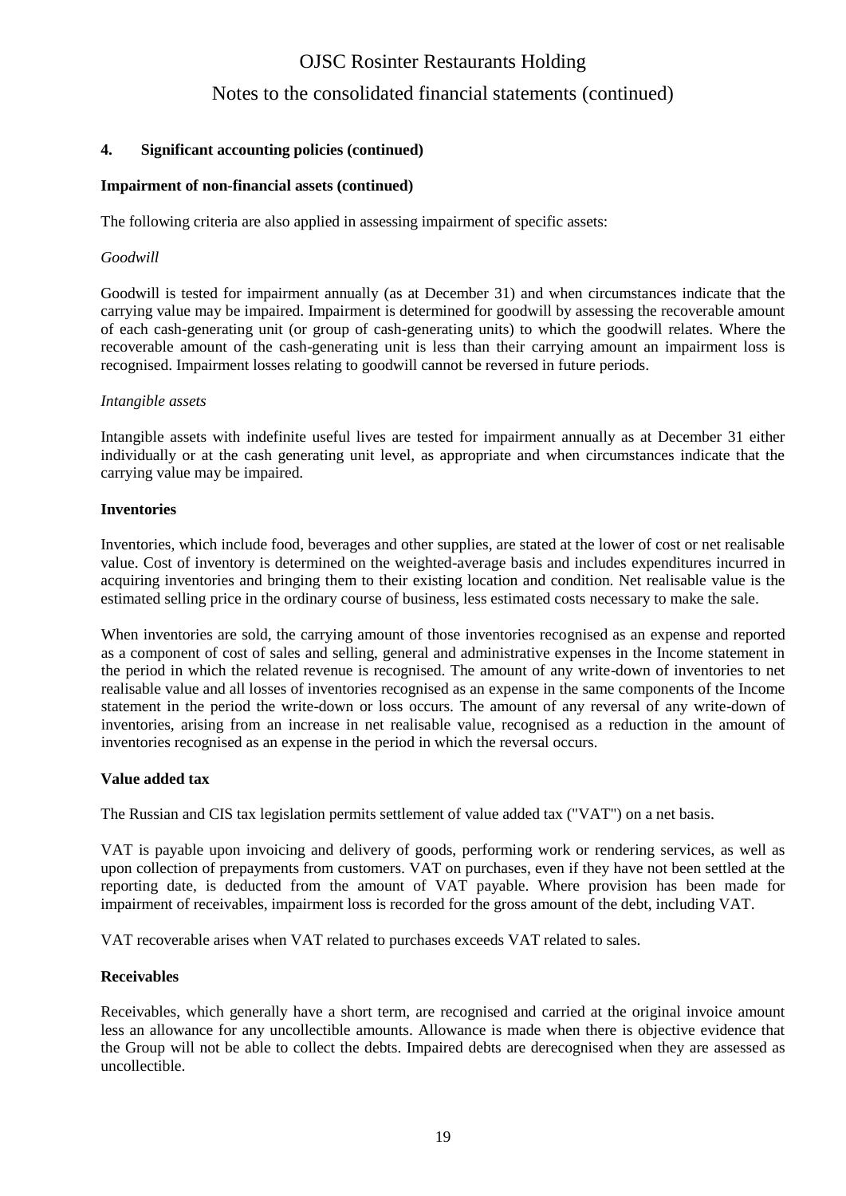## 4. Significant accounting policies (continued)

**Impairment of non-financial assets (continued)**

The following criteria are also applied in assessing impairment of specific assets:

*Goodwill*

Goodwill is tested for impairment annually (as at December 31) and when circumstances indicate that the carrying value may be impaired. Impairment is determined for goodwill by assessing the recoverable amount of each cash-generating unit (or group of cash-generating units) to which the goodwill relates. Where the recoverable amount of the cash-generating unit is less than their carrying amount an impairment loss is recognised. Impairment losses relating to goodwill cannot be reversed in future periods.

*Intangible assets*

Intangible assets with indefinite useful lives are tested for impairment annually as at December 31 either individually or at the cash generating unit level, as appropriate and when circumstances indicate that the carrying value may be impaired.

**Inventories**

Inventories, which include food, beverages and other supplies, are stated at the lower of cost or net realisable value. Cost of inventory is determined on the weighted-average basis and includes expenditures incurred in acquiring inventories and bringing them to their existing location and condition. Net realisable value is the estimated selling price in the ordinary course of business, less estimated costs necessary to make the sale.

When inventories are sold, the carrying amount of those inventories recognised as an expense and reported as a component of cost of sales and selling, general and administrative expenses in the Income statement in the period in which the related revenue is recognised. The amount of any write-down of inventories to net realisable value and all losses of inventories recognised as an expense in the same components of the Income statement in the period the write-down or loss occurs. The amount of any reversal of any write-down of inventories, arising from an increase in net realisable value, recognised as a reduction in the amount of inventories recognised as an expense in the period in which the reversal occurs.

**Value added tax**

The Russian and CIS tax legislation permits settlement of value added tax ("VAT") on a net basis.

VAT is payable upon invoicing and delivery of goods, performing work or rendering services, as well as upon collection of prepayments from customers. VAT on purchases, even if they have not been settled at the reporting date, is deducted from the amount of VAT payable. Where provision has been made for impairment of receivables, impairment loss is recorded for the gross amount of the debt, including VAT.

VAT recoverable arises when VAT related to purchases exceeds VAT related to sales.

**Receivables**

Receivables, which generally have a short term, are recognised and carried at the original invoice amount less an allowance for any uncollectible amounts. Allowance is made when there is objective evidence that the Group will not be able to collect the debts. Impaired debts are derecognised when they are assessed as uncollectible.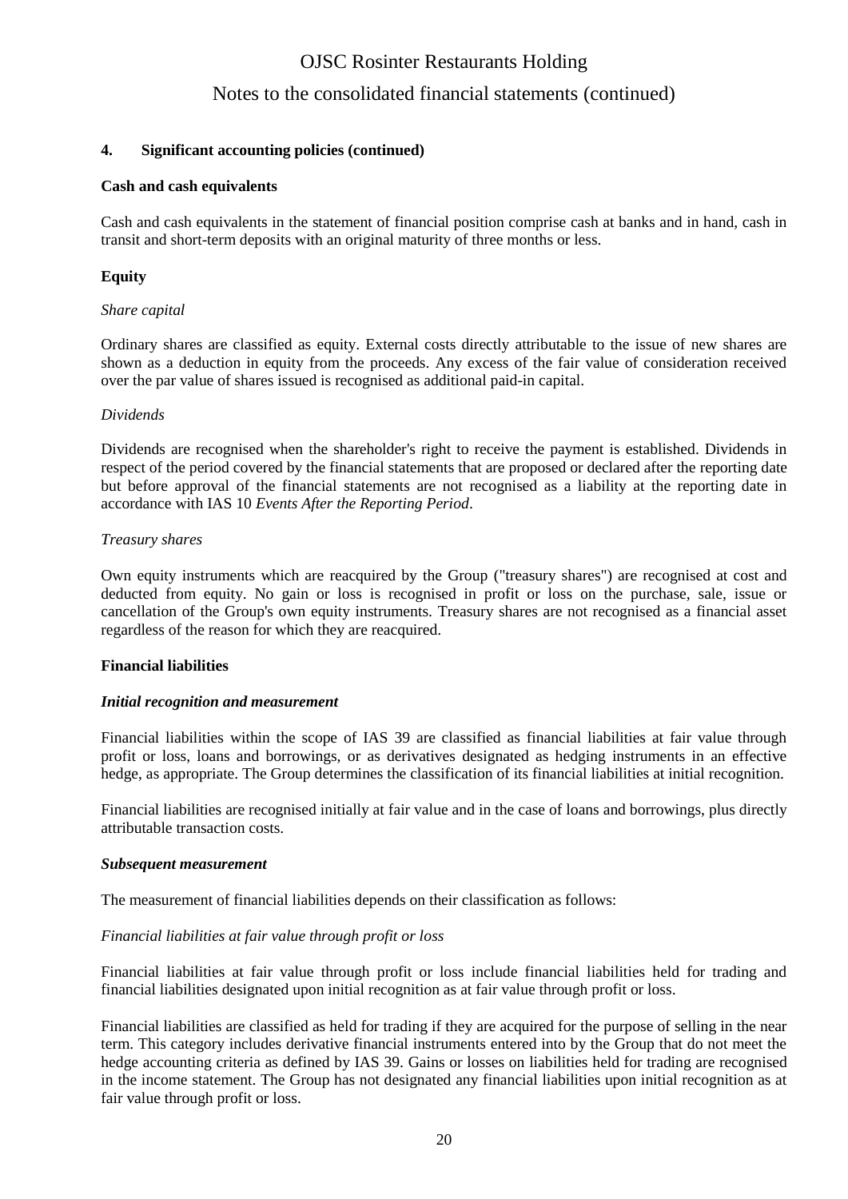## 4. Significant accounting policies (continued)

**Cash and cash equivalents**

Cash and cash equivalents in the statement of financial position comprise cash at banks and in hand, cash in transit and short-term deposits with an original maturity of three months or less.

**Equity**

*Share capital*

Ordinary shares are classified as equity. External costs directly attributable to the issue of new shares are shown as a deduction in equity from the proceeds. Any excess of the fair value of consideration received over the par value of shares issued is recognised as additional paid-in capital.

*Dividends*

Dividends are recognised when the shareholder's right to receive the payment is established. Dividends in respect of the period covered by the financial statements that are proposed or declared after the reporting date but before approval of the financial statements are not recognised as a liability at the reporting date in accordance with IAS 10 *Events After the Reporting Period*.

*Treasury shares*

Own equity instruments which are reacquired by the Group ("treasury shares") are recognised at cost and deducted from equity. No gain or loss is recognised in profit or loss on the purchase, sale, issue or cancellation of the Group's own equity instruments. Treasury shares are not recognised as a financial asset regardless of the reason for which they are reacquired.

**Financial liabilities**

***Initial recognition and measurement***

Financial liabilities within the scope of IAS 39 are classified as financial liabilities at fair value through profit or loss, loans and borrowings, or as derivatives designated as hedging instruments in an effective hedge, as appropriate. The Group determines the classification of its financial liabilities at initial recognition.

Financial liabilities are recognised initially at fair value and in the case of loans and borrowings, plus directly attributable transaction costs.

***Subsequent measurement***

The measurement of financial liabilities depends on their classification as follows:

*Financial liabilities at fair value through profit or loss*

Financial liabilities at fair value through profit or loss include financial liabilities held for trading and financial liabilities designated upon initial recognition as at fair value through profit or loss.

Financial liabilities are classified as held for trading if they are acquired for the purpose of selling in the near term. This category includes derivative financial instruments entered into by the Group that do not meet the hedge accounting criteria as defined by IAS 39. Gains or losses on liabilities held for trading are recognised in the income statement. The Group has not designated any financial liabilities upon initial recognition as at fair value through profit or loss.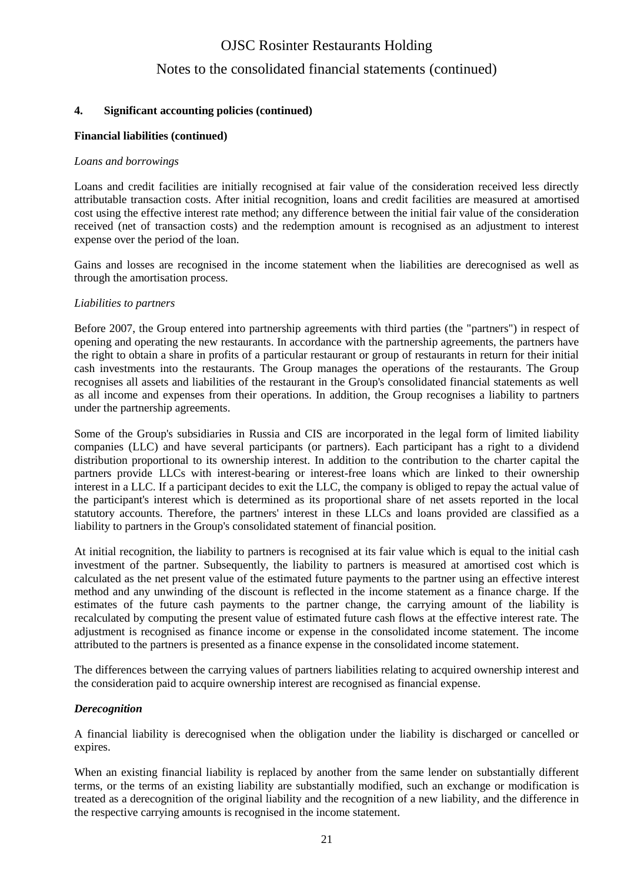## 4. Significant accounting policies (continued)

### Financial liabilities (continued)

*Loans and borrowings*

Loans and credit facilities are initially recognised at fair value of the consideration received less directly attributable transaction costs. After initial recognition, loans and credit facilities are measured at amortised cost using the effective interest rate method; any difference between the initial fair value of the consideration received (net of transaction costs) and the redemption amount is recognised as an adjustment to interest expense over the period of the loan.

Gains and losses are recognised in the income statement when the liabilities are derecognised as well as through the amortisation process.

*Liabilities to partners*

Before 2007, the Group entered into partnership agreements with third parties (the "partners") in respect of opening and operating the new restaurants. In accordance with the partnership agreements, the partners have the right to obtain a share in profits of a particular restaurant or group of restaurants in return for their initial cash investments into the restaurants. The Group manages the operations of the restaurants. The Group recognises all assets and liabilities of the restaurant in the Group's consolidated financial statements as well as all income and expenses from their operations. In addition, the Group recognises a liability to partners under the partnership agreements.

Some of the Group's subsidiaries in Russia and CIS are incorporated in the legal form of limited liability companies (LLC) and have several participants (or partners). Each participant has a right to a dividend distribution proportional to its ownership interest. In addition to the contribution to the charter capital the partners provide LLCs with interest-bearing or interest-free loans which are linked to their ownership interest in a LLC. If a participant decides to exit the LLC, the company is obliged to repay the actual value of the participant's interest which is determined as its proportional share of net assets reported in the local statutory accounts. Therefore, the partners' interest in these LLCs and loans provided are classified as a liability to partners in the Group's consolidated statement of financial position.

At initial recognition, the liability to partners is recognised at its fair value which is equal to the initial cash investment of the partner. Subsequently, the liability to partners is measured at amortised cost which is calculated as the net present value of the estimated future payments to the partner using an effective interest method and any unwinding of the discount is reflected in the income statement as a finance charge. If the estimates of the future cash payments to the partner change, the carrying amount of the liability is recalculated by computing the present value of estimated future cash flows at the effective interest rate. The adjustment is recognised as finance income or expense in the consolidated income statement. The income attributed to the partners is presented as a finance expense in the consolidated income statement.

The differences between the carrying values of partners liabilities relating to acquired ownership interest and the consideration paid to acquire ownership interest are recognised as financial expense.

***Derecognition***

A financial liability is derecognised when the obligation under the liability is discharged or cancelled or expires.

When an existing financial liability is replaced by another from the same lender on substantially different terms, or the terms of an existing liability are substantially modified, such an exchange or modification is treated as a derecognition of the original liability and the recognition of a new liability, and the difference in the respective carrying amounts is recognised in the income statement.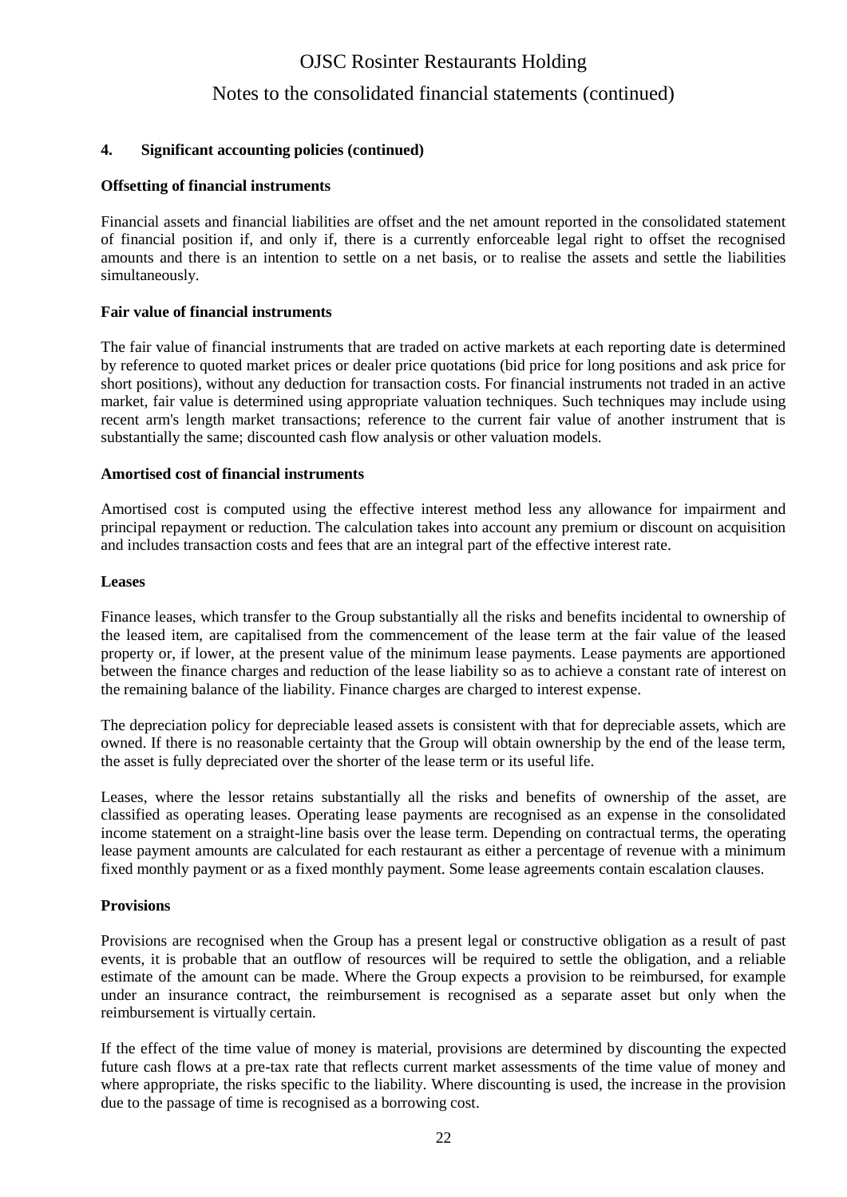## 4. Significant accounting policies (continued)

### Offsetting of financial instruments

Financial assets and financial liabilities are offset and the net amount reported in the consolidated statement of financial position if, and only if, there is a currently enforceable legal right to offset the recognised amounts and there is an intention to settle on a net basis, or to realise the assets and settle the liabilities simultaneously.

### Fair value of financial instruments

The fair value of financial instruments that are traded on active markets at each reporting date is determined by reference to quoted market prices or dealer price quotations (bid price for long positions and ask price for short positions), without any deduction for transaction costs. For financial instruments not traded in an active market, fair value is determined using appropriate valuation techniques. Such techniques may include using recent arm's length market transactions; reference to the current fair value of another instrument that is substantially the same; discounted cash flow analysis or other valuation models.

### Amortised cost of financial instruments

Amortised cost is computed using the effective interest method less any allowance for impairment and principal repayment or reduction. The calculation takes into account any premium or discount on acquisition and includes transaction costs and fees that are an integral part of the effective interest rate.

### Leases

Finance leases, which transfer to the Group substantially all the risks and benefits incidental to ownership of the leased item, are capitalised from the commencement of the lease term at the fair value of the leased property or, if lower, at the present value of the minimum lease payments. Lease payments are apportioned between the finance charges and reduction of the lease liability so as to achieve a constant rate of interest on the remaining balance of the liability. Finance charges are charged to interest expense.

The depreciation policy for depreciable leased assets is consistent with that for depreciable assets, which are owned. If there is no reasonable certainty that the Group will obtain ownership by the end of the lease term, the asset is fully depreciated over the shorter of the lease term or its useful life.

Leases, where the lessor retains substantially all the risks and benefits of ownership of the asset, are classified as operating leases. Operating lease payments are recognised as an expense in the consolidated income statement on a straight-line basis over the lease term. Depending on contractual terms, the operating lease payment amounts are calculated for each restaurant as either a percentage of revenue with a minimum fixed monthly payment or as a fixed monthly payment. Some lease agreements contain escalation clauses.

### Provisions

Provisions are recognised when the Group has a present legal or constructive obligation as a result of past events, it is probable that an outflow of resources will be required to settle the obligation, and a reliable estimate of the amount can be made. Where the Group expects a provision to be reimbursed, for example under an insurance contract, the reimbursement is recognised as a separate asset but only when the reimbursement is virtually certain.

If the effect of the time value of money is material, provisions are determined by discounting the expected future cash flows at a pre-tax rate that reflects current market assessments of the time value of money and where appropriate, the risks specific to the liability. Where discounting is used, the increase in the provision due to the passage of time is recognised as a borrowing cost.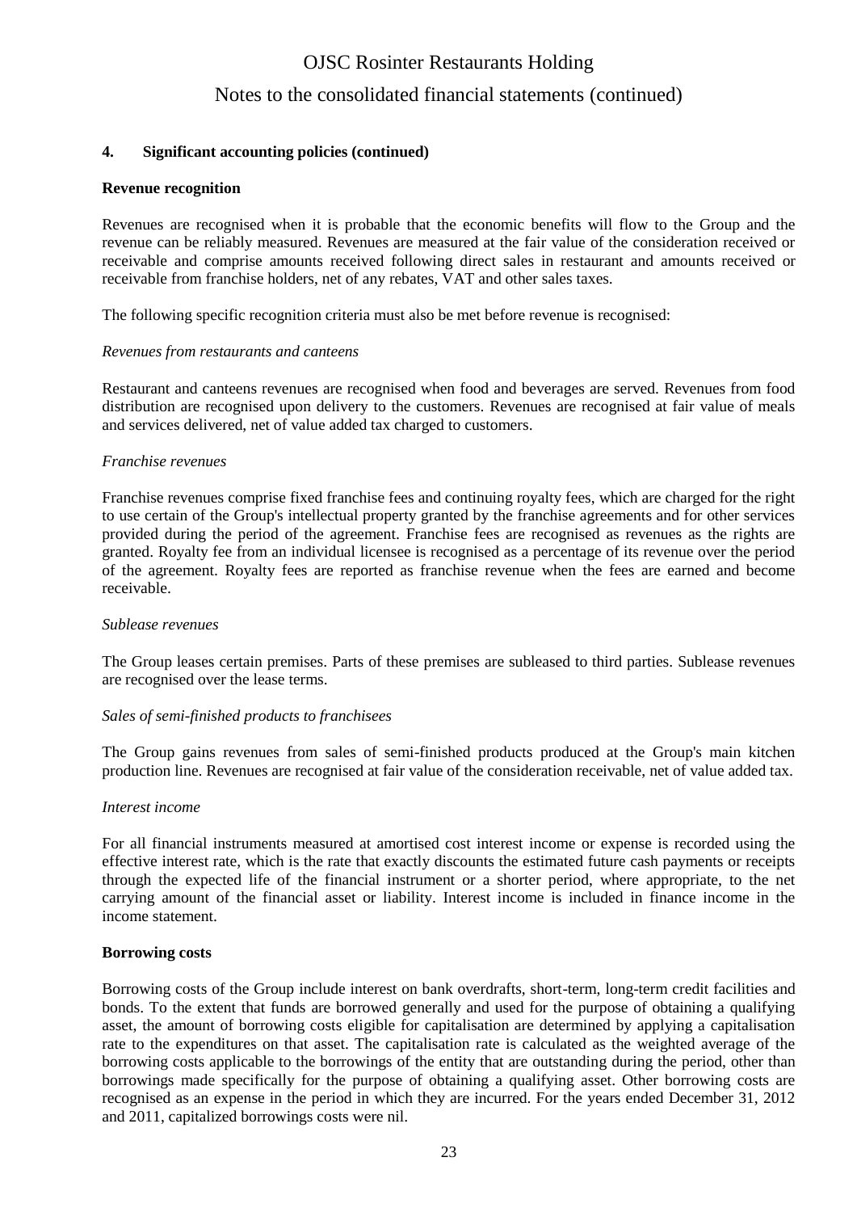## 4. Significant accounting policies (continued)

### Revenue recognition

Revenues are recognised when it is probable that the economic benefits will flow to the Group and the revenue can be reliably measured. Revenues are measured at the fair value of the consideration received or receivable and comprise amounts received following direct sales in restaurant and amounts received or receivable from franchise holders, net of any rebates, VAT and other sales taxes.

The following specific recognition criteria must also be met before revenue is recognised:

*Revenues from restaurants and canteens*

Restaurant and canteens revenues are recognised when food and beverages are served. Revenues from food distribution are recognised upon delivery to the customers. Revenues are recognised at fair value of meals and services delivered, net of value added tax charged to customers.

*Franchise revenues*

Franchise revenues comprise fixed franchise fees and continuing royalty fees, which are charged for the right to use certain of the Group's intellectual property granted by the franchise agreements and for other services provided during the period of the agreement. Franchise fees are recognised as revenues as the rights are granted. Royalty fee from an individual licensee is recognised as a percentage of its revenue over the period of the agreement. Royalty fees are reported as franchise revenue when the fees are earned and become receivable.

*Sublease revenues*

The Group leases certain premises. Parts of these premises are subleased to third parties. Sublease revenues are recognised over the lease terms.

*Sales of semi-finished products to franchisees*

The Group gains revenues from sales of semi-finished products produced at the Group's main kitchen production line. Revenues are recognised at fair value of the consideration receivable, net of value added tax.

*Interest income*

For all financial instruments measured at amortised cost interest income or expense is recorded using the effective interest rate, which is the rate that exactly discounts the estimated future cash payments or receipts through the expected life of the financial instrument or a shorter period, where appropriate, to the net carrying amount of the financial asset or liability. Interest income is included in finance income in the income statement.

### Borrowing costs

Borrowing costs of the Group include interest on bank overdrafts, short-term, long-term credit facilities and bonds. To the extent that funds are borrowed generally and used for the purpose of obtaining a qualifying asset, the amount of borrowing costs eligible for capitalisation are determined by applying a capitalisation rate to the expenditures on that asset. The capitalisation rate is calculated as the weighted average of the borrowing costs applicable to the borrowings of the entity that are outstanding during the period, other than borrowings made specifically for the purpose of obtaining a qualifying asset. Other borrowing costs are recognised as an expense in the period in which they are incurred. For the years ended December 31, 2012 and 2011, capitalized borrowings costs were nil.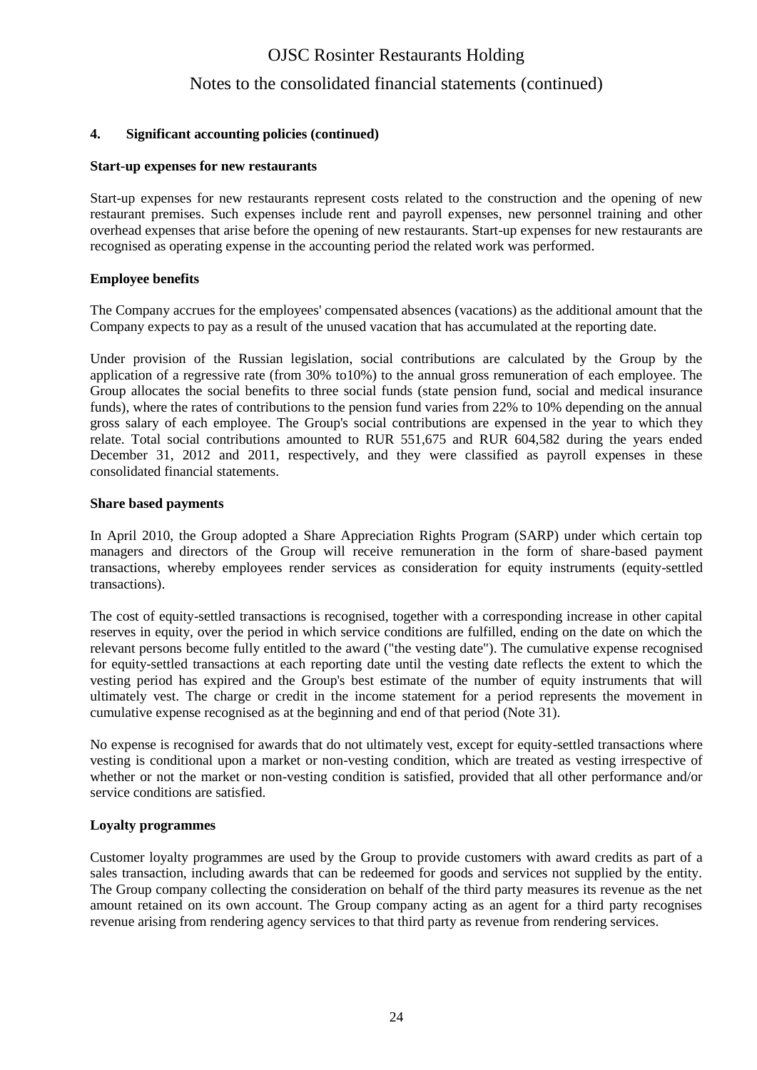## 4. Significant accounting policies (continued)

### Start-up expenses for new restaurants

Start-up expenses for new restaurants represent costs related to the construction and the opening of new restaurant premises. Such expenses include rent and payroll expenses, new personnel training and other overhead expenses that arise before the opening of new restaurants. Start-up expenses for new restaurants are recognised as operating expense in the accounting period the related work was performed.

### Employee benefits

The Company accrues for the employees' compensated absences (vacations) as the additional amount that the Company expects to pay as a result of the unused vacation that has accumulated at the reporting date.

Under provision of the Russian legislation, social contributions are calculated by the Group by the application of a regressive rate (from 30% to10%) to the annual gross remuneration of each employee. The Group allocates the social benefits to three social funds (state pension fund, social and medical insurance funds), where the rates of contributions to the pension fund varies from 22% to 10% depending on the annual gross salary of each employee. The Group's social contributions are expensed in the year to which they relate. Total social contributions amounted to RUR 551,675 and RUR 604,582 during the years ended December 31, 2012 and 2011, respectively, and they were classified as payroll expenses in these consolidated financial statements.

### Share based payments

In April 2010, the Group adopted a Share Appreciation Rights Program (SARP) under which certain top managers and directors of the Group will receive remuneration in the form of share-based payment transactions, whereby employees render services as consideration for equity instruments (equity-settled transactions).

The cost of equity-settled transactions is recognised, together with a corresponding increase in other capital reserves in equity, over the period in which service conditions are fulfilled, ending on the date on which the relevant persons become fully entitled to the award ("the vesting date"). The cumulative expense recognised for equity-settled transactions at each reporting date until the vesting date reflects the extent to which the vesting period has expired and the Group's best estimate of the number of equity instruments that will ultimately vest. The charge or credit in the income statement for a period represents the movement in cumulative expense recognised as at the beginning and end of that period (Note 31).

No expense is recognised for awards that do not ultimately vest, except for equity-settled transactions where vesting is conditional upon a market or non-vesting condition, which are treated as vesting irrespective of whether or not the market or non-vesting condition is satisfied, provided that all other performance and/or service conditions are satisfied.

### Loyalty programmes

Customer loyalty programmes are used by the Group to provide customers with award credits as part of a sales transaction, including awards that can be redeemed for goods and services not supplied by the entity. The Group company collecting the consideration on behalf of the third party measures its revenue as the net amount retained on its own account. The Group company acting as an agent for a third party recognises revenue arising from rendering agency services to that third party as revenue from rendering services.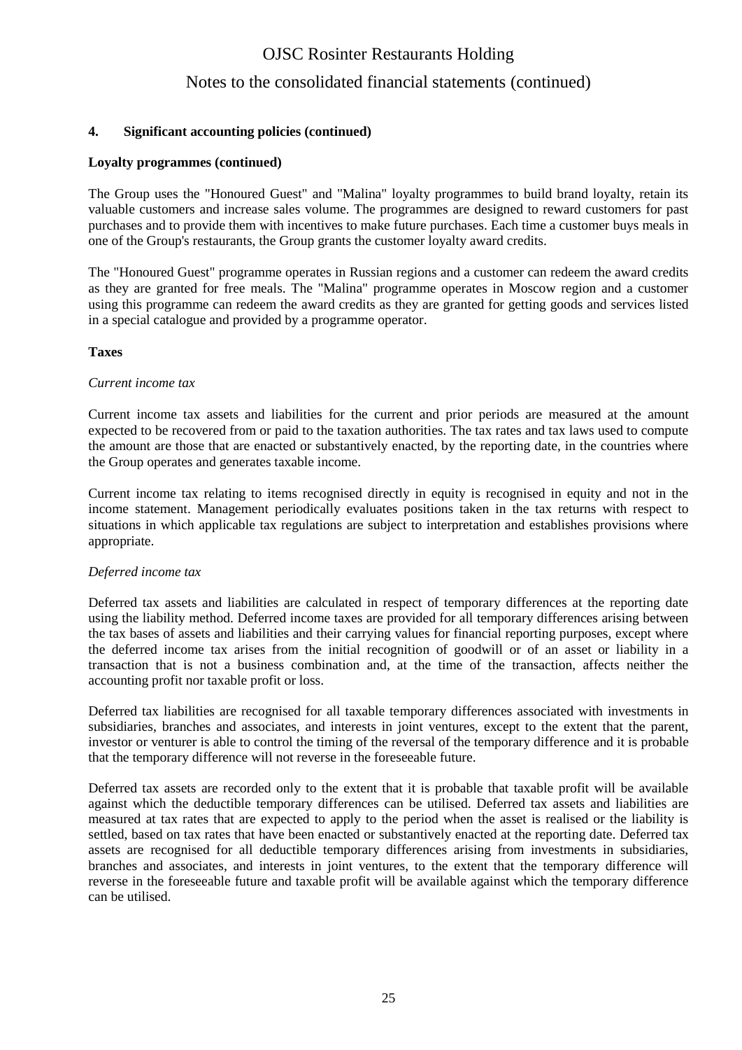### 4. Significant accounting policies (continued)

**Loyalty programmes (continued)**

The Group uses the "Honoured Guest" and "Malina" loyalty programmes to build brand loyalty, retain its valuable customers and increase sales volume. The programmes are designed to reward customers for past purchases and to provide them with incentives to make future purchases. Each time a customer buys meals in one of the Group's restaurants, the Group grants the customer loyalty award credits.

The "Honoured Guest" programme operates in Russian regions and a customer can redeem the award credits as they are granted for free meals. The "Malina" programme operates in Moscow region and a customer using this programme can redeem the award credits as they are granted for getting goods and services listed in a special catalogue and provided by a programme operator.

**Taxes**

*Current income tax*

Current income tax assets and liabilities for the current and prior periods are measured at the amount expected to be recovered from or paid to the taxation authorities. The tax rates and tax laws used to compute the amount are those that are enacted or substantively enacted, by the reporting date, in the countries where the Group operates and generates taxable income.

Current income tax relating to items recognised directly in equity is recognised in equity and not in the income statement. Management periodically evaluates positions taken in the tax returns with respect to situations in which applicable tax regulations are subject to interpretation and establishes provisions where appropriate.

*Deferred income tax*

Deferred tax assets and liabilities are calculated in respect of temporary differences at the reporting date using the liability method. Deferred income taxes are provided for all temporary differences arising between the tax bases of assets and liabilities and their carrying values for financial reporting purposes, except where the deferred income tax arises from the initial recognition of goodwill or of an asset or liability in a transaction that is not a business combination and, at the time of the transaction, affects neither the accounting profit nor taxable profit or loss.

Deferred tax liabilities are recognised for all taxable temporary differences associated with investments in subsidiaries, branches and associates, and interests in joint ventures, except to the extent that the parent, investor or venturer is able to control the timing of the reversal of the temporary difference and it is probable that the temporary difference will not reverse in the foreseeable future.

Deferred tax assets are recorded only to the extent that it is probable that taxable profit will be available against which the deductible temporary differences can be utilised. Deferred tax assets and liabilities are measured at tax rates that are expected to apply to the period when the asset is realised or the liability is settled, based on tax rates that have been enacted or substantively enacted at the reporting date. Deferred tax assets are recognised for all deductible temporary differences arising from investments in subsidiaries, branches and associates, and interests in joint ventures, to the extent that the temporary difference will reverse in the foreseeable future and taxable profit will be available against which the temporary difference can be utilised.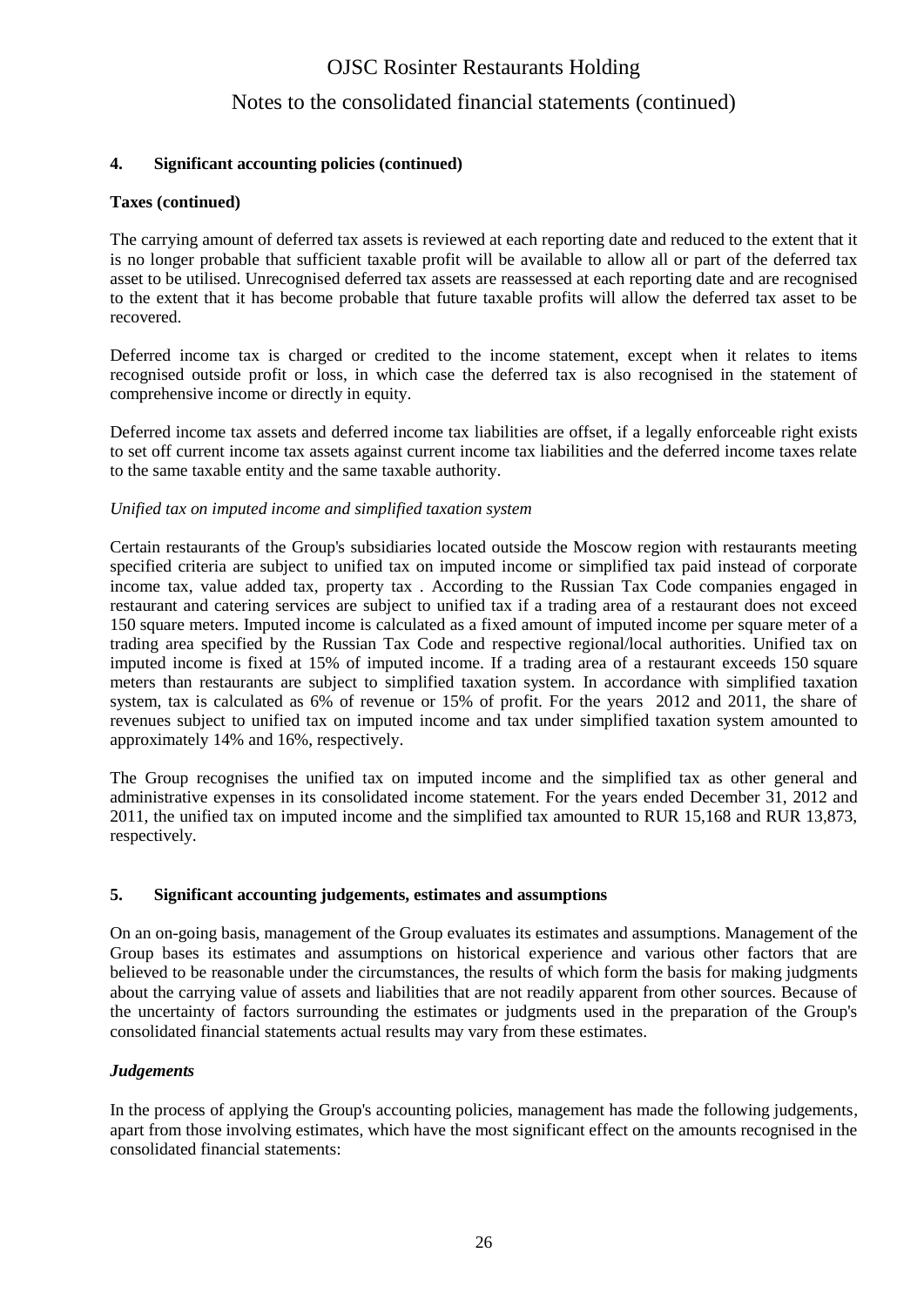### 4. Significant accounting policies (continued)

**Taxes (continued)**

The carrying amount of deferred tax assets is reviewed at each reporting date and reduced to the extent that it is no longer probable that sufficient taxable profit will be available to allow all or part of the deferred tax asset to be utilised. Unrecognised deferred tax assets are reassessed at each reporting date and are recognised to the extent that it has become probable that future taxable profits will allow the deferred tax asset to be recovered.

Deferred income tax is charged or credited to the income statement, except when it relates to items recognised outside profit or loss, in which case the deferred tax is also recognised in the statement of comprehensive income or directly in equity.

Deferred income tax assets and deferred income tax liabilities are offset, if a legally enforceable right exists to set off current income tax assets against current income tax liabilities and the deferred income taxes relate to the same taxable entity and the same taxable authority.

*Unified tax on imputed income and simplified taxation system*

Certain restaurants of the Group's subsidiaries located outside the Moscow region with restaurants meeting specified criteria are subject to unified tax on imputed income or simplified tax paid instead of corporate income tax, value added tax, property tax . According to the Russian Tax Code companies engaged in restaurant and catering services are subject to unified tax if a trading area of a restaurant does not exceed 150 square meters. Imputed income is calculated as a fixed amount of imputed income per square meter of a trading area specified by the Russian Tax Code and respective regional/local authorities. Unified tax on imputed income is fixed at 15% of imputed income. If a trading area of a restaurant exceeds 150 square meters than restaurants are subject to simplified taxation system. In accordance with simplified taxation system, tax is calculated as 6% of revenue or 15% of profit. For the years 2012 and 2011, the share of revenues subject to unified tax on imputed income and tax under simplified taxation system amounted to approximately 14% and 16%, respectively.

The Group recognises the unified tax on imputed income and the simplified tax as other general and administrative expenses in its consolidated income statement. For the years ended December 31, 2012 and 2011, the unified tax on imputed income and the simplified tax amounted to RUR 15,168 and RUR 13,873, respectively.

### 5. Significant accounting judgements, estimates and assumptions

On an on-going basis, management of the Group evaluates its estimates and assumptions. Management of the Group bases its estimates and assumptions on historical experience and various other factors that are believed to be reasonable under the circumstances, the results of which form the basis for making judgments about the carrying value of assets and liabilities that are not readily apparent from other sources. Because of the uncertainty of factors surrounding the estimates or judgments used in the preparation of the Group's consolidated financial statements actual results may vary from these estimates.

***Judgements***

In the process of applying the Group's accounting policies, management has made the following judgements, apart from those involving estimates, which have the most significant effect on the amounts recognised in the consolidated financial statements: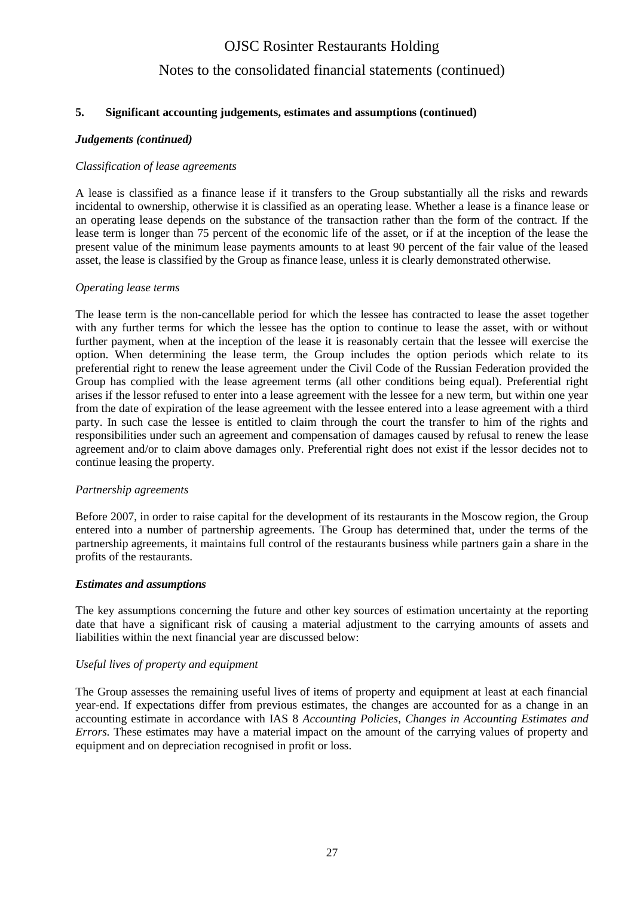### 5. Significant accounting judgements, estimates and assumptions (continued)

***Judgements (continued)***

*Classification of lease agreements*

A lease is classified as a finance lease if it transfers to the Group substantially all the risks and rewards incidental to ownership, otherwise it is classified as an operating lease. Whether a lease is a finance lease or an operating lease depends on the substance of the transaction rather than the form of the contract. If the lease term is longer than 75 percent of the economic life of the asset, or if at the inception of the lease the present value of the minimum lease payments amounts to at least 90 percent of the fair value of the leased asset, the lease is classified by the Group as finance lease, unless it is clearly demonstrated otherwise.

*Operating lease terms*

The lease term is the non-cancellable period for which the lessee has contracted to lease the asset together with any further terms for which the lessee has the option to continue to lease the asset, with or without further payment, when at the inception of the lease it is reasonably certain that the lessee will exercise the option. When determining the lease term, the Group includes the option periods which relate to its preferential right to renew the lease agreement under the Civil Code of the Russian Federation provided the Group has complied with the lease agreement terms (all other conditions being equal). Preferential right arises if the lessor refused to enter into a lease agreement with the lessee for a new term, but within one year from the date of expiration of the lease agreement with the lessee entered into a lease agreement with a third party. In such case the lessee is entitled to claim through the court the transfer to him of the rights and responsibilities under such an agreement and compensation of damages caused by refusal to renew the lease agreement and/or to claim above damages only. Preferential right does not exist if the lessor decides not to continue leasing the property.

*Partnership agreements*

Before 2007, in order to raise capital for the development of its restaurants in the Moscow region, the Group entered into a number of partnership agreements. The Group has determined that, under the terms of the partnership agreements, it maintains full control of the restaurants business while partners gain a share in the profits of the restaurants.

***Estimates and assumptions***

The key assumptions concerning the future and other key sources of estimation uncertainty at the reporting date that have a significant risk of causing a material adjustment to the carrying amounts of assets and liabilities within the next financial year are discussed below:

*Useful lives of property and equipment*

The Group assesses the remaining useful lives of items of property and equipment at least at each financial year-end. If expectations differ from previous estimates, the changes are accounted for as a change in an accounting estimate in accordance with IAS 8 *Accounting Policies, Changes in Accounting Estimates and Errors.* These estimates may have a material impact on the amount of the carrying values of property and equipment and on depreciation recognised in profit or loss.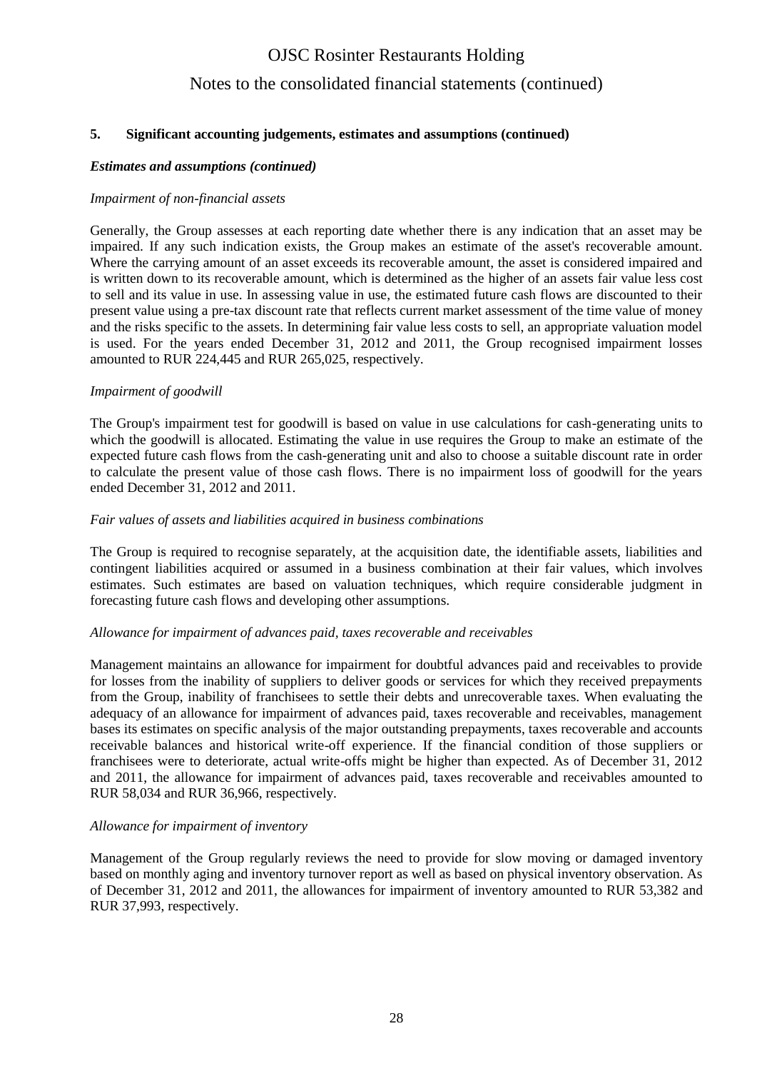### 5. Significant accounting judgements, estimates and assumptions (continued)

***Estimates and assumptions (continued)***

*Impairment of non-financial assets*

Generally, the Group assesses at each reporting date whether there is any indication that an asset may be impaired. If any such indication exists, the Group makes an estimate of the asset's recoverable amount. Where the carrying amount of an asset exceeds its recoverable amount, the asset is considered impaired and is written down to its recoverable amount, which is determined as the higher of an assets fair value less cost to sell and its value in use. In assessing value in use, the estimated future cash flows are discounted to their present value using a pre-tax discount rate that reflects current market assessment of the time value of money and the risks specific to the assets. In determining fair value less costs to sell, an appropriate valuation model is used. For the years ended December 31, 2012 and 2011, the Group recognised impairment losses amounted to RUR 224,445 and RUR 265,025, respectively.

*Impairment of goodwill*

The Group's impairment test for goodwill is based on value in use calculations for cash-generating units to which the goodwill is allocated. Estimating the value in use requires the Group to make an estimate of the expected future cash flows from the cash-generating unit and also to choose a suitable discount rate in order to calculate the present value of those cash flows. There is no impairment loss of goodwill for the years ended December 31, 2012 and 2011.

*Fair values of assets and liabilities acquired in business combinations*

The Group is required to recognise separately, at the acquisition date, the identifiable assets, liabilities and contingent liabilities acquired or assumed in a business combination at their fair values, which involves estimates. Such estimates are based on valuation techniques, which require considerable judgment in forecasting future cash flows and developing other assumptions.

*Allowance for impairment of advances paid, taxes recoverable and receivables*

Management maintains an allowance for impairment for doubtful advances paid and receivables to provide for losses from the inability of suppliers to deliver goods or services for which they received prepayments from the Group, inability of franchisees to settle their debts and unrecoverable taxes. When evaluating the adequacy of an allowance for impairment of advances paid, taxes recoverable and receivables, management bases its estimates on specific analysis of the major outstanding prepayments, taxes recoverable and accounts receivable balances and historical write-off experience. If the financial condition of those suppliers or franchisees were to deteriorate, actual write-offs might be higher than expected. As of December 31, 2012 and 2011, the allowance for impairment of advances paid, taxes recoverable and receivables amounted to RUR 58,034 and RUR 36,966, respectively.

*Allowance for impairment of inventory*

Management of the Group regularly reviews the need to provide for slow moving or damaged inventory based on monthly aging and inventory turnover report as well as based on physical inventory observation. As of December 31, 2012 and 2011, the allowances for impairment of inventory amounted to RUR 53,382 and RUR 37,993, respectively.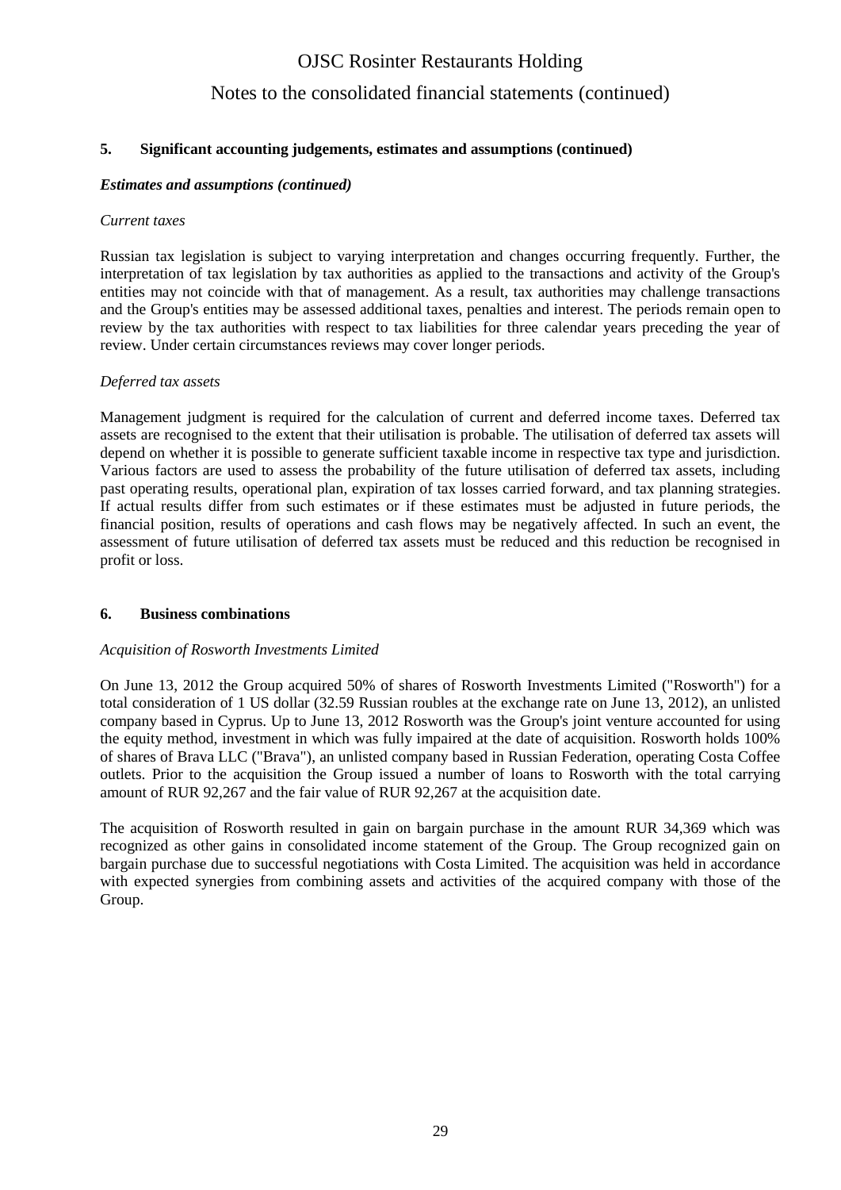## 5. Significant accounting judgements, estimates and assumptions (continued)

***Estimates and assumptions (continued)***

*Current taxes*

Russian tax legislation is subject to varying interpretation and changes occurring frequently. Further, the interpretation of tax legislation by tax authorities as applied to the transactions and activity of the Group's entities may not coincide with that of management. As a result, tax authorities may challenge transactions and the Group's entities may be assessed additional taxes, penalties and interest. The periods remain open to review by the tax authorities with respect to tax liabilities for three calendar years preceding the year of review. Under certain circumstances reviews may cover longer periods.

*Deferred tax assets*

Management judgment is required for the calculation of current and deferred income taxes. Deferred tax assets are recognised to the extent that their utilisation is probable. The utilisation of deferred tax assets will depend on whether it is possible to generate sufficient taxable income in respective tax type and jurisdiction. Various factors are used to assess the probability of the future utilisation of deferred tax assets, including past operating results, operational plan, expiration of tax losses carried forward, and tax planning strategies. If actual results differ from such estimates or if these estimates must be adjusted in future periods, the financial position, results of operations and cash flows may be negatively affected. In such an event, the assessment of future utilisation of deferred tax assets must be reduced and this reduction be recognised in profit or loss.

## 6. Business combinations

*Acquisition of Rosworth Investments Limited*

On June 13, 2012 the Group acquired 50% of shares of Rosworth Investments Limited ("Rosworth") for a total consideration of 1 US dollar (32.59 Russian roubles at the exchange rate on June 13, 2012), an unlisted company based in Cyprus. Up to June 13, 2012 Rosworth was the Group's joint venture accounted for using the equity method, investment in which was fully impaired at the date of acquisition. Rosworth holds 100% of shares of Brava LLC ("Brava"), an unlisted company based in Russian Federation, operating Costa Coffee outlets. Prior to the acquisition the Group issued a number of loans to Rosworth with the total carrying amount of RUR 92,267 and the fair value of RUR 92,267 at the acquisition date.

The acquisition of Rosworth resulted in gain on bargain purchase in the amount RUR 34,369 which was recognized as other gains in consolidated income statement of the Group. The Group recognized gain on bargain purchase due to successful negotiations with Costa Limited. The acquisition was held in accordance with expected synergies from combining assets and activities of the acquired company with those of the Group.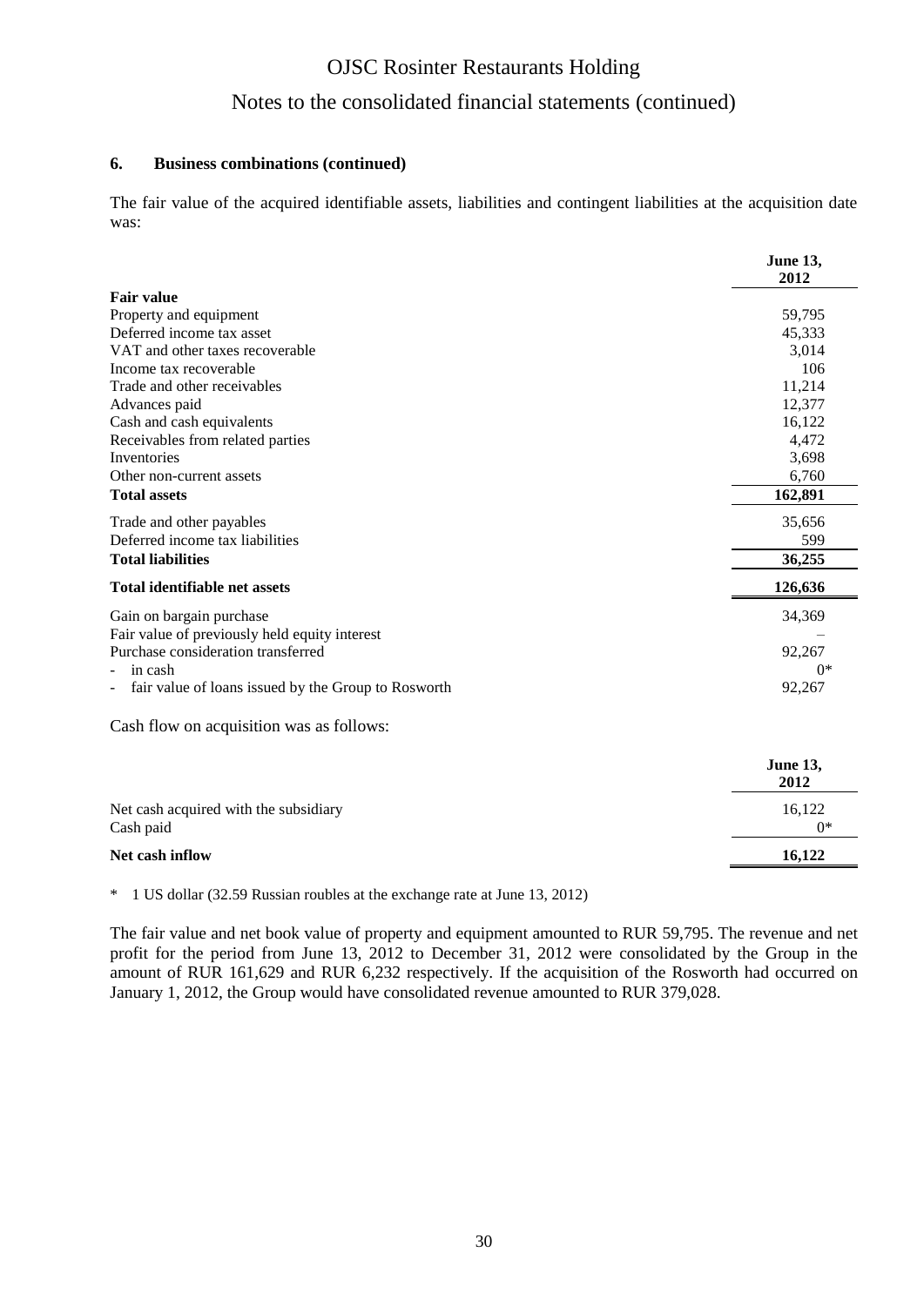### 6. Business combinations (continued)

The fair value of the acquired identifiable assets, liabilities and contingent liabilities at the acquisition date was:

| | June 13, 2012 |
|---|---|
| **Fair value** | |
| Property and equipment | 59,795 |
| Deferred income tax asset | 45,333 |
| VAT and other taxes recoverable | 3,014 |
| Income tax recoverable | 106 |
| Trade and other receivables | 11,214 |
| Advances paid | 12,377 |
| Cash and cash equivalents | 16,122 |
| Receivables from related parties | 4,472 |
| Inventories | 3,698 |
| Other non-current assets | 6,760 |
| **Total assets** | **162,891** |
| Trade and other payables | 35,656 |
| Deferred income tax liabilities | 599 |
| **Total liabilities** | **36,255** |
| **Total identifiable net assets** | **126,636** |
| Gain on bargain purchase | 34,369 |
| Fair value of previously held equity interest | – |
| Purchase consideration transferred | 92,267 |
| - in cash | 0* |
| - fair value of loans issued by the Group to Rosworth | 92,267 |

Cash flow on acquisition was as follows:

| | June 13, 2012 |
|---|---|
| Net cash acquired with the subsidiary | 16,122 |
| Cash paid | 0* |
| **Net cash inflow** | **16,122** |

\* 1 US dollar (32.59 Russian roubles at the exchange rate at June 13, 2012)

The fair value and net book value of property and equipment amounted to RUR 59,795. The revenue and net profit for the period from June 13, 2012 to December 31, 2012 were consolidated by the Group in the amount of RUR 161,629 and RUR 6,232 respectively. If the acquisition of the Rosworth had occurred on January 1, 2012, the Group would have consolidated revenue amounted to RUR 379,028.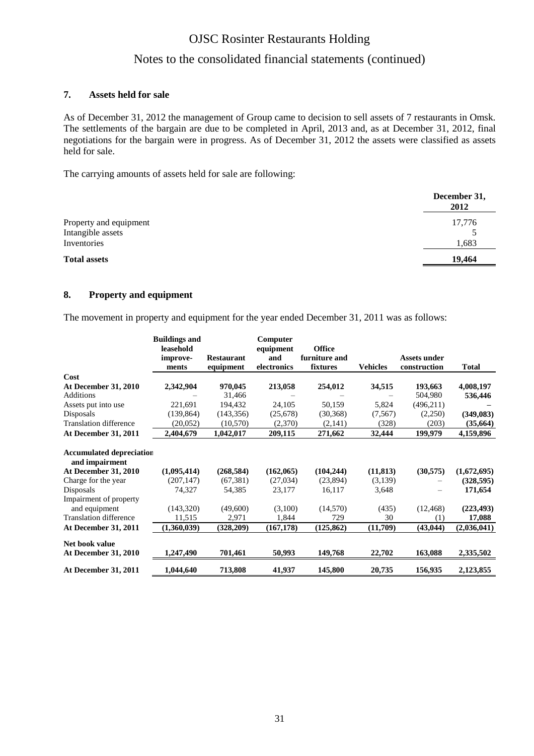## 7. Assets held for sale

As of December 31, 2012 the management of Group came to decision to sell assets of 7 restaurants in Omsk. The settlements of the bargain are due to be completed in April, 2013 and, as at December 31, 2012, final negotiations for the bargain were in progress. As of December 31, 2012 the assets were classified as assets held for sale.

The carrying amounts of assets held for sale are following:

| | December 31, 2012 |
|---|---|
| Property and equipment | 17,776 |
| Intangible assets | 5 |
| Inventories | 1,683 |
| **Total assets** | **19,464** |

## 8. Property and equipment

The movement in property and equipment for the year ended December 31, 2011 was as follows:

| | Buildings and leasehold improve-ments | Restaurant equipment | Computer equipment and electronics | Office furniture and fixtures | Vehicles | Assets under construction | Total |
|---|---|---|---|---|---|---|---|
| **Cost** | | | | | | | |
| **At December 31, 2010** | **2,342,904** | **970,045** | **213,058** | **254,012** | **34,515** | **193,663** | **4,008,197** |
| Additions | – | 31,466 | – | – | – | 504,980 | **536,446** |
| Assets put into use | 221,691 | 194,432 | 24,105 | 50,159 | 5,824 | (496,211) | **–** |
| Disposals | (139,864) | (143,356) | (25,678) | (30,368) | (7,567) | (2,250) | **(349,083)** |
| Translation difference | (20,052) | (10,570) | (2,370) | (2,141) | (328) | (203) | **(35,664)** |
| **At December 31, 2011** | **2,404,679** | **1,042,017** | **209,115** | **271,662** | **32,444** | **199,979** | **4,159,896** |
| **Accumulated depreciation and impairment** | | | | | | | |
| **At December 31, 2010** | **(1,095,414)** | **(268,584)** | **(162,065)** | **(104,244)** | **(11,813)** | **(30,575)** | **(1,672,695)** |
| Charge for the year | (207,147) | (67,381) | (27,034) | (23,894) | (3,139) | – | **(328,595)** |
| Disposals | 74,327 | 54,385 | 23,177 | 16,117 | 3,648 | – | **171,654** |
| Impairment of property and equipment | (143,320) | (49,600) | (3,100) | (14,570) | (435) | (12,468) | **(223,493)** |
| Translation difference | 11,515 | 2,971 | 1,844 | 729 | 30 | (1) | **17,088** |
| **At December 31, 2011** | **(1,360,039)** | **(328,209)** | **(167,178)** | **(125,862)** | **(11,709)** | **(43,044)** | **(2,036,041)** |
| **Net book value** | | | | | | | |
| **At December 31, 2010** | **1,247,490** | **701,461** | **50,993** | **149,768** | **22,702** | **163,088** | **2,335,502** |
| **At December 31, 2011** | **1,044,640** | **713,808** | **41,937** | **145,800** | **20,735** | **156,935** | **2,123,855** |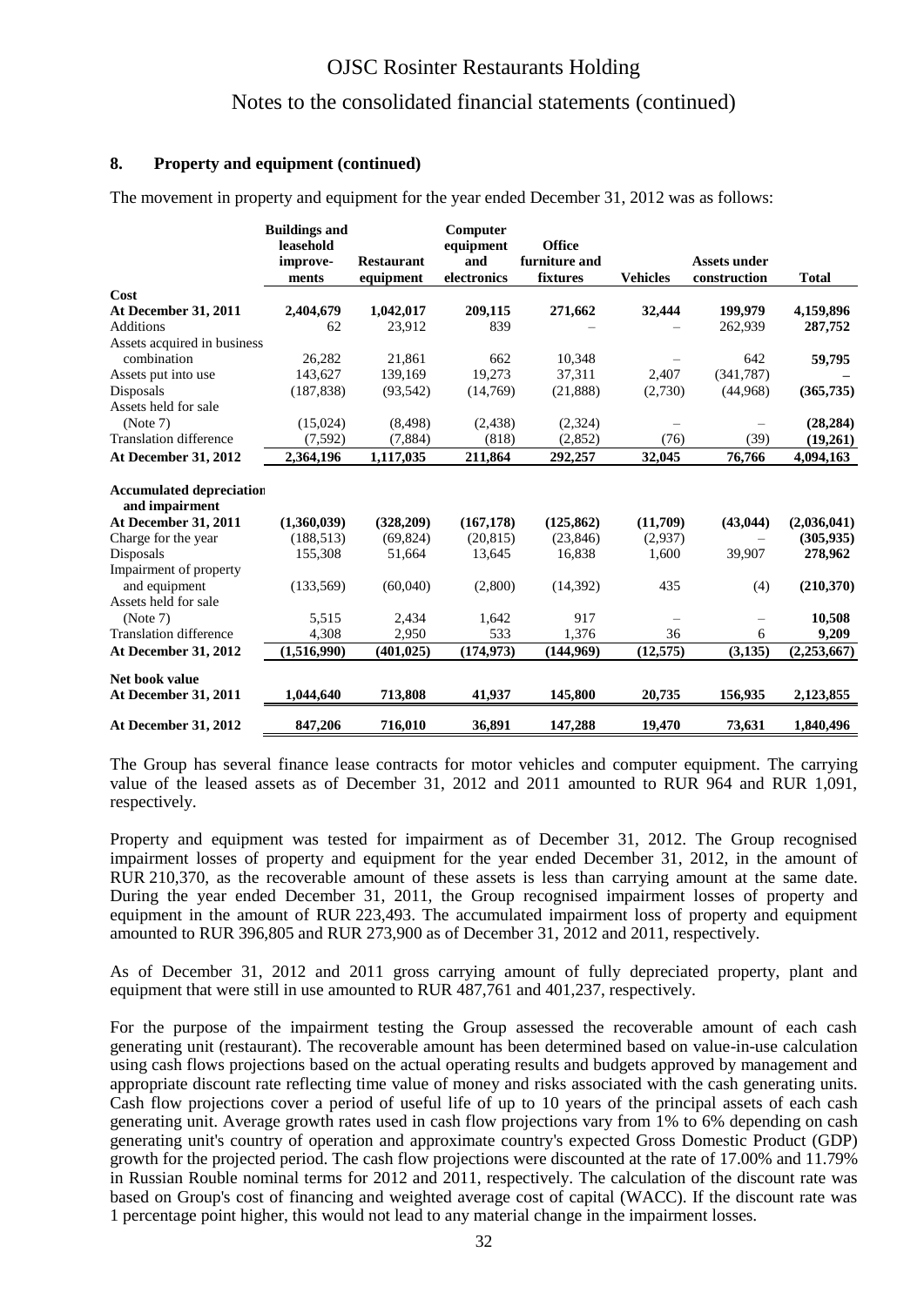## 8. Property and equipment (continued)

The movement in property and equipment for the year ended December 31, 2012 was as follows:

| | Buildings and leasehold improve-ments | Restaurant equipment | Computer equipment and electronics | Office furniture and fixtures | Vehicles | Assets under construction | Total |
|---|---|---|---|---|---|---|---|
| **Cost** | | | | | | | |
| **At December 31, 2011** | **2,404,679** | **1,042,017** | **209,115** | **271,662** | **32,444** | **199,979** | **4,159,896** |
| Additions | 62 | 23,912 | 839 | – | – | 262,939 | **287,752** |
| Assets acquired in business combination | 26,282 | 21,861 | 662 | 10,348 | – | 642 | **59,795** |
| Assets put into use | 143,627 | 139,169 | 19,273 | 37,311 | 2,407 | (341,787) | **–** |
| Disposals | (187,838) | (93,542) | (14,769) | (21,888) | (2,730) | (44,968) | **(365,735)** |
| Assets held for sale (Note 7) | (15,024) | (8,498) | (2,438) | (2,324) | – | – | **(28,284)** |
| Translation difference | (7,592) | (7,884) | (818) | (2,852) | (76) | (39) | **(19,261)** |
| **At December 31, 2012** | **2,364,196** | **1,117,035** | **211,864** | **292,257** | **32,045** | **76,766** | **4,094,163** |
| **Accumulated depreciation and impairment** | | | | | | | |
| **At December 31, 2011** | **(1,360,039)** | **(328,209)** | **(167,178)** | **(125,862)** | **(11,709)** | **(43,044)** | **(2,036,041)** |
| Charge for the year | (188,513) | (69,824) | (20,815) | (23,846) | (2,937) | – | **(305,935)** |
| Disposals | 155,308 | 51,664 | 13,645 | 16,838 | 1,600 | 39,907 | **278,962** |
| Impairment of property and equipment | (133,569) | (60,040) | (2,800) | (14,392) | 435 | (4) | **(210,370)** |
| Assets held for sale (Note 7) | 5,515 | 2,434 | 1,642 | 917 | – | – | **10,508** |
| Translation difference | 4,308 | 2,950 | 533 | 1,376 | 36 | 6 | **9,209** |
| **At December 31, 2012** | **(1,516,990)** | **(401,025)** | **(174,973)** | **(144,969)** | **(12,575)** | **(3,135)** | **(2,253,667)** |
| **Net book value** | | | | | | | |
| **At December 31, 2011** | **1,044,640** | **713,808** | **41,937** | **145,800** | **20,735** | **156,935** | **2,123,855** |
| **At December 31, 2012** | **847,206** | **716,010** | **36,891** | **147,288** | **19,470** | **73,631** | **1,840,496** |

The Group has several finance lease contracts for motor vehicles and computer equipment. The carrying value of the leased assets as of December 31, 2012 and 2011 amounted to RUR 964 and RUR 1,091, respectively.

Property and equipment was tested for impairment as of December 31, 2012. The Group recognised impairment losses of property and equipment for the year ended December 31, 2012, in the amount of RUR 210,370, as the recoverable amount of these assets is less than carrying amount at the same date. During the year ended December 31, 2011, the Group recognised impairment losses of property and equipment in the amount of RUR 223,493. The accumulated impairment loss of property and equipment amounted to RUR 396,805 and RUR 273,900 as of December 31, 2012 and 2011, respectively.

As of December 31, 2012 and 2011 gross carrying amount of fully depreciated property, plant and equipment that were still in use amounted to RUR 487,761 and 401,237, respectively.

For the purpose of the impairment testing the Group assessed the recoverable amount of each cash generating unit (restaurant). The recoverable amount has been determined based on value-in-use calculation using cash flows projections based on the actual operating results and budgets approved by management and appropriate discount rate reflecting time value of money and risks associated with the cash generating units. Cash flow projections cover a period of useful life of up to 10 years of the principal assets of each cash generating unit. Average growth rates used in cash flow projections vary from 1% to 6% depending on cash generating unit's country of operation and approximate country's expected Gross Domestic Product (GDP) growth for the projected period. The cash flow projections were discounted at the rate of 17.00% and 11.79% in Russian Rouble nominal terms for 2012 and 2011, respectively. The calculation of the discount rate was based on Group's cost of financing and weighted average cost of capital (WACC). If the discount rate was 1 percentage point higher, this would not lead to any material change in the impairment losses.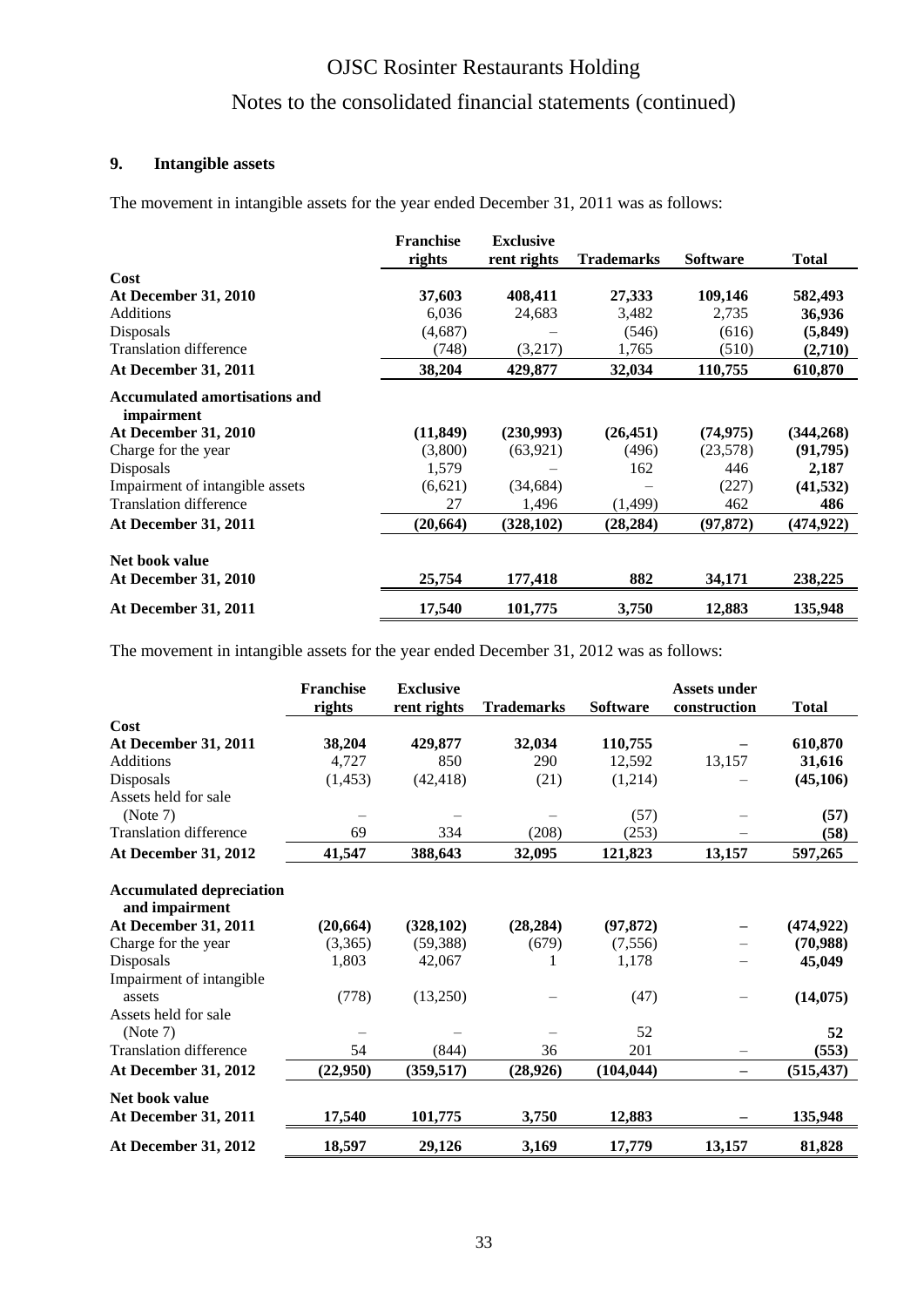## 9. Intangible assets

The movement in intangible assets for the year ended December 31, 2011 was as follows:

| | Franchise rights | Exclusive rent rights | Trademarks | Software | Total |
|---|---|---|---|---|---|
| **Cost** | | | | | |
| **At December 31, 2010** | **37,603** | **408,411** | **27,333** | **109,146** | **582,493** |
| Additions | 6,036 | 24,683 | 3,482 | 2,735 | **36,936** |
| Disposals | (4,687) | – | (546) | (616) | **(5,849)** |
| Translation difference | (748) | (3,217) | 1,765 | (510) | **(2,710)** |
| **At December 31, 2011** | **38,204** | **429,877** | **32,034** | **110,755** | **610,870** |
| **Accumulated amortisations and impairment** | | | | | |
| **At December 31, 2010** | **(11,849)** | **(230,993)** | **(26,451)** | **(74,975)** | **(344,268)** |
| Charge for the year | (3,800) | (63,921) | (496) | (23,578) | **(91,795)** |
| Disposals | 1,579 | – | 162 | 446 | **2,187** |
| Impairment of intangible assets | (6,621) | (34,684) | – | (227) | **(41,532)** |
| Translation difference | 27 | 1,496 | (1,499) | 462 | **486** |
| **At December 31, 2011** | **(20,664)** | **(328,102)** | **(28,284)** | **(97,872)** | **(474,922)** |
| **Net book value** | | | | | |
| **At December 31, 2010** | **25,754** | **177,418** | **882** | **34,171** | **238,225** |
| **At December 31, 2011** | **17,540** | **101,775** | **3,750** | **12,883** | **135,948** |

The movement in intangible assets for the year ended December 31, 2012 was as follows:

| | Franchise rights | Exclusive rent rights | Trademarks | Software | Assets under construction | Total |
|---|---|---|---|---|---|---|
| **Cost** | | | | | | |
| **At December 31, 2011** | **38,204** | **429,877** | **32,034** | **110,755** | **–** | **610,870** |
| Additions | 4,727 | 850 | 290 | 12,592 | 13,157 | **31,616** |
| Disposals | (1,453) | (42,418) | (21) | (1,214) | – | **(45,106)** |
| Assets held for sale (Note 7) | – | – | – | (57) | – | **(57)** |
| Translation difference | 69 | 334 | (208) | (253) | – | **(58)** |
| **At December 31, 2012** | **41,547** | **388,643** | **32,095** | **121,823** | **13,157** | **597,265** |
| **Accumulated depreciation and impairment** | | | | | | |
| **At December 31, 2011** | **(20,664)** | **(328,102)** | **(28,284)** | **(97,872)** | **–** | **(474,922)** |
| Charge for the year | (3,365) | (59,388) | (679) | (7,556) | – | **(70,988)** |
| Disposals | 1,803 | 42,067 | 1 | 1,178 | – | **45,049** |
| Impairment of intangible assets | (778) | (13,250) | – | (47) | – | **(14,075)** |
| Assets held for sale (Note 7) | – | – | – | 52 | | **52** |
| Translation difference | 54 | (844) | 36 | 201 | – | **(553)** |
| **At December 31, 2012** | **(22,950)** | **(359,517)** | **(28,926)** | **(104,044)** | **–** | **(515,437)** |
| **Net book value** | | | | | | |
| **At December 31, 2011** | **17,540** | **101,775** | **3,750** | **12,883** | **–** | **135,948** |
| **At December 31, 2012** | **18,597** | **29,126** | **3,169** | **17,779** | **13,157** | **81,828** |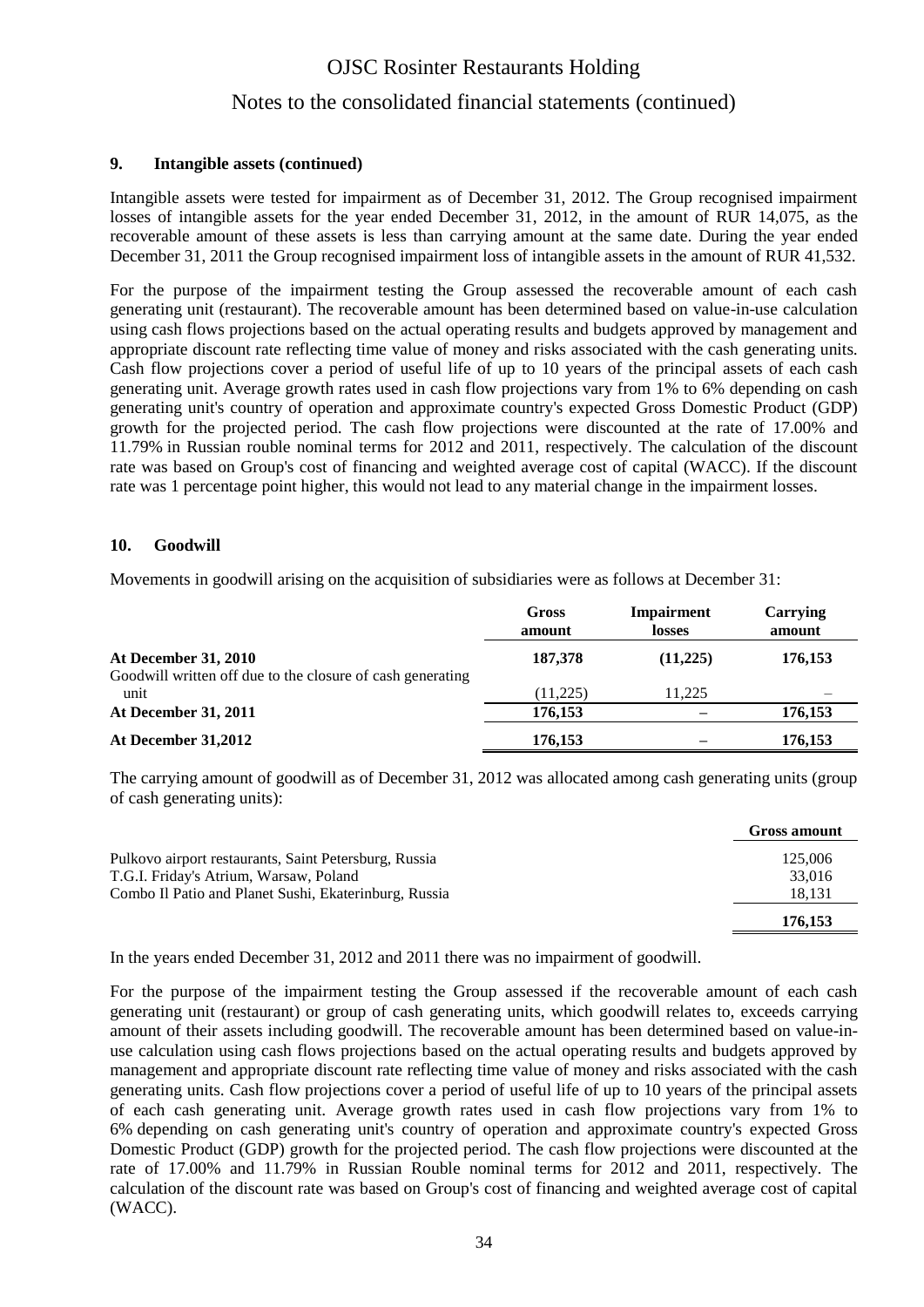### 9. Intangible assets (continued)

Intangible assets were tested for impairment as of December 31, 2012. The Group recognised impairment losses of intangible assets for the year ended December 31, 2012, in the amount of RUR 14,075, as the recoverable amount of these assets is less than carrying amount at the same date. During the year ended December 31, 2011 the Group recognised impairment loss of intangible assets in the amount of RUR 41,532.

For the purpose of the impairment testing the Group assessed the recoverable amount of each cash generating unit (restaurant). The recoverable amount has been determined based on value-in-use calculation using cash flows projections based on the actual operating results and budgets approved by management and appropriate discount rate reflecting time value of money and risks associated with the cash generating units. Cash flow projections cover a period of useful life of up to 10 years of the principal assets of each cash generating unit. Average growth rates used in cash flow projections vary from 1% to 6% depending on cash generating unit's country of operation and approximate country's expected Gross Domestic Product (GDP) growth for the projected period. The cash flow projections were discounted at the rate of 17.00% and 11.79% in Russian rouble nominal terms for 2012 and 2011, respectively. The calculation of the discount rate was based on Group's cost of financing and weighted average cost of capital (WACC). If the discount rate was 1 percentage point higher, this would not lead to any material change in the impairment losses.

### 10. Goodwill

Movements in goodwill arising on the acquisition of subsidiaries were as follows at December 31:

| | Gross amount | Impairment losses | Carrying amount |
|---|---|---|---|
| **At December 31, 2010** | **187,378** | **(11,225)** | **176,153** |
| Goodwill written off due to the closure of cash generating unit | (11,225) | 11,225 | – |
| **At December 31, 2011** | **176,153** | **–** | **176,153** |
| **At December 31,2012** | **176,153** | **–** | **176,153** |

The carrying amount of goodwill as of December 31, 2012 was allocated among cash generating units (group of cash generating units):

| | Gross amount |
|---|---|
| Pulkovo airport restaurants, Saint Petersburg, Russia | 125,006 |
| T.G.I. Friday's Atrium, Warsaw, Poland | 33,016 |
| Combo Il Patio and Planet Sushi, Ekaterinburg, Russia | 18,131 |
| | **176,153** |

In the years ended December 31, 2012 and 2011 there was no impairment of goodwill.

For the purpose of the impairment testing the Group assessed if the recoverable amount of each cash generating unit (restaurant) or group of cash generating units, which goodwill relates to, exceeds carrying amount of their assets including goodwill. The recoverable amount has been determined based on value-in-use calculation using cash flows projections based on the actual operating results and budgets approved by management and appropriate discount rate reflecting time value of money and risks associated with the cash generating units. Cash flow projections cover a period of useful life of up to 10 years of the principal assets of each cash generating unit. Average growth rates used in cash flow projections vary from 1% to 6% depending on cash generating unit's country of operation and approximate country's expected Gross Domestic Product (GDP) growth for the projected period. The cash flow projections were discounted at the rate of 17.00% and 11.79% in Russian Rouble nominal terms for 2012 and 2011, respectively. The calculation of the discount rate was based on Group's cost of financing and weighted average cost of capital (WACC).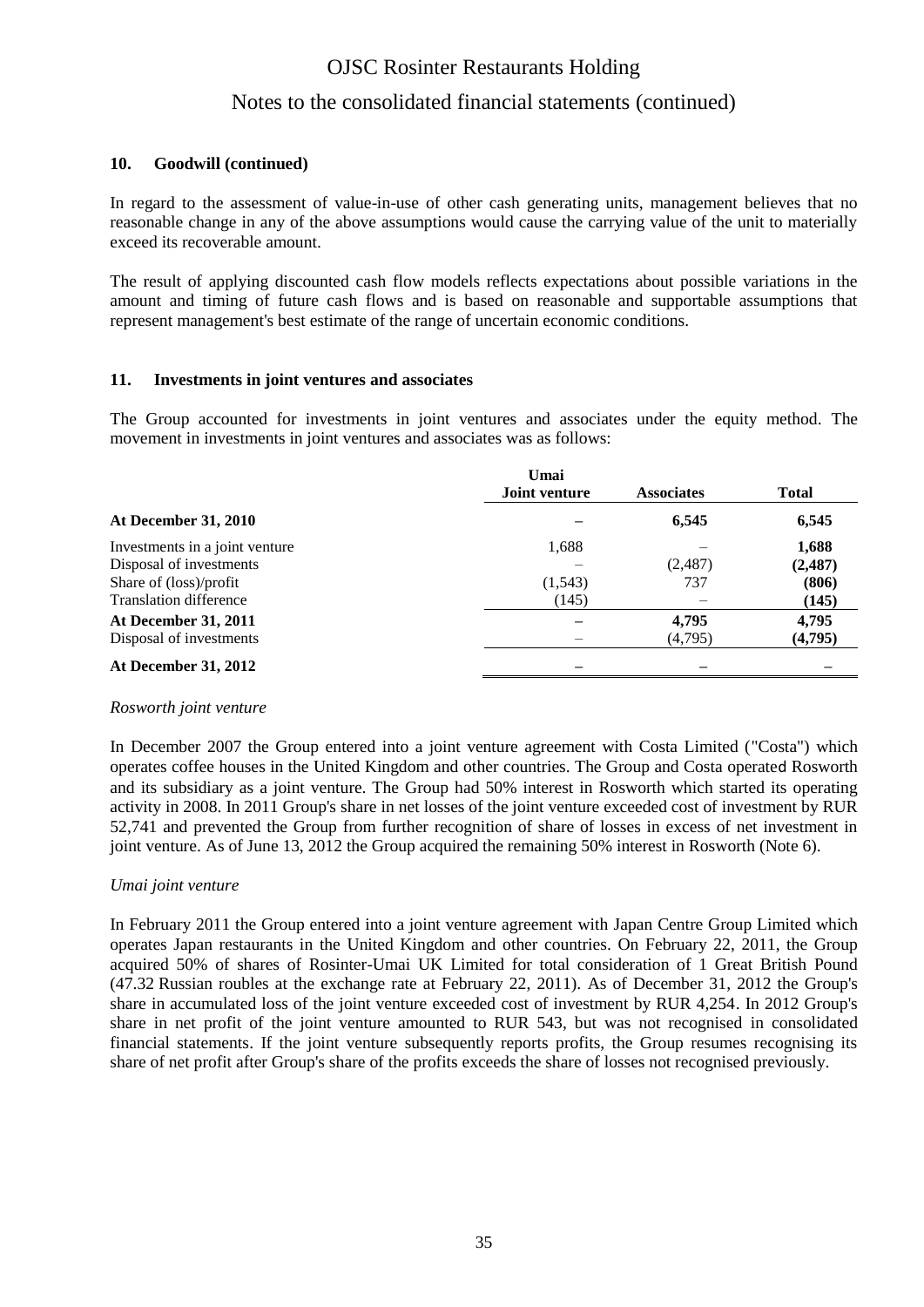## 10. Goodwill (continued)

In regard to the assessment of value-in-use of other cash generating units, management believes that no reasonable change in any of the above assumptions would cause the carrying value of the unit to materially exceed its recoverable amount.

The result of applying discounted cash flow models reflects expectations about possible variations in the amount and timing of future cash flows and is based on reasonable and supportable assumptions that represent management's best estimate of the range of uncertain economic conditions.

## 11. Investments in joint ventures and associates

The Group accounted for investments in joint ventures and associates under the equity method. The movement in investments in joint ventures and associates was as follows:

| | Umai Joint venture | Associates | Total |
|---|---|---|---|
| **At December 31, 2010** | – | **6,545** | **6,545** |
| Investments in a joint venture | 1,688 | – | **1,688** |
| Disposal of investments | – | (2,487) | **(2,487)** |
| Share of (loss)/profit | (1,543) | 737 | **(806)** |
| Translation difference | (145) | – | **(145)** |
| **At December 31, 2011** | – | **4,795** | **4,795** |
| Disposal of investments | – | (4,795) | **(4,795)** |
| **At December 31, 2012** | – | – | – |

*Rosworth joint venture*

In December 2007 the Group entered into a joint venture agreement with Costa Limited ("Costa") which operates coffee houses in the United Kingdom and other countries. The Group and Costa operated Rosworth and its subsidiary as a joint venture. The Group had 50% interest in Rosworth which started its operating activity in 2008. In 2011 Group's share in net losses of the joint venture exceeded cost of investment by RUR 52,741 and prevented the Group from further recognition of share of losses in excess of net investment in joint venture. As of June 13, 2012 the Group acquired the remaining 50% interest in Rosworth (Note 6).

*Umai joint venture*

In February 2011 the Group entered into a joint venture agreement with Japan Centre Group Limited which operates Japan restaurants in the United Kingdom and other countries. On February 22, 2011, the Group acquired 50% of shares of Rosinter-Umai UK Limited for total consideration of 1 Great British Pound (47.32 Russian roubles at the exchange rate at February 22, 2011). As of December 31, 2012 the Group's share in accumulated loss of the joint venture exceeded cost of investment by RUR 4,254. In 2012 Group's share in net profit of the joint venture amounted to RUR 543, but was not recognised in consolidated financial statements. If the joint venture subsequently reports profits, the Group resumes recognising its share of net profit after Group's share of the profits exceeds the share of losses not recognised previously.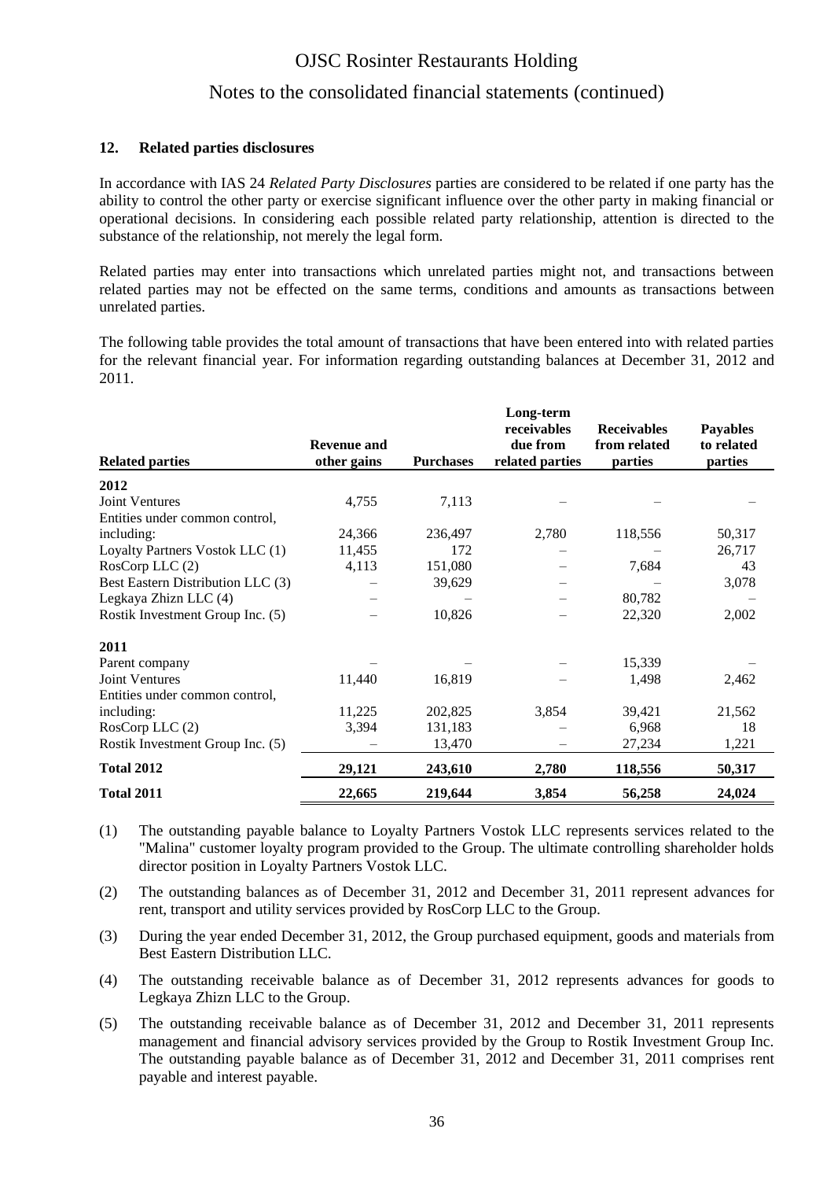## 12. Related parties disclosures

In accordance with IAS 24 *Related Party Disclosures* parties are considered to be related if one party has the ability to control the other party or exercise significant influence over the other party in making financial or operational decisions. In considering each possible related party relationship, attention is directed to the substance of the relationship, not merely the legal form.

Related parties may enter into transactions which unrelated parties might not, and transactions between related parties may not be effected on the same terms, conditions and amounts as transactions between unrelated parties.

The following table provides the total amount of transactions that have been entered into with related parties for the relevant financial year. For information regarding outstanding balances at December 31, 2012 and 2011.

| Related parties | Revenue and other gains | Purchases | Long-term receivables due from related parties | Receivables from related parties | Payables to related parties |
|---|---|---|---|---|---|
| **2012** | | | | | |
| Joint Ventures | 4,755 | 7,113 | – | – | – |
| Entities under common control, including: | 24,366 | 236,497 | 2,780 | 118,556 | 50,317 |
| Loyalty Partners Vostok LLC (1) | 11,455 | 172 | – | – | 26,717 |
| RosCorp LLC (2) | 4,113 | 151,080 | – | 7,684 | 43 |
| Best Eastern Distribution LLC (3) | – | 39,629 | – | – | 3,078 |
| Legkaya Zhizn LLC (4) | – | – | – | 80,782 | – |
| Rostik Investment Group Inc. (5) | – | 10,826 | – | 22,320 | 2,002 |
| **2011** | | | | | |
| Parent company | – | – | – | 15,339 | – |
| Joint Ventures | 11,440 | 16,819 | – | 1,498 | 2,462 |
| Entities under common control, including: | 11,225 | 202,825 | 3,854 | 39,421 | 21,562 |
| RosCorp LLC (2) | 3,394 | 131,183 | – | 6,968 | 18 |
| Rostik Investment Group Inc. (5) | – | 13,470 | – | 27,234 | 1,221 |
| **Total 2012** | **29,121** | **243,610** | **2,780** | **118,556** | **50,317** |
| **Total 2011** | **22,665** | **219,644** | **3,854** | **56,258** | **24,024** |

(1) The outstanding payable balance to Loyalty Partners Vostok LLC represents services related to the "Malina" customer loyalty program provided to the Group. The ultimate controlling shareholder holds director position in Loyalty Partners Vostok LLC.

(2) The outstanding balances as of December 31, 2012 and December 31, 2011 represent advances for rent, transport and utility services provided by RosCorp LLC to the Group.

(3) During the year ended December 31, 2012, the Group purchased equipment, goods and materials from Best Eastern Distribution LLC.

(4) The outstanding receivable balance as of December 31, 2012 represents advances for goods to Legkaya Zhizn LLC to the Group.

(5) The outstanding receivable balance as of December 31, 2012 and December 31, 2011 represents management and financial advisory services provided by the Group to Rostik Investment Group Inc. The outstanding payable balance as of December 31, 2012 and December 31, 2011 comprises rent payable and interest payable.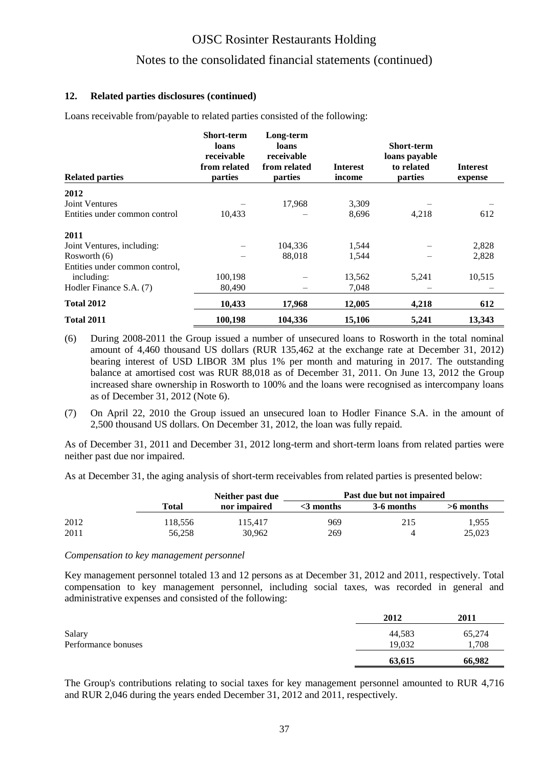### 12. Related parties disclosures (continued)

Loans receivable from/payable to related parties consisted of the following:

| Related parties | Short-term loans receivable from related parties | Long-term loans receivable from related parties | Interest income | Short-term loans payable to related parties | Interest expense |
|---|---|---|---|---|---|
| **2012** | | | | | |
| Joint Ventures | – | 17,968 | 3,309 | – | – |
| Entities under common control | 10,433 | – | 8,696 | 4,218 | 612 |
| **2011** | | | | | |
| Joint Ventures, including: | – | 104,336 | 1,544 | – | 2,828 |
| Rosworth (6) | – | 88,018 | 1,544 | – | 2,828 |
| Entities under common control, including: | 100,198 | – | 13,562 | 5,241 | 10,515 |
| Hodler Finance S.A. (7) | 80,490 | – | 7,048 | – | – |
| **Total 2012** | **10,433** | **17,968** | **12,005** | **4,218** | **612** |
| **Total 2011** | **100,198** | **104,336** | **15,106** | **5,241** | **13,343** |

(6) During 2008-2011 the Group issued a number of unsecured loans to Rosworth in the total nominal amount of 4,460 thousand US dollars (RUR 135,462 at the exchange rate at December 31, 2012) bearing interest of USD LIBOR 3M plus 1% per month and maturing in 2017. The outstanding balance at amortised cost was RUR 88,018 as of December 31, 2011. On June 13, 2012 the Group increased share ownership in Rosworth to 100% and the loans were recognised as intercompany loans as of December 31, 2012 (Note 6).

(7) On April 22, 2010 the Group issued an unsecured loan to Hodler Finance S.A. in the amount of 2,500 thousand US dollars. On December 31, 2012, the loan was fully repaid.

As of December 31, 2011 and December 31, 2012 long-term and short-term loans from related parties were neither past due nor impaired.

As at December 31, the aging analysis of short-term receivables from related parties is presented below:

| | Total | Neither past due nor impaired | Past due but not impaired | | |
|---|---|---|---|---|---|
| | | | <3 months | 3-6 months | >6 months |
| 2012 | 118,556 | 115,417 | 969 | 215 | 1,955 |
| 2011 | 56,258 | 30,962 | 269 | 4 | 25,023 |

*Compensation to key management personnel*

Key management personnel totaled 13 and 12 persons as at December 31, 2012 and 2011, respectively. Total compensation to key management personnel, including social taxes, was recorded in general and administrative expenses and consisted of the following:

| | 2012 | 2011 |
|---|---|---|
| Salary | 44,583 | 65,274 |
| Performance bonuses | 19,032 | 1,708 |
| | **63,615** | **66,982** |

The Group's contributions relating to social taxes for key management personnel amounted to RUR 4,716 and RUR 2,046 during the years ended December 31, 2012 and 2011, respectively.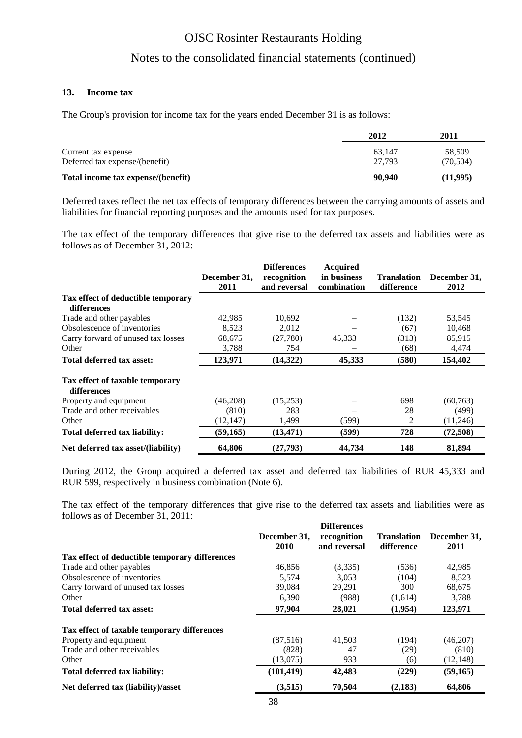## 13. Income tax

The Group's provision for income tax for the years ended December 31 is as follows:

| | 2012 | 2011 |
|---|---|---|
| Current tax expense | 63,147 | 58,509 |
| Deferred tax expense/(benefit) | 27,793 | (70,504) |
| **Total income tax expense/(benefit)** | **90,940** | **(11,995)** |

Deferred taxes reflect the net tax effects of temporary differences between the carrying amounts of assets and liabilities for financial reporting purposes and the amounts used for tax purposes.

The tax effect of the temporary differences that give rise to the deferred tax assets and liabilities were as follows as of December 31, 2012:

| | December 31, 2011 | Differences recognition and reversal | Acquired in business combination | Translation difference | December 31, 2012 |
|---|---|---|---|---|---|
| **Tax effect of deductible temporary differences** | | | | | |
| Trade and other payables | 42,985 | 10,692 | – | (132) | 53,545 |
| Obsolescence of inventories | 8,523 | 2,012 | – | (67) | 10,468 |
| Carry forward of unused tax losses | 68,675 | (27,780) | 45,333 | (313) | 85,915 |
| Other | 3,788 | 754 | – | (68) | 4,474 |
| **Total deferred tax asset:** | **123,971** | **(14,322)** | **45,333** | **(580)** | **154,402** |
| **Tax effect of taxable temporary differences** | | | | | |
| Property and equipment | (46,208) | (15,253) | – | 698 | (60,763) |
| Trade and other receivables | (810) | 283 | – | 28 | (499) |
| Other | (12,147) | 1,499 | (599) | 2 | (11,246) |
| **Total deferred tax liability:** | **(59,165)** | **(13,471)** | **(599)** | **728** | **(72,508)** |
| **Net deferred tax asset/(liability)** | **64,806** | **(27,793)** | **44,734** | **148** | **81,894** |

During 2012, the Group acquired a deferred tax asset and deferred tax liabilities of RUR 45,333 and RUR 599, respectively in business combination (Note 6).

The tax effect of the temporary differences that give rise to the deferred tax assets and liabilities were as follows as of December 31, 2011:

| | December 31, 2010 | Differences recognition and reversal | Translation difference | December 31, 2011 |
|---|---|---|---|---|
| **Tax effect of deductible temporary differences** | | | | |
| Trade and other payables | 46,856 | (3,335) | (536) | 42,985 |
| Obsolescence of inventories | 5,574 | 3,053 | (104) | 8,523 |
| Carry forward of unused tax losses | 39,084 | 29,291 | 300 | 68,675 |
| Other | 6,390 | (988) | (1,614) | 3,788 |
| **Total deferred tax asset:** | **97,904** | **28,021** | **(1,954)** | **123,971** |
| **Tax effect of taxable temporary differences** | | | | |
| Property and equipment | (87,516) | 41,503 | (194) | (46,207) |
| Trade and other receivables | (828) | 47 | (29) | (810) |
| Other | (13,075) | 933 | (6) | (12,148) |
| **Total deferred tax liability:** | **(101,419)** | **42,483** | **(229)** | **(59,165)** |
| **Net deferred tax (liability)/asset** | **(3,515)** | **70,504** | **(2,183)** | **64,806** |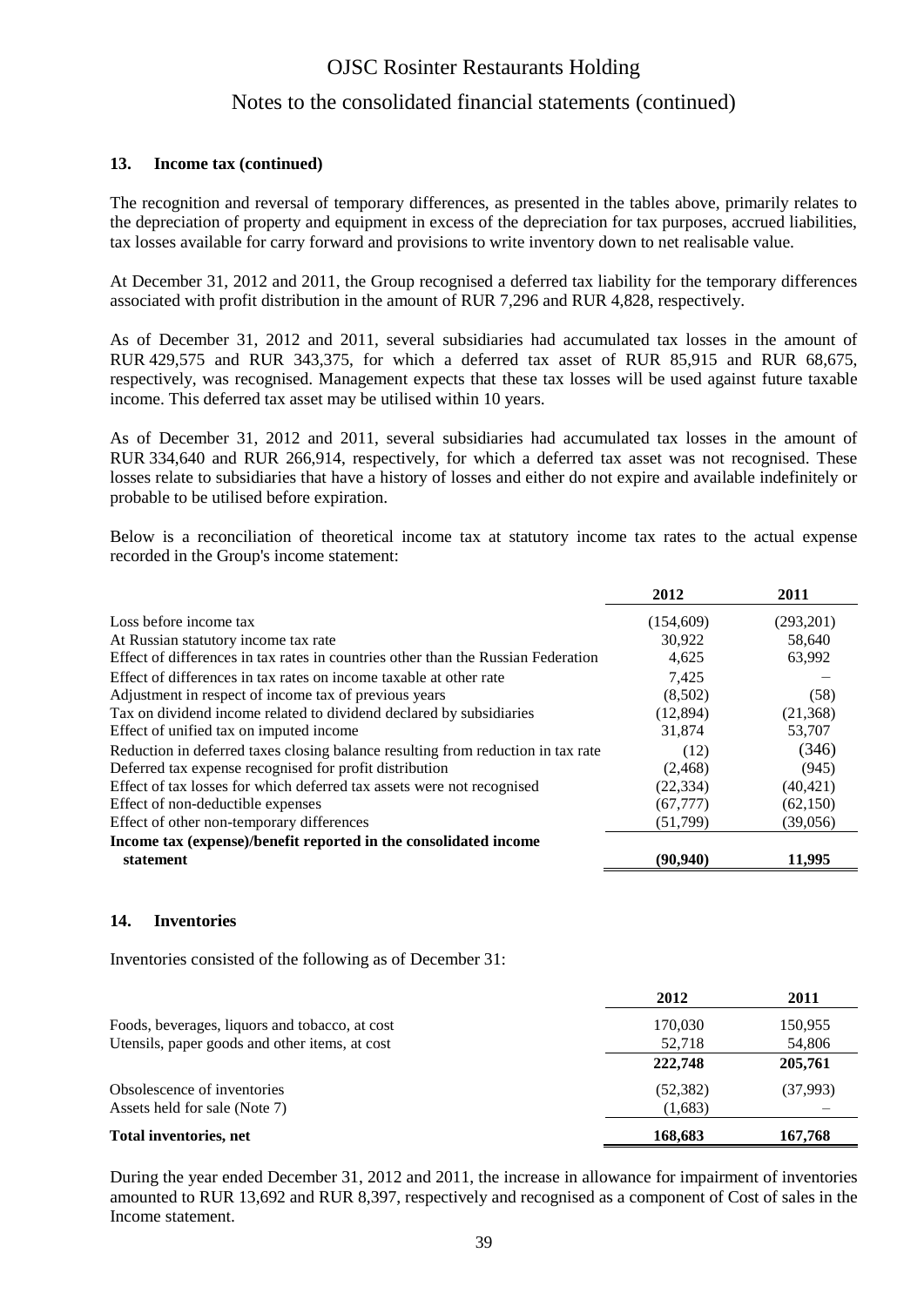### 13. Income tax (continued)

The recognition and reversal of temporary differences, as presented in the tables above, primarily relates to the depreciation of property and equipment in excess of the depreciation for tax purposes, accrued liabilities, tax losses available for carry forward and provisions to write inventory down to net realisable value.

At December 31, 2012 and 2011, the Group recognised a deferred tax liability for the temporary differences associated with profit distribution in the amount of RUR 7,296 and RUR 4,828, respectively.

As of December 31, 2012 and 2011, several subsidiaries had accumulated tax losses in the amount of RUR 429,575 and RUR 343,375, for which a deferred tax asset of RUR 85,915 and RUR 68,675, respectively, was recognised. Management expects that these tax losses will be used against future taxable income. This deferred tax asset may be utilised within 10 years.

As of December 31, 2012 and 2011, several subsidiaries had accumulated tax losses in the amount of RUR 334,640 and RUR 266,914, respectively, for which a deferred tax asset was not recognised. These losses relate to subsidiaries that have a history of losses and either do not expire and available indefinitely or probable to be utilised before expiration.

Below is a reconciliation of theoretical income tax at statutory income tax rates to the actual expense recorded in the Group's income statement:

| | 2012 | 2011 |
|---|---|---|
| Loss before income tax | (154,609) | (293,201) |
| At Russian statutory income tax rate | 30,922 | 58,640 |
| Effect of differences in tax rates in countries other than the Russian Federation | 4,625 | 63,992 |
| Effect of differences in tax rates on income taxable at other rate | 7,425 | – |
| Adjustment in respect of income tax of previous years | (8,502) | (58) |
| Tax on dividend income related to dividend declared by subsidiaries | (12,894) | (21,368) |
| Effect of unified tax on imputed income | 31,874 | 53,707 |
| Reduction in deferred taxes closing balance resulting from reduction in tax rate | (12) | (346) |
| Deferred tax expense recognised for profit distribution | (2,468) | (945) |
| Effect of tax losses for which deferred tax assets were not recognised | (22,334) | (40,421) |
| Effect of non-deductible expenses | (67,777) | (62,150) |
| Effect of other non-temporary differences | (51,799) | (39,056) |
| **Income tax (expense)/benefit reported in the consolidated income statement** | **(90,940)** | **11,995** |

### 14. Inventories

Inventories consisted of the following as of December 31:

| | 2012 | 2011 |
|---|---|---|
| Foods, beverages, liquors and tobacco, at cost | 170,030 | 150,955 |
| Utensils, paper goods and other items, at cost | 52,718 | 54,806 |
| | **222,748** | **205,761** |
| Obsolescence of inventories | (52,382) | (37,993) |
| Assets held for sale (Note 7) | (1,683) | – |
| **Total inventories, net** | **168,683** | **167,768** |

During the year ended December 31, 2012 and 2011, the increase in allowance for impairment of inventories amounted to RUR 13,692 and RUR 8,397, respectively and recognised as a component of Cost of sales in the Income statement.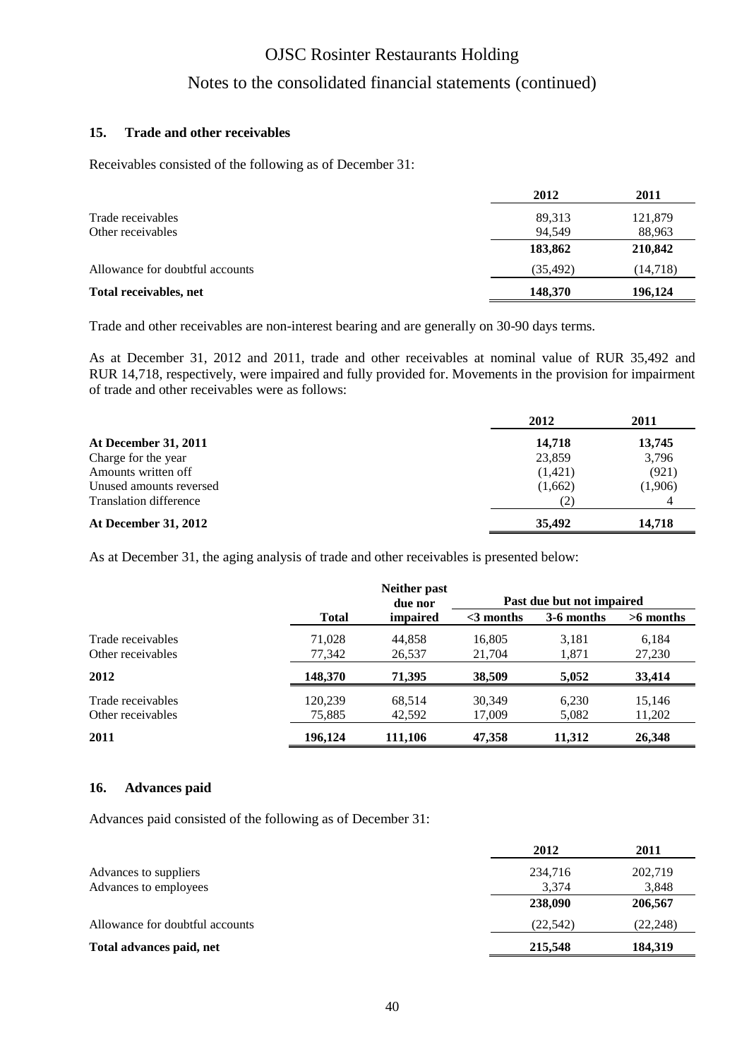## 15. Trade and other receivables

Receivables consisted of the following as of December 31:

| | 2012 | 2011 |
|---|---|---|
| Trade receivables | 89,313 | 121,879 |
| Other receivables | 94,549 | 88,963 |
| | **183,862** | **210,842** |
| Allowance for doubtful accounts | (35,492) | (14,718) |
| **Total receivables, net** | **148,370** | **196,124** |

Trade and other receivables are non-interest bearing and are generally on 30-90 days terms.

As at December 31, 2012 and 2011, trade and other receivables at nominal value of RUR 35,492 and RUR 14,718, respectively, were impaired and fully provided for. Movements in the provision for impairment of trade and other receivables were as follows:

| | 2012 | 2011 |
|---|---|---|
| **At December 31, 2011** | **14,718** | **13,745** |
| Charge for the year | 23,859 | 3,796 |
| Amounts written off | (1,421) | (921) |
| Unused amounts reversed | (1,662) | (1,906) |
| Translation difference | (2) | 4 |
| **At December 31, 2012** | **35,492** | **14,718** |

As at December 31, the aging analysis of trade and other receivables is presented below:

| | Total | Neither past due nor impaired | Past due but not impaired | | |
|---|---|---|---|---|---|
| | | | <3 months | 3-6 months | >6 months |
| Trade receivables | 71,028 | 44,858 | 16,805 | 3,181 | 6,184 |
| Other receivables | 77,342 | 26,537 | 21,704 | 1,871 | 27,230 |
| **2012** | **148,370** | **71,395** | **38,509** | **5,052** | **33,414** |
| Trade receivables | 120,239 | 68,514 | 30,349 | 6,230 | 15,146 |
| Other receivables | 75,885 | 42,592 | 17,009 | 5,082 | 11,202 |
| **2011** | **196,124** | **111,106** | **47,358** | **11,312** | **26,348** |

## 16. Advances paid

Advances paid consisted of the following as of December 31:

| | 2012 | 2011 |
|---|---|---|
| Advances to suppliers | 234,716 | 202,719 |
| Advances to employees | 3,374 | 3,848 |
| | **238,090** | **206,567** |
| Allowance for doubtful accounts | (22,542) | (22,248) |
| **Total advances paid, net** | **215,548** | **184,319** |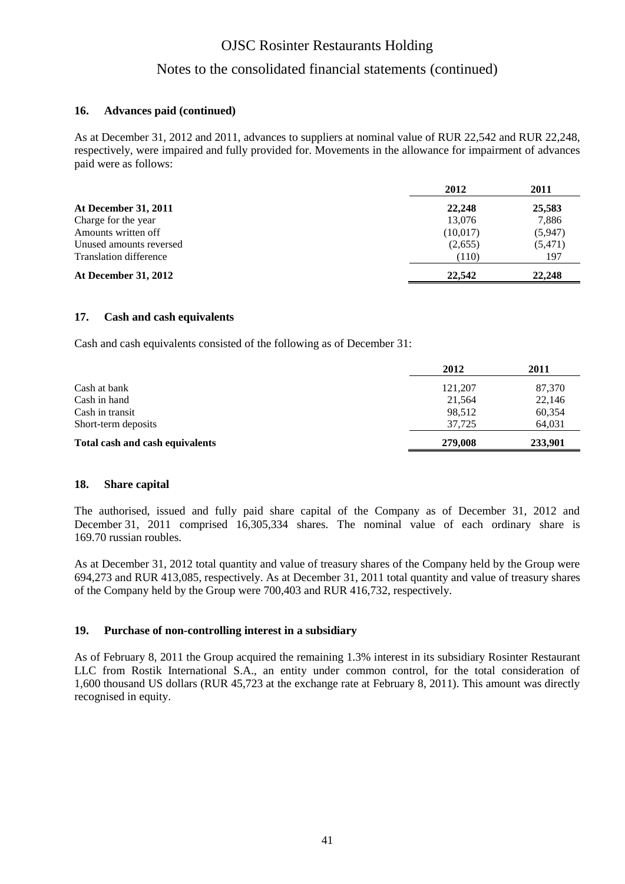## 16. Advances paid (continued)

As at December 31, 2012 and 2011, advances to suppliers at nominal value of RUR 22,542 and RUR 22,248, respectively, were impaired and fully provided for. Movements in the allowance for impairment of advances paid were as follows:

| | 2012 | 2011 |
|---|---|---|
| **At December 31, 2011** | **22,248** | **25,583** |
| Charge for the year | 13,076 | 7,886 |
| Amounts written off | (10,017) | (5,947) |
| Unused amounts reversed | (2,655) | (5,471) |
| Translation difference | (110) | 197 |
| **At December 31, 2012** | **22,542** | **22,248** |

## 17. Cash and cash equivalents

Cash and cash equivalents consisted of the following as of December 31:

| | 2012 | 2011 |
|---|---|---|
| Cash at bank | 121,207 | 87,370 |
| Cash in hand | 21,564 | 22,146 |
| Cash in transit | 98,512 | 60,354 |
| Short-term deposits | 37,725 | 64,031 |
| **Total cash and cash equivalents** | **279,008** | **233,901** |

## 18. Share capital

The authorised, issued and fully paid share capital of the Company as of December 31, 2012 and December 31, 2011 comprised 16,305,334 shares. The nominal value of each ordinary share is 169.70 russian roubles.

As at December 31, 2012 total quantity and value of treasury shares of the Company held by the Group were 694,273 and RUR 413,085, respectively. As at December 31, 2011 total quantity and value of treasury shares of the Company held by the Group were 700,403 and RUR 416,732, respectively.

## 19. Purchase of non-controlling interest in a subsidiary

As of February 8, 2011 the Group acquired the remaining 1.3% interest in its subsidiary Rosinter Restaurant LLC from Rostik International S.A., an entity under common control, for the total consideration of 1,600 thousand US dollars (RUR 45,723 at the exchange rate at February 8, 2011). This amount was directly recognised in equity.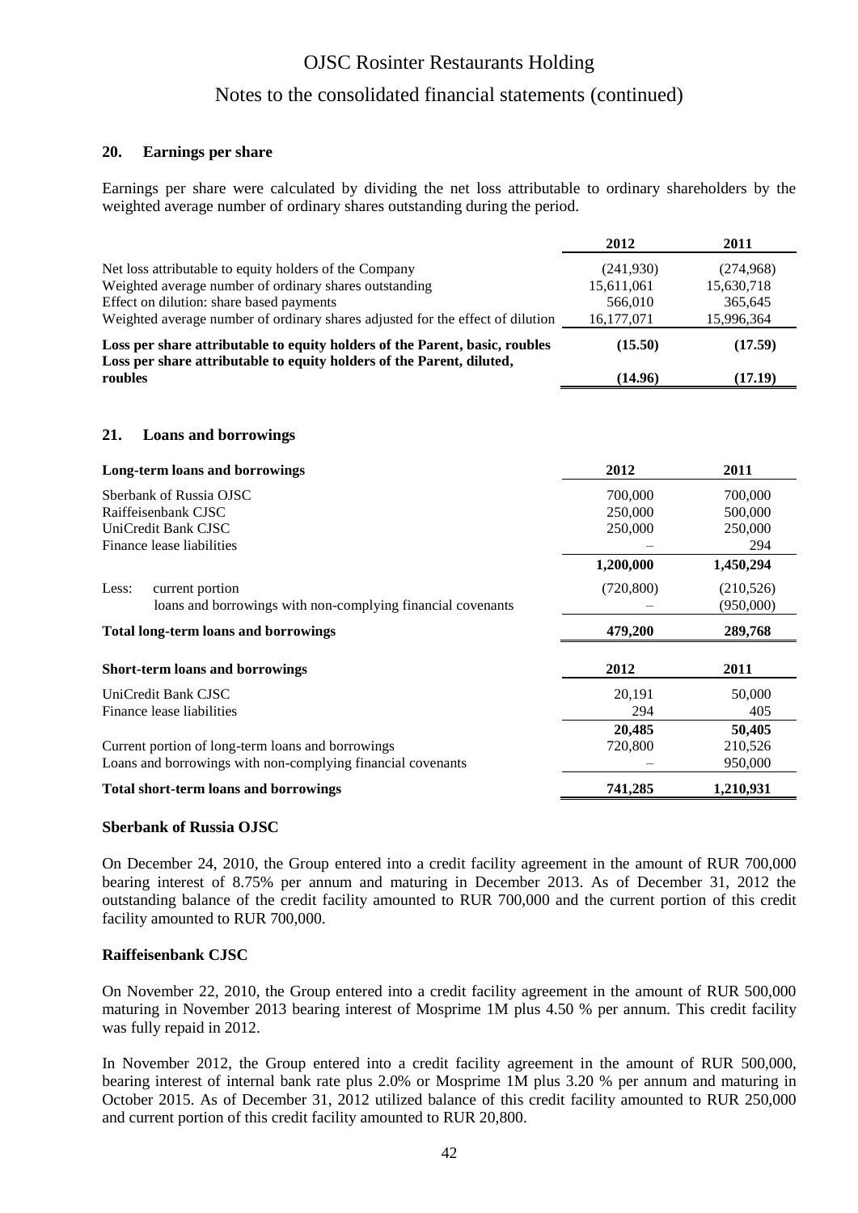## 20. Earnings per share

Earnings per share were calculated by dividing the net loss attributable to ordinary shareholders by the weighted average number of ordinary shares outstanding during the period.

| | 2012 | 2011 |
|---|---|---|
| Net loss attributable to equity holders of the Company | (241,930) | (274,968) |
| Weighted average number of ordinary shares outstanding | 15,611,061 | 15,630,718 |
| Effect on dilution: share based payments | 566,010 | 365,645 |
| Weighted average number of ordinary shares adjusted for the effect of dilution | 16,177,071 | 15,996,364 |
| **Loss per share attributable to equity holders of the Parent, basic, roubles** | **(15.50)** | **(17.59)** |
| **Loss per share attributable to equity holders of the Parent, diluted, roubles** | **(14.96)** | **(17.19)** |

## 21. Loans and borrowings

| **Long-term loans and borrowings** | **2012** | **2011** |
|---|---|---|
| Sberbank of Russia OJSC | 700,000 | 700,000 |
| Raiffeisenbank CJSC | 250,000 | 500,000 |
| UniCredit Bank CJSC | 250,000 | 250,000 |
| Finance lease liabilities | – | 294 |
| | **1,200,000** | **1,450,294** |
| Less: current portion | (720,800) | (210,526) |
| loans and borrowings with non-complying financial covenants | – | (950,000) |
| **Total long-term loans and borrowings** | **479,200** | **289,768** |

| **Short-term loans and borrowings** | **2012** | **2011** |
|---|---|---|
| UniCredit Bank CJSC | 20,191 | 50,000 |
| Finance lease liabilities | 294 | 405 |
| | **20,485** | **50,405** |
| Current portion of long-term loans and borrowings | 720,800 | 210,526 |
| Loans and borrowings with non-complying financial covenants | – | 950,000 |
| **Total short-term loans and borrowings** | **741,285** | **1,210,931** |

### Sberbank of Russia OJSC

On December 24, 2010, the Group entered into a credit facility agreement in the amount of RUR 700,000 bearing interest of 8.75% per annum and maturing in December 2013. As of December 31, 2012 the outstanding balance of the credit facility amounted to RUR 700,000 and the current portion of this credit facility amounted to RUR 700,000.

### Raiffeisenbank CJSC

On November 22, 2010, the Group entered into a credit facility agreement in the amount of RUR 500,000 maturing in November 2013 bearing interest of Mosprime 1M plus 4.50 % per annum. This credit facility was fully repaid in 2012.

In November 2012, the Group entered into a credit facility agreement in the amount of RUR 500,000, bearing interest of internal bank rate plus 2.0% or Mosprime 1M plus 3.20 % per annum and maturing in October 2015. As of December 31, 2012 utilized balance of this credit facility amounted to RUR 250,000 and current portion of this credit facility amounted to RUR 20,800.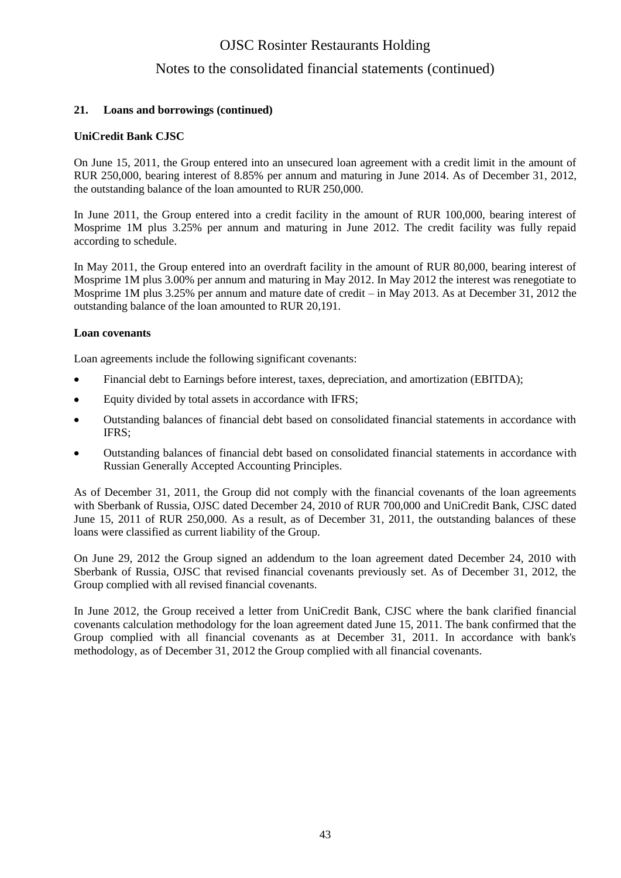### 21. Loans and borrowings (continued)

**UniCredit Bank CJSC**

On June 15, 2011, the Group entered into an unsecured loan agreement with a credit limit in the amount of RUR 250,000, bearing interest of 8.85% per annum and maturing in June 2014. As of December 31, 2012, the outstanding balance of the loan amounted to RUR 250,000.

In June 2011, the Group entered into a credit facility in the amount of RUR 100,000, bearing interest of Mosprime 1M plus 3.25% per annum and maturing in June 2012. The credit facility was fully repaid according to schedule.

In May 2011, the Group entered into an overdraft facility in the amount of RUR 80,000, bearing interest of Mosprime 1M plus 3.00% per annum and maturing in May 2012. In May 2012 the interest was renegotiate to Mosprime 1M plus 3.25% per annum and mature date of credit – in May 2013. As at December 31, 2012 the outstanding balance of the loan amounted to RUR 20,191.

**Loan covenants**

Loan agreements include the following significant covenants:

- Financial debt to Earnings before interest, taxes, depreciation, and amortization (EBITDA);
- Equity divided by total assets in accordance with IFRS;
- Outstanding balances of financial debt based on consolidated financial statements in accordance with IFRS;
- Outstanding balances of financial debt based on consolidated financial statements in accordance with Russian Generally Accepted Accounting Principles.

As of December 31, 2011, the Group did not comply with the financial covenants of the loan agreements with Sberbank of Russia, OJSC dated December 24, 2010 of RUR 700,000 and UniCredit Bank, CJSC dated June 15, 2011 of RUR 250,000. As a result, as of December 31, 2011, the outstanding balances of these loans were classified as current liability of the Group.

On June 29, 2012 the Group signed an addendum to the loan agreement dated December 24, 2010 with Sberbank of Russia, OJSC that revised financial covenants previously set. As of December 31, 2012, the Group complied with all revised financial covenants.

In June 2012, the Group received a letter from UniCredit Bank, CJSC where the bank clarified financial covenants calculation methodology for the loan agreement dated June 15, 2011. The bank confirmed that the Group complied with all financial covenants as at December 31, 2011. In accordance with bank's methodology, as of December 31, 2012 the Group complied with all financial covenants.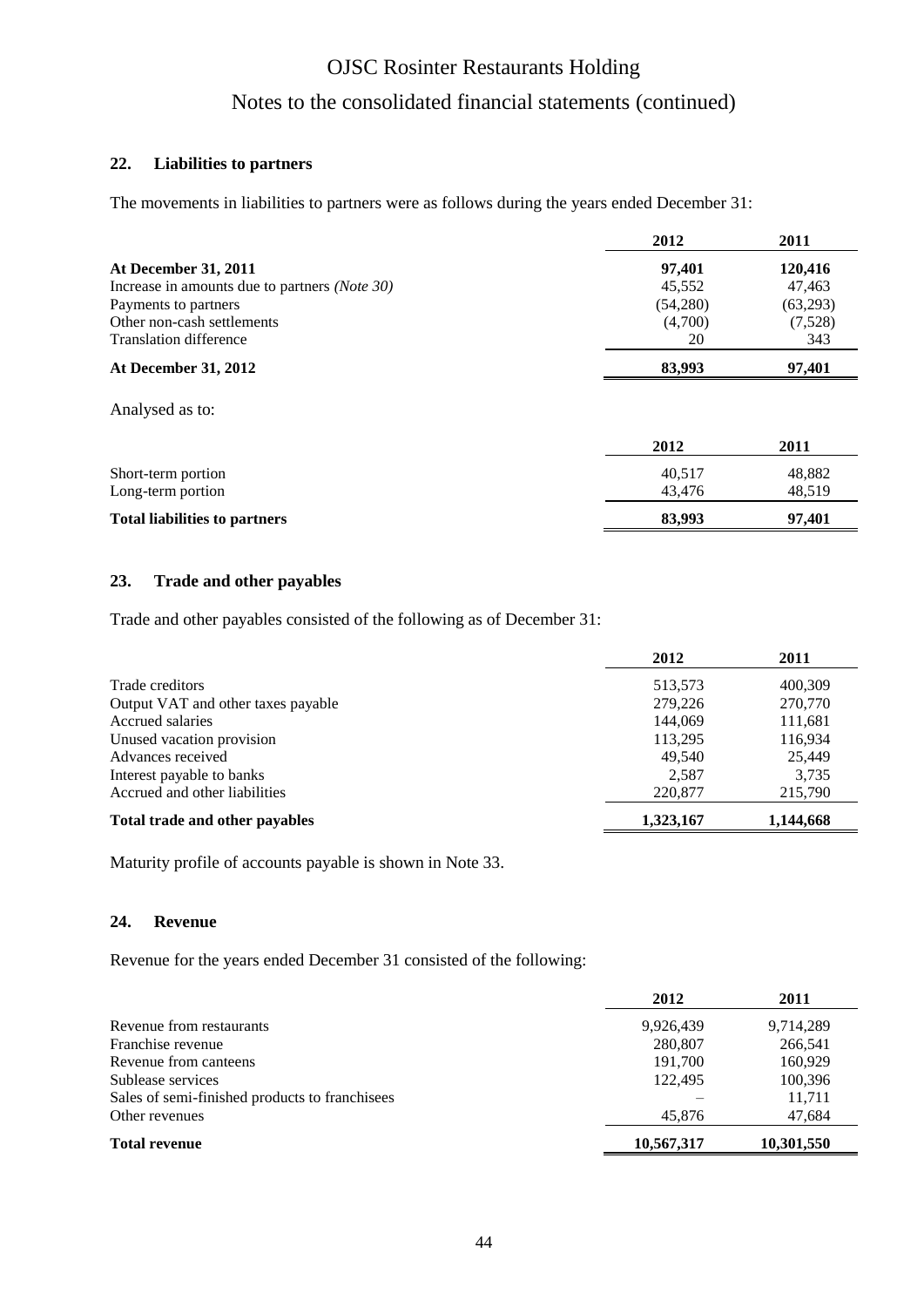## 22. Liabilities to partners

The movements in liabilities to partners were as follows during the years ended December 31:

| | 2012 | 2011 |
|---|---|---|
| **At December 31, 2011** | **97,401** | **120,416** |
| Increase in amounts due to partners *(Note 30)* | 45,552 | 47,463 |
| Payments to partners | (54,280) | (63,293) |
| Other non-cash settlements | (4,700) | (7,528) |
| Translation difference | 20 | 343 |
| **At December 31, 2012** | **83,993** | **97,401** |

Analysed as to:

| | 2012 | 2011 |
|---|---|---|
| Short-term portion | 40,517 | 48,882 |
| Long-term portion | 43,476 | 48,519 |
| **Total liabilities to partners** | **83,993** | **97,401** |

## 23. Trade and other payables

Trade and other payables consisted of the following as of December 31:

| | 2012 | 2011 |
|---|---|---|
| Trade creditors | 513,573 | 400,309 |
| Output VAT and other taxes payable | 279,226 | 270,770 |
| Accrued salaries | 144,069 | 111,681 |
| Unused vacation provision | 113,295 | 116,934 |
| Advances received | 49,540 | 25,449 |
| Interest payable to banks | 2,587 | 3,735 |
| Accrued and other liabilities | 220,877 | 215,790 |
| **Total trade and other payables** | **1,323,167** | **1,144,668** |

Maturity profile of accounts payable is shown in Note 33.

## 24. Revenue

Revenue for the years ended December 31 consisted of the following:

| | 2012 | 2011 |
|---|---|---|
| Revenue from restaurants | 9,926,439 | 9,714,289 |
| Franchise revenue | 280,807 | 266,541 |
| Revenue from canteens | 191,700 | 160,929 |
| Sublease services | 122,495 | 100,396 |
| Sales of semi-finished products to franchisees | – | 11,711 |
| Other revenues | 45,876 | 47,684 |
| **Total revenue** | **10,567,317** | **10,301,550** |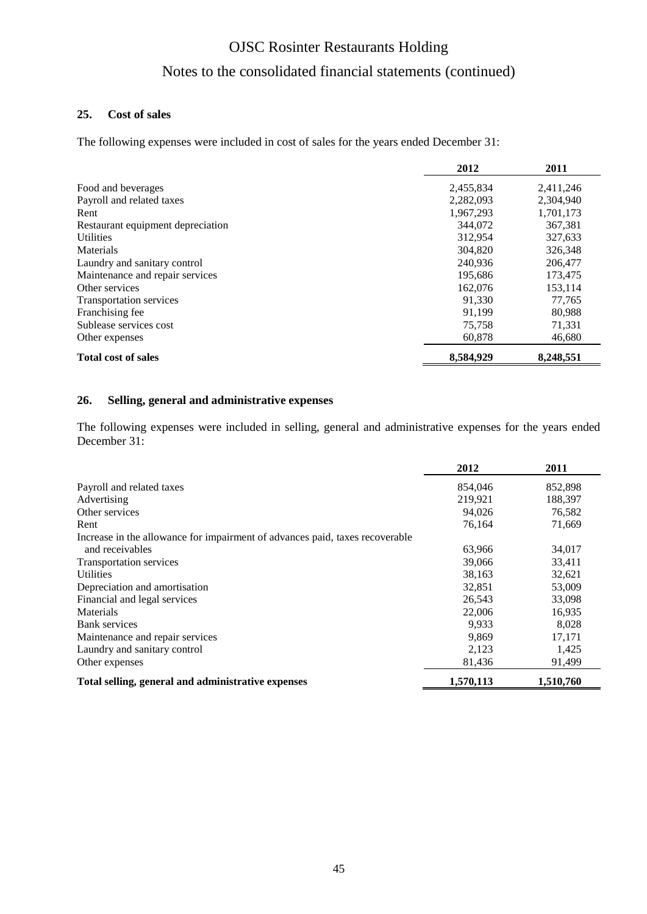## 25. Cost of sales

The following expenses were included in cost of sales for the years ended December 31:

| | 2012 | 2011 |
|---|---|---|
| Food and beverages | 2,455,834 | 2,411,246 |
| Payroll and related taxes | 2,282,093 | 2,304,940 |
| Rent | 1,967,293 | 1,701,173 |
| Restaurant equipment depreciation | 344,072 | 367,381 |
| Utilities | 312,954 | 327,633 |
| Materials | 304,820 | 326,348 |
| Laundry and sanitary control | 240,936 | 206,477 |
| Maintenance and repair services | 195,686 | 173,475 |
| Other services | 162,076 | 153,114 |
| Transportation services | 91,330 | 77,765 |
| Franchising fee | 91,199 | 80,988 |
| Sublease services cost | 75,758 | 71,331 |
| Other expenses | 60,878 | 46,680 |
| **Total cost of sales** | **8,584,929** | **8,248,551** |

## 26. Selling, general and administrative expenses

The following expenses were included in selling, general and administrative expenses for the years ended December 31:

| | 2012 | 2011 |
|---|---|---|
| Payroll and related taxes | 854,046 | 852,898 |
| Advertising | 219,921 | 188,397 |
| Other services | 94,026 | 76,582 |
| Rent | 76,164 | 71,669 |
| Increase in the allowance for impairment of advances paid, taxes recoverable and receivables | 63,966 | 34,017 |
| Transportation services | 39,066 | 33,411 |
| Utilities | 38,163 | 32,621 |
| Depreciation and amortisation | 32,851 | 53,009 |
| Financial and legal services | 26,543 | 33,098 |
| Materials | 22,006 | 16,935 |
| Bank services | 9,933 | 8,028 |
| Maintenance and repair services | 9,869 | 17,171 |
| Laundry and sanitary control | 2,123 | 1,425 |
| Other expenses | 81,436 | 91,499 |
| **Total selling, general and administrative expenses** | **1,570,113** | **1,510,760** |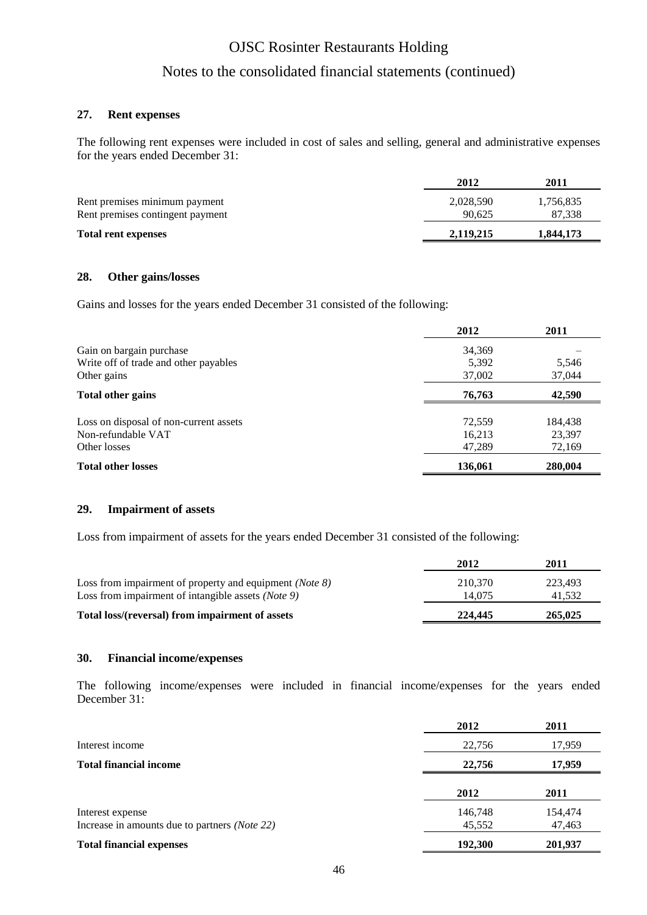### 27. Rent expenses

The following rent expenses were included in cost of sales and selling, general and administrative expenses for the years ended December 31:

| | 2012 | 2011 |
|---|---|---|
| Rent premises minimum payment | 2,028,590 | 1,756,835 |
| Rent premises contingent payment | 90,625 | 87,338 |
| **Total rent expenses** | **2,119,215** | **1,844,173** |

### 28. Other gains/losses

Gains and losses for the years ended December 31 consisted of the following:

| | 2012 | 2011 |
|---|---|---|
| Gain on bargain purchase | 34,369 | – |
| Write off of trade and other payables | 5,392 | 5,546 |
| Other gains | 37,002 | 37,044 |
| **Total other gains** | **76,763** | **42,590** |
| Loss on disposal of non-current assets | 72,559 | 184,438 |
| Non-refundable VAT | 16,213 | 23,397 |
| Other losses | 47,289 | 72,169 |
| **Total other losses** | **136,061** | **280,004** |

### 29. Impairment of assets

Loss from impairment of assets for the years ended December 31 consisted of the following:

| | 2012 | 2011 |
|---|---|---|
| Loss from impairment of property and equipment *(Note 8)* | 210,370 | 223,493 |
| Loss from impairment of intangible assets *(Note 9)* | 14,075 | 41,532 |
| **Total loss/(reversal) from impairment of assets** | **224,445** | **265,025** |

### 30. Financial income/expenses

The following income/expenses were included in financial income/expenses for the years ended December 31:

| | 2012 | 2011 |
|---|---|---|
| Interest income | 22,756 | 17,959 |
| **Total financial income** | **22,756** | **17,959** |

| | 2012 | 2011 |
|---|---|---|
| Interest expense | 146,748 | 154,474 |
| Increase in amounts due to partners *(Note 22)* | 45,552 | 47,463 |
| **Total financial expenses** | **192,300** | **201,937** |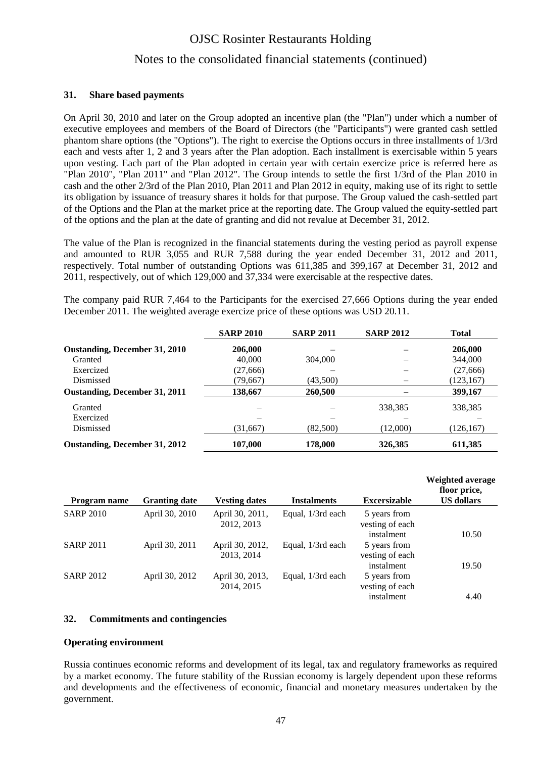### 31. Share based payments

On April 30, 2010 and later on the Group adopted an incentive plan (the "Plan") under which a number of executive employees and members of the Board of Directors (the "Participants") were granted cash settled phantom share options (the "Options"). The right to exercise the Options occurs in three installments of 1/3rd each and vests after 1, 2 and 3 years after the Plan adoption. Each installment is exercisable within 5 years upon vesting. Each part of the Plan adopted in certain year with certain exercize price is referred here as "Plan 2010", "Plan 2011" and "Plan 2012". The Group intends to settle the first 1/3rd of the Plan 2010 in cash and the other 2/3rd of the Plan 2010, Plan 2011 and Plan 2012 in equity, making use of its right to settle its obligation by issuance of treasury shares it holds for that purpose. The Group valued the cash-settled part of the Options and the Plan at the market price at the reporting date. The Group valued the equity-settled part of the options and the plan at the date of granting and did not revalue at December 31, 2012.

The value of the Plan is recognized in the financial statements during the vesting period as payroll expense and amounted to RUR 3,055 and RUR 7,588 during the year ended December 31, 2012 and 2011, respectively. Total number of outstanding Options was 611,385 and 399,167 at December 31, 2012 and 2011, respectively, out of which 129,000 and 37,334 were exercisable at the respective dates.

The company paid RUR 7,464 to the Participants for the exercised 27,666 Options during the year ended December 2011. The weighted average exercize price of these options was USD 20.11.

| | SARP 2010 | SARP 2011 | SARP 2012 | Total |
|---|---|---|---|---|
| **Oustanding, December 31, 2010** | **206,000** | **–** | **–** | **206,000** |
| Granted | 40,000 | 304,000 | – | 344,000 |
| Exercized | (27,666) | – | – | (27,666) |
| Dismissed | (79,667) | (43,500) | – | (123,167) |
| **Oustanding, December 31, 2011** | **138,667** | **260,500** | **–** | **399,167** |
| Granted | – | – | 338,385 | 338,385 |
| Exercized | – | – | – | – |
| Dismissed | (31,667) | (82,500) | (12,000) | (126,167) |
| **Oustanding, December 31, 2012** | **107,000** | **178,000** | **326,385** | **611,385** |

| Program name | Granting date | Vesting dates | Instalments | Excersizable | Weighted average floor price, US dollars |
|---|---|---|---|---|---|
| SARP 2010 | April 30, 2010 | April 30, 2011, 2012, 2013 | Equal, 1/3rd each | 5 years from vesting of each instalment | 10.50 |
| SARP 2011 | April 30, 2011 | April 30, 2012, 2013, 2014 | Equal, 1/3rd each | 5 years from vesting of each instalment | 19.50 |
| SARP 2012 | April 30, 2012 | April 30, 2013, 2014, 2015 | Equal, 1/3rd each | 5 years from vesting of each instalment | 4.40 |

### 32. Commitments and contingencies

**Operating environment**

Russia continues economic reforms and development of its legal, tax and regulatory frameworks as required by a market economy. The future stability of the Russian economy is largely dependent upon these reforms and developments and the effectiveness of economic, financial and monetary measures undertaken by the government.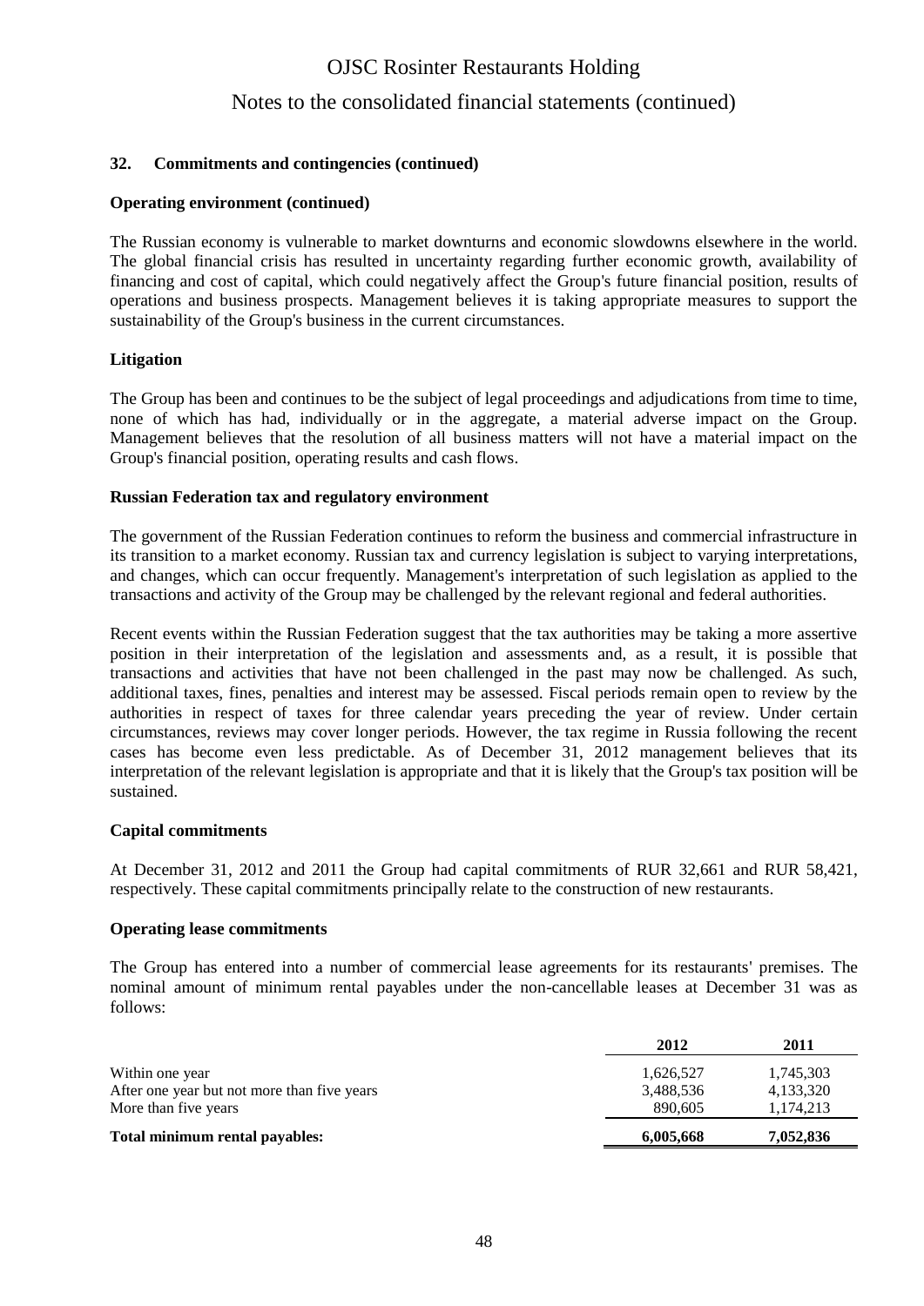### 32. Commitments and contingencies (continued)

**Operating environment (continued)**

The Russian economy is vulnerable to market downturns and economic slowdowns elsewhere in the world. The global financial crisis has resulted in uncertainty regarding further economic growth, availability of financing and cost of capital, which could negatively affect the Group's future financial position, results of operations and business prospects. Management believes it is taking appropriate measures to support the sustainability of the Group's business in the current circumstances.

**Litigation**

The Group has been and continues to be the subject of legal proceedings and adjudications from time to time, none of which has had, individually or in the aggregate, a material adverse impact on the Group. Management believes that the resolution of all business matters will not have a material impact on the Group's financial position, operating results and cash flows.

**Russian Federation tax and regulatory environment**

The government of the Russian Federation continues to reform the business and commercial infrastructure in its transition to a market economy. Russian tax and currency legislation is subject to varying interpretations, and changes, which can occur frequently. Management's interpretation of such legislation as applied to the transactions and activity of the Group may be challenged by the relevant regional and federal authorities.

Recent events within the Russian Federation suggest that the tax authorities may be taking a more assertive position in their interpretation of the legislation and assessments and, as a result, it is possible that transactions and activities that have not been challenged in the past may now be challenged. As such, additional taxes, fines, penalties and interest may be assessed. Fiscal periods remain open to review by the authorities in respect of taxes for three calendar years preceding the year of review. Under certain circumstances, reviews may cover longer periods. However, the tax regime in Russia following the recent cases has become even less predictable. As of December 31, 2012 management believes that its interpretation of the relevant legislation is appropriate and that it is likely that the Group's tax position will be sustained.

**Capital commitments**

At December 31, 2012 and 2011 the Group had capital commitments of RUR 32,661 and RUR 58,421, respectively. These capital commitments principally relate to the construction of new restaurants.

**Operating lease commitments**

The Group has entered into a number of commercial lease agreements for its restaurants' premises. The nominal amount of minimum rental payables under the non-cancellable leases at December 31 was as follows:

| | 2012 | 2011 |
|---|---|---|
| Within one year | 1,626,527 | 1,745,303 |
| After one year but not more than five years | 3,488,536 | 4,133,320 |
| More than five years | 890,605 | 1,174,213 |
| **Total minimum rental payables:** | **6,005,668** | **7,052,836** |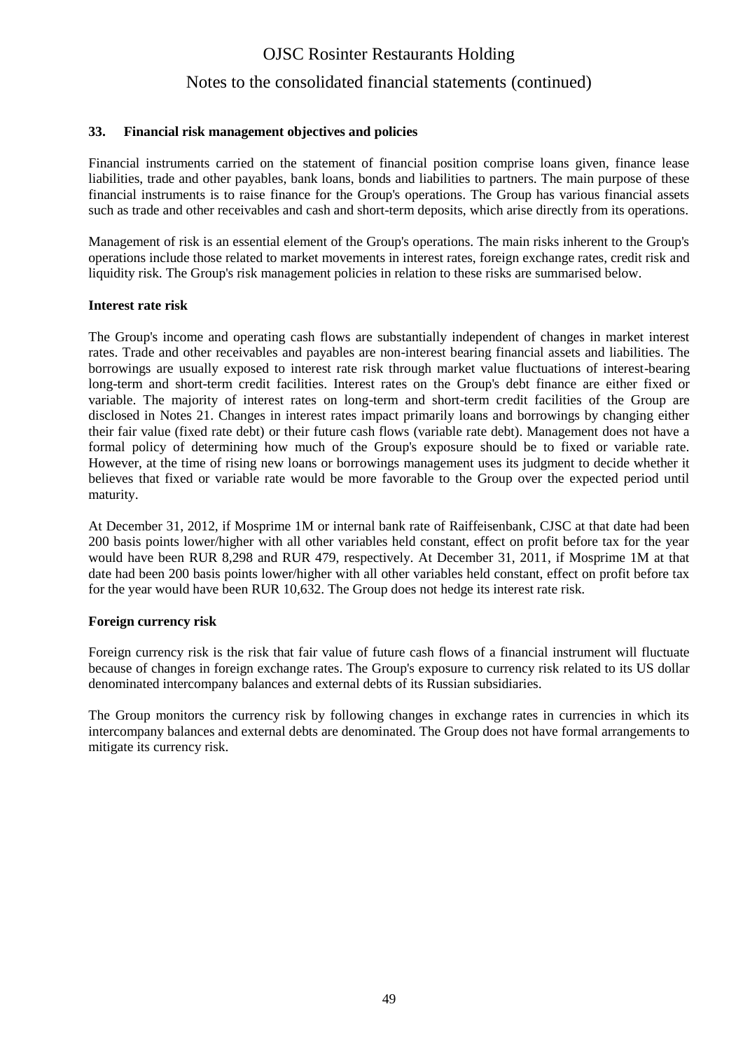### 33. Financial risk management objectives and policies

Financial instruments carried on the statement of financial position comprise loans given, finance lease liabilities, trade and other payables, bank loans, bonds and liabilities to partners. The main purpose of these financial instruments is to raise finance for the Group's operations. The Group has various financial assets such as trade and other receivables and cash and short-term deposits, which arise directly from its operations.

Management of risk is an essential element of the Group's operations. The main risks inherent to the Group's operations include those related to market movements in interest rates, foreign exchange rates, credit risk and liquidity risk. The Group's risk management policies in relation to these risks are summarised below.

**Interest rate risk**

The Group's income and operating cash flows are substantially independent of changes in market interest rates. Trade and other receivables and payables are non-interest bearing financial assets and liabilities. The borrowings are usually exposed to interest rate risk through market value fluctuations of interest-bearing long-term and short-term credit facilities. Interest rates on the Group's debt finance are either fixed or variable. The majority of interest rates on long-term and short-term credit facilities of the Group are disclosed in Notes 21. Changes in interest rates impact primarily loans and borrowings by changing either their fair value (fixed rate debt) or their future cash flows (variable rate debt). Management does not have a formal policy of determining how much of the Group's exposure should be to fixed or variable rate. However, at the time of rising new loans or borrowings management uses its judgment to decide whether it believes that fixed or variable rate would be more favorable to the Group over the expected period until maturity.

At December 31, 2012, if Mosprime 1M or internal bank rate of Raiffeisenbank, CJSC at that date had been 200 basis points lower/higher with all other variables held constant, effect on profit before tax for the year would have been RUR 8,298 and RUR 479, respectively. At December 31, 2011, if Mosprime 1M at that date had been 200 basis points lower/higher with all other variables held constant, effect on profit before tax for the year would have been RUR 10,632. The Group does not hedge its interest rate risk.

**Foreign currency risk**

Foreign currency risk is the risk that fair value of future cash flows of a financial instrument will fluctuate because of changes in foreign exchange rates. The Group's exposure to currency risk related to its US dollar denominated intercompany balances and external debts of its Russian subsidiaries.

The Group monitors the currency risk by following changes in exchange rates in currencies in which its intercompany balances and external debts are denominated. The Group does not have formal arrangements to mitigate its currency risk.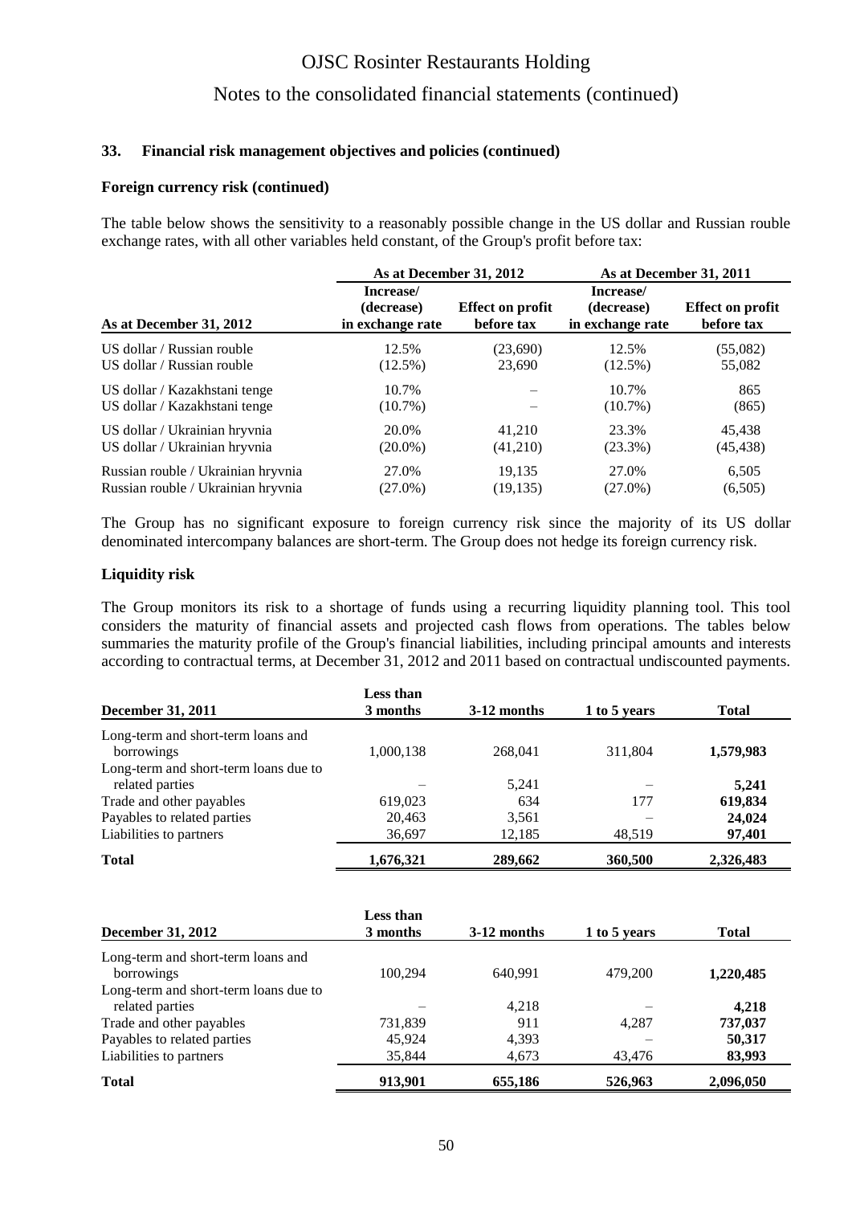### 33. Financial risk management objectives and policies (continued)

#### Foreign currency risk (continued)

The table below shows the sensitivity to a reasonably possible change in the US dollar and Russian rouble exchange rates, with all other variables held constant, of the Group's profit before tax:

| As at December 31, 2012 | As at December 31, 2012 | | As at December 31, 2011 | |
|---|---|---|---|---|
| | Increase/ (decrease) in exchange rate | Effect on profit before tax | Increase/ (decrease) in exchange rate | Effect on profit before tax |
| US dollar / Russian rouble | 12.5% | (23,690) | 12.5% | (55,082) |
| US dollar / Russian rouble | (12.5%) | 23,690 | (12.5%) | 55,082 |
| US dollar / Kazakhstani tenge | 10.7% | – | 10.7% | 865 |
| US dollar / Kazakhstani tenge | (10.7%) | – | (10.7%) | (865) |
| US dollar / Ukrainian hryvnia | 20.0% | 41,210 | 23.3% | 45,438 |
| US dollar / Ukrainian hryvnia | (20.0%) | (41,210) | (23.3%) | (45,438) |
| Russian rouble / Ukrainian hryvnia | 27.0% | 19,135 | 27.0% | 6,505 |
| Russian rouble / Ukrainian hryvnia | (27.0%) | (19,135) | (27.0%) | (6,505) |

The Group has no significant exposure to foreign currency risk since the majority of its US dollar denominated intercompany balances are short-term. The Group does not hedge its foreign currency risk.

#### Liquidity risk

The Group monitors its risk to a shortage of funds using a recurring liquidity planning tool. This tool considers the maturity of financial assets and projected cash flows from operations. The tables below summaries the maturity profile of the Group's financial liabilities, including principal amounts and interests according to contractual terms, at December 31, 2012 and 2011 based on contractual undiscounted payments.

| December 31, 2011 | Less than 3 months | 3-12 months | 1 to 5 years | Total |
|---|---|---|---|---|
| Long-term and short-term loans and borrowings | 1,000,138 | 268,041 | 311,804 | **1,579,983** |
| Long-term and short-term loans due to related parties | – | 5,241 | – | **5,241** |
| Trade and other payables | 619,023 | 634 | 177 | **619,834** |
| Payables to related parties | 20,463 | 3,561 | – | **24,024** |
| Liabilities to partners | 36,697 | 12,185 | 48,519 | **97,401** |
| **Total** | **1,676,321** | **289,662** | **360,500** | **2,326,483** |

| December 31, 2012 | Less than 3 months | 3-12 months | 1 to 5 years | Total |
|---|---|---|---|---|
| Long-term and short-term loans and borrowings | 100,294 | 640,991 | 479,200 | **1,220,485** |
| Long-term and short-term loans due to related parties | – | 4,218 | – | **4,218** |
| Trade and other payables | 731,839 | 911 | 4,287 | **737,037** |
| Payables to related parties | 45,924 | 4,393 | – | **50,317** |
| Liabilities to partners | 35,844 | 4,673 | 43,476 | **83,993** |
| **Total** | **913,901** | **655,186** | **526,963** | **2,096,050** |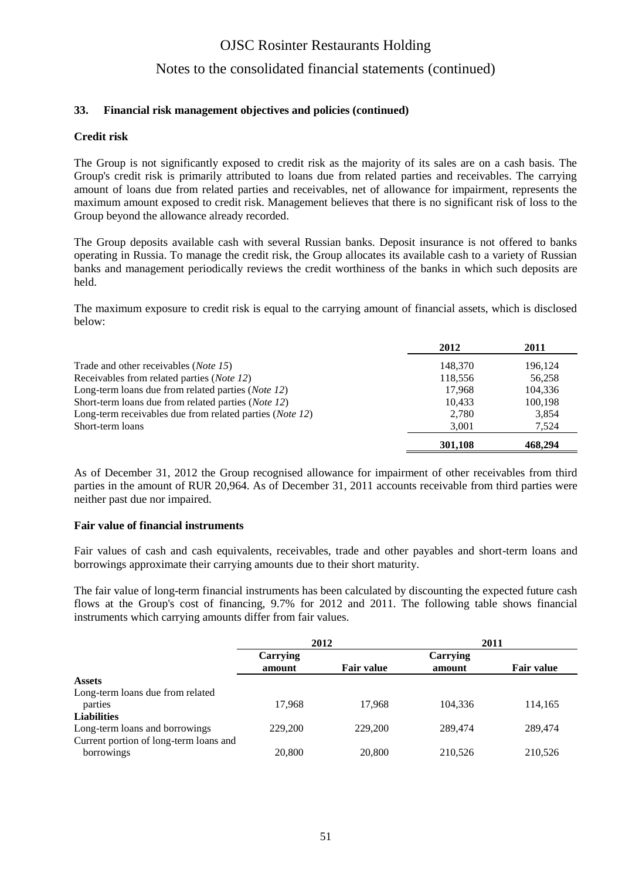### 33. Financial risk management objectives and policies (continued)

**Credit risk**

The Group is not significantly exposed to credit risk as the majority of its sales are on a cash basis. The Group's credit risk is primarily attributed to loans due from related parties and receivables. The carrying amount of loans due from related parties and receivables, net of allowance for impairment, represents the maximum amount exposed to credit risk. Management believes that there is no significant risk of loss to the Group beyond the allowance already recorded.

The Group deposits available cash with several Russian banks. Deposit insurance is not offered to banks operating in Russia. To manage the credit risk, the Group allocates its available cash to a variety of Russian banks and management periodically reviews the credit worthiness of the banks in which such deposits are held.

The maximum exposure to credit risk is equal to the carrying amount of financial assets, which is disclosed below:

| | 2012 | 2011 |
|---|---|---|
| Trade and other receivables (*Note 15*) | 148,370 | 196,124 |
| Receivables from related parties (*Note 12*) | 118,556 | 56,258 |
| Long-term loans due from related parties (*Note 12*) | 17,968 | 104,336 |
| Short-term loans due from related parties (*Note 12*) | 10,433 | 100,198 |
| Long-term receivables due from related parties (*Note 12*) | 2,780 | 3,854 |
| Short-term loans | 3,001 | 7,524 |
| | **301,108** | **468,294** |

As of December 31, 2012 the Group recognised allowance for impairment of other receivables from third parties in the amount of RUR 20,964. As of December 31, 2011 accounts receivable from third parties were neither past due nor impaired.

**Fair value of financial instruments**

Fair values of cash and cash equivalents, receivables, trade and other payables and short-term loans and borrowings approximate their carrying amounts due to their short maturity.

The fair value of long-term financial instruments has been calculated by discounting the expected future cash flows at the Group's cost of financing, 9.7% for 2012 and 2011. The following table shows financial instruments which carrying amounts differ from fair values.

| | 2012 | | 2011 | |
|---|---|---|---|---|
| | Carrying amount | Fair value | Carrying amount | Fair value |
| **Assets** | | | | |
| Long-term loans due from related parties | 17,968 | 17,968 | 104,336 | 114,165 |
| **Liabilities** | | | | |
| Long-term loans and borrowings | 229,200 | 229,200 | 289,474 | 289,474 |
| Current portion of long-term loans and borrowings | 20,800 | 20,800 | 210,526 | 210,526 |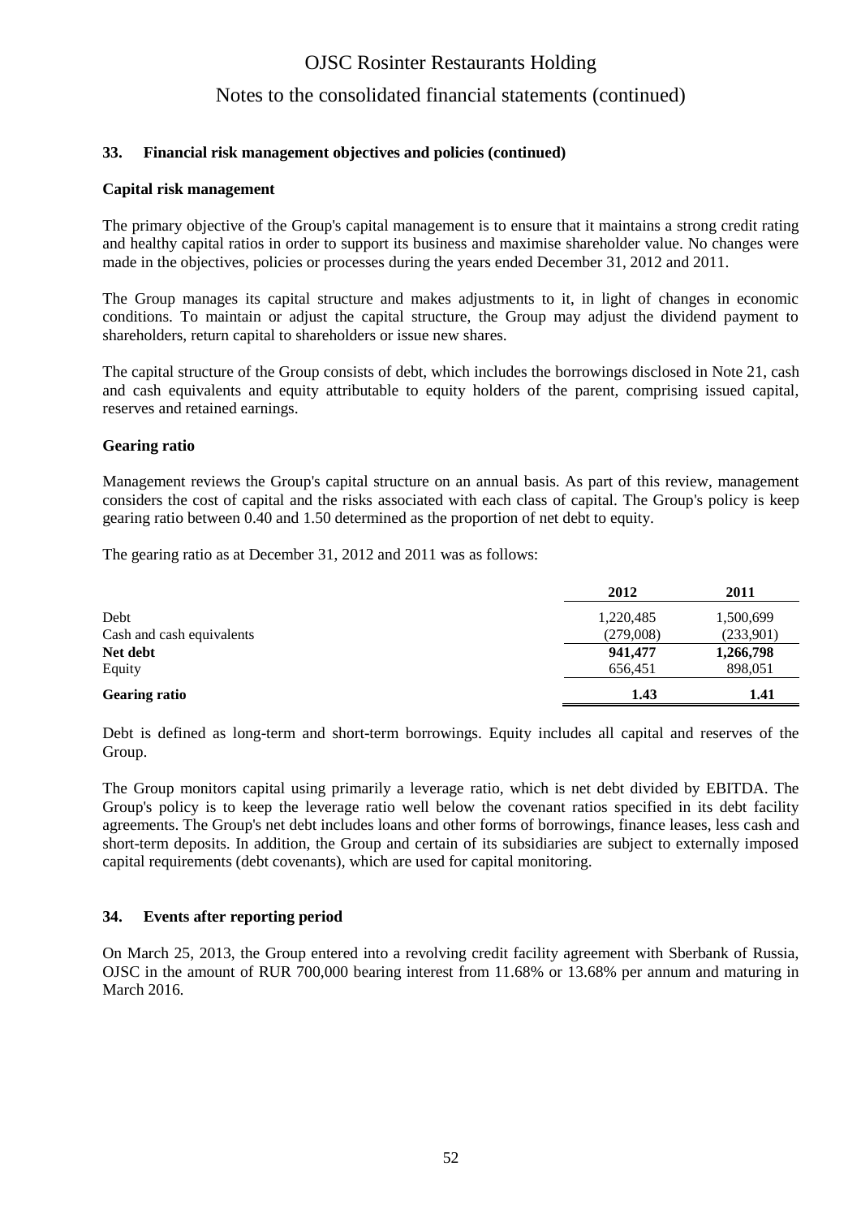## 33. Financial risk management objectives and policies (continued)

### Capital risk management

The primary objective of the Group's capital management is to ensure that it maintains a strong credit rating and healthy capital ratios in order to support its business and maximise shareholder value. No changes were made in the objectives, policies or processes during the years ended December 31, 2012 and 2011.

The Group manages its capital structure and makes adjustments to it, in light of changes in economic conditions. To maintain or adjust the capital structure, the Group may adjust the dividend payment to shareholders, return capital to shareholders or issue new shares.

The capital structure of the Group consists of debt, which includes the borrowings disclosed in Note 21, cash and cash equivalents and equity attributable to equity holders of the parent, comprising issued capital, reserves and retained earnings.

### Gearing ratio

Management reviews the Group's capital structure on an annual basis. As part of this review, management considers the cost of capital and the risks associated with each class of capital. The Group's policy is keep gearing ratio between 0.40 and 1.50 determined as the proportion of net debt to equity.

The gearing ratio as at December 31, 2012 and 2011 was as follows:

| | 2012 | 2011 |
|---|---|---|
| Debt | 1,220,485 | 1,500,699 |
| Cash and cash equivalents | (279,008) | (233,901) |
| **Net debt** | **941,477** | **1,266,798** |
| Equity | 656,451 | 898,051 |
| **Gearing ratio** | **1.43** | **1.41** |

Debt is defined as long-term and short-term borrowings. Equity includes all capital and reserves of the Group.

The Group monitors capital using primarily a leverage ratio, which is net debt divided by EBITDA. The Group's policy is to keep the leverage ratio well below the covenant ratios specified in its debt facility agreements. The Group's net debt includes loans and other forms of borrowings, finance leases, less cash and short-term deposits. In addition, the Group and certain of its subsidiaries are subject to externally imposed capital requirements (debt covenants), which are used for capital monitoring.

## 34. Events after reporting period

On March 25, 2013, the Group entered into a revolving credit facility agreement with Sberbank of Russia, OJSC in the amount of RUR 700,000 bearing interest from 11.68% or 13.68% per annum and maturing in March 2016.